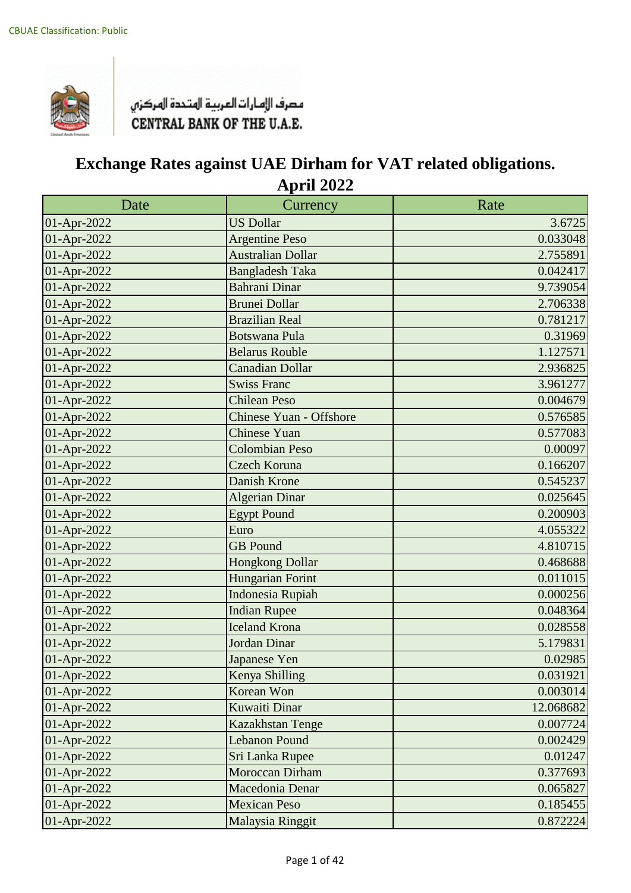CBUAE Classification: Public

مصرف الإمارات العربية المتحدة المركزي
CENTRAL BANK OF THE U.A.E.

# Exchange Rates against UAE Dirham for VAT related obligations.

## April 2022

| Date | Currency | Rate |
|---|---|---|
| 01-Apr-2022 | US Dollar | 3.6725 |
| 01-Apr-2022 | Argentine Peso | 0.033048 |
| 01-Apr-2022 | Australian Dollar | 2.755891 |
| 01-Apr-2022 | Bangladesh Taka | 0.042417 |
| 01-Apr-2022 | Bahrani Dinar | 9.739054 |
| 01-Apr-2022 | Brunei Dollar | 2.706338 |
| 01-Apr-2022 | Brazilian Real | 0.781217 |
| 01-Apr-2022 | Botswana Pula | 0.31969 |
| 01-Apr-2022 | Belarus Rouble | 1.127571 |
| 01-Apr-2022 | Canadian Dollar | 2.936825 |
| 01-Apr-2022 | Swiss Franc | 3.961277 |
| 01-Apr-2022 | Chilean Peso | 0.004679 |
| 01-Apr-2022 | Chinese Yuan - Offshore | 0.576585 |
| 01-Apr-2022 | Chinese Yuan | 0.577083 |
| 01-Apr-2022 | Colombian Peso | 0.00097 |
| 01-Apr-2022 | Czech Koruna | 0.166207 |
| 01-Apr-2022 | Danish Krone | 0.545237 |
| 01-Apr-2022 | Algerian Dinar | 0.025645 |
| 01-Apr-2022 | Egypt Pound | 0.200903 |
| 01-Apr-2022 | Euro | 4.055322 |
| 01-Apr-2022 | GB Pound | 4.810715 |
| 01-Apr-2022 | Hongkong Dollar | 0.468688 |
| 01-Apr-2022 | Hungarian Forint | 0.011015 |
| 01-Apr-2022 | Indonesia Rupiah | 0.000256 |
| 01-Apr-2022 | Indian Rupee | 0.048364 |
| 01-Apr-2022 | Iceland Krona | 0.028558 |
| 01-Apr-2022 | Jordan Dinar | 5.179831 |
| 01-Apr-2022 | Japanese Yen | 0.02985 |
| 01-Apr-2022 | Kenya Shilling | 0.031921 |
| 01-Apr-2022 | Korean Won | 0.003014 |
| 01-Apr-2022 | Kuwaiti Dinar | 12.068682 |
| 01-Apr-2022 | Kazakhstan Tenge | 0.007724 |
| 01-Apr-2022 | Lebanon Pound | 0.002429 |
| 01-Apr-2022 | Sri Lanka Rupee | 0.01247 |
| 01-Apr-2022 | Moroccan Dirham | 0.377693 |
| 01-Apr-2022 | Macedonia Denar | 0.065827 |
| 01-Apr-2022 | Mexican Peso | 0.185455 |
| 01-Apr-2022 | Malaysia Ringgit | 0.872224 |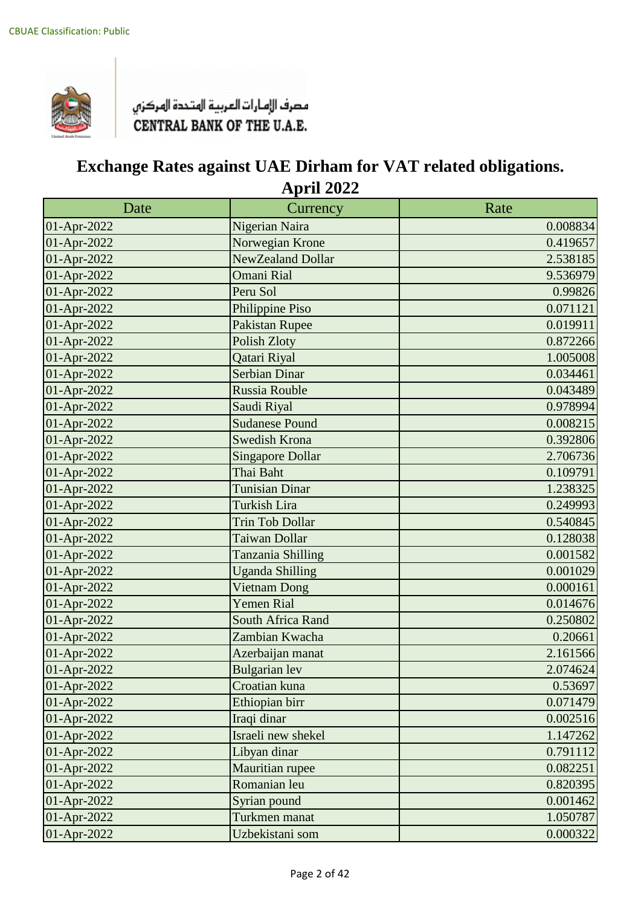CBUAE Classification: Public

مصرف الإمارات العربية المتحدة المركزي
CENTRAL BANK OF THE U.A.E.

# Exchange Rates against UAE Dirham for VAT related obligations.
# April 2022

| Date | Currency | Rate |
| --- | --- | --- |
| 01-Apr-2022 | Nigerian Naira | 0.008834 |
| 01-Apr-2022 | Norwegian Krone | 0.419657 |
| 01-Apr-2022 | NewZealand Dollar | 2.538185 |
| 01-Apr-2022 | Omani Rial | 9.536979 |
| 01-Apr-2022 | Peru Sol | 0.99826 |
| 01-Apr-2022 | Philippine Piso | 0.071121 |
| 01-Apr-2022 | Pakistan Rupee | 0.019911 |
| 01-Apr-2022 | Polish Zloty | 0.872266 |
| 01-Apr-2022 | Qatari Riyal | 1.005008 |
| 01-Apr-2022 | Serbian Dinar | 0.034461 |
| 01-Apr-2022 | Russia Rouble | 0.043489 |
| 01-Apr-2022 | Saudi Riyal | 0.978994 |
| 01-Apr-2022 | Sudanese Pound | 0.008215 |
| 01-Apr-2022 | Swedish Krona | 0.392806 |
| 01-Apr-2022 | Singapore Dollar | 2.706736 |
| 01-Apr-2022 | Thai Baht | 0.109791 |
| 01-Apr-2022 | Tunisian Dinar | 1.238325 |
| 01-Apr-2022 | Turkish Lira | 0.249993 |
| 01-Apr-2022 | Trin Tob Dollar | 0.540845 |
| 01-Apr-2022 | Taiwan Dollar | 0.128038 |
| 01-Apr-2022 | Tanzania Shilling | 0.001582 |
| 01-Apr-2022 | Uganda Shilling | 0.001029 |
| 01-Apr-2022 | Vietnam Dong | 0.000161 |
| 01-Apr-2022 | Yemen Rial | 0.014676 |
| 01-Apr-2022 | South Africa Rand | 0.250802 |
| 01-Apr-2022 | Zambian Kwacha | 0.20661 |
| 01-Apr-2022 | Azerbaijan manat | 2.161566 |
| 01-Apr-2022 | Bulgarian lev | 2.074624 |
| 01-Apr-2022 | Croatian kuna | 0.53697 |
| 01-Apr-2022 | Ethiopian birr | 0.071479 |
| 01-Apr-2022 | Iraqi dinar | 0.002516 |
| 01-Apr-2022 | Israeli new shekel | 1.147262 |
| 01-Apr-2022 | Libyan dinar | 0.791112 |
| 01-Apr-2022 | Mauritian rupee | 0.082251 |
| 01-Apr-2022 | Romanian leu | 0.820395 |
| 01-Apr-2022 | Syrian pound | 0.001462 |
| 01-Apr-2022 | Turkmen manat | 1.050787 |
| 01-Apr-2022 | Uzbekistani som | 0.000322 |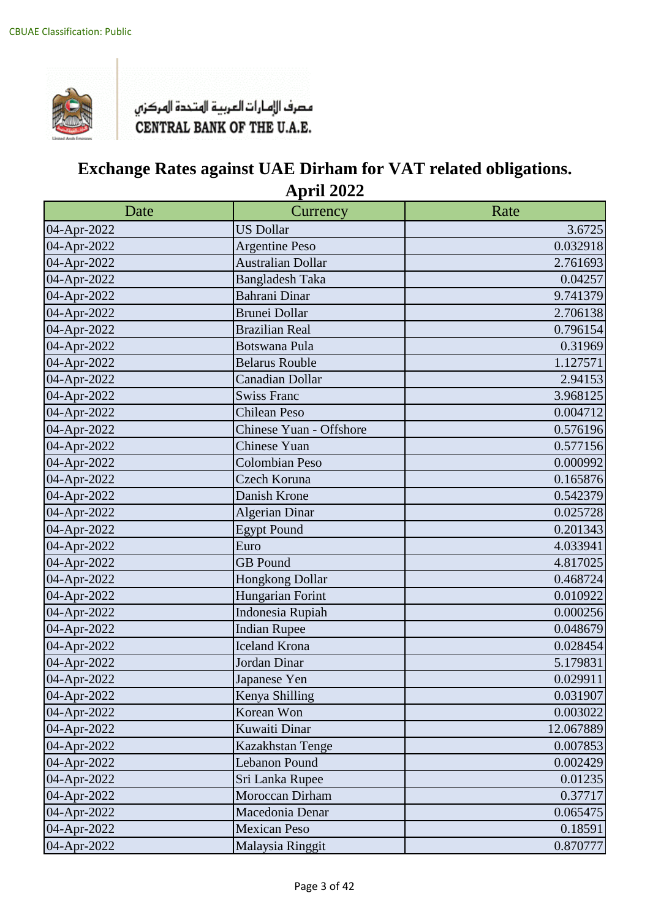CBUAE Classification: Public

مصرف الإمارات العربية المتحدة المركزي
CENTRAL BANK OF THE U.A.E.

# Exchange Rates against UAE Dirham for VAT related obligations.
## April 2022

| Date | Currency | Rate |
|---|---|---|
| 04-Apr-2022 | US Dollar | 3.6725 |
| 04-Apr-2022 | Argentine Peso | 0.032918 |
| 04-Apr-2022 | Australian Dollar | 2.761693 |
| 04-Apr-2022 | Bangladesh Taka | 0.04257 |
| 04-Apr-2022 | Bahrani Dinar | 9.741379 |
| 04-Apr-2022 | Brunei Dollar | 2.706138 |
| 04-Apr-2022 | Brazilian Real | 0.796154 |
| 04-Apr-2022 | Botswana Pula | 0.31969 |
| 04-Apr-2022 | Belarus Rouble | 1.127571 |
| 04-Apr-2022 | Canadian Dollar | 2.94153 |
| 04-Apr-2022 | Swiss Franc | 3.968125 |
| 04-Apr-2022 | Chilean Peso | 0.004712 |
| 04-Apr-2022 | Chinese Yuan - Offshore | 0.576196 |
| 04-Apr-2022 | Chinese Yuan | 0.577156 |
| 04-Apr-2022 | Colombian Peso | 0.000992 |
| 04-Apr-2022 | Czech Koruna | 0.165876 |
| 04-Apr-2022 | Danish Krone | 0.542379 |
| 04-Apr-2022 | Algerian Dinar | 0.025728 |
| 04-Apr-2022 | Egypt Pound | 0.201343 |
| 04-Apr-2022 | Euro | 4.033941 |
| 04-Apr-2022 | GB Pound | 4.817025 |
| 04-Apr-2022 | Hongkong Dollar | 0.468724 |
| 04-Apr-2022 | Hungarian Forint | 0.010922 |
| 04-Apr-2022 | Indonesia Rupiah | 0.000256 |
| 04-Apr-2022 | Indian Rupee | 0.048679 |
| 04-Apr-2022 | Iceland Krona | 0.028454 |
| 04-Apr-2022 | Jordan Dinar | 5.179831 |
| 04-Apr-2022 | Japanese Yen | 0.029911 |
| 04-Apr-2022 | Kenya Shilling | 0.031907 |
| 04-Apr-2022 | Korean Won | 0.003022 |
| 04-Apr-2022 | Kuwaiti Dinar | 12.067889 |
| 04-Apr-2022 | Kazakhstan Tenge | 0.007853 |
| 04-Apr-2022 | Lebanon Pound | 0.002429 |
| 04-Apr-2022 | Sri Lanka Rupee | 0.01235 |
| 04-Apr-2022 | Moroccan Dirham | 0.37717 |
| 04-Apr-2022 | Macedonia Denar | 0.065475 |
| 04-Apr-2022 | Mexican Peso | 0.18591 |
| 04-Apr-2022 | Malaysia Ringgit | 0.870777 |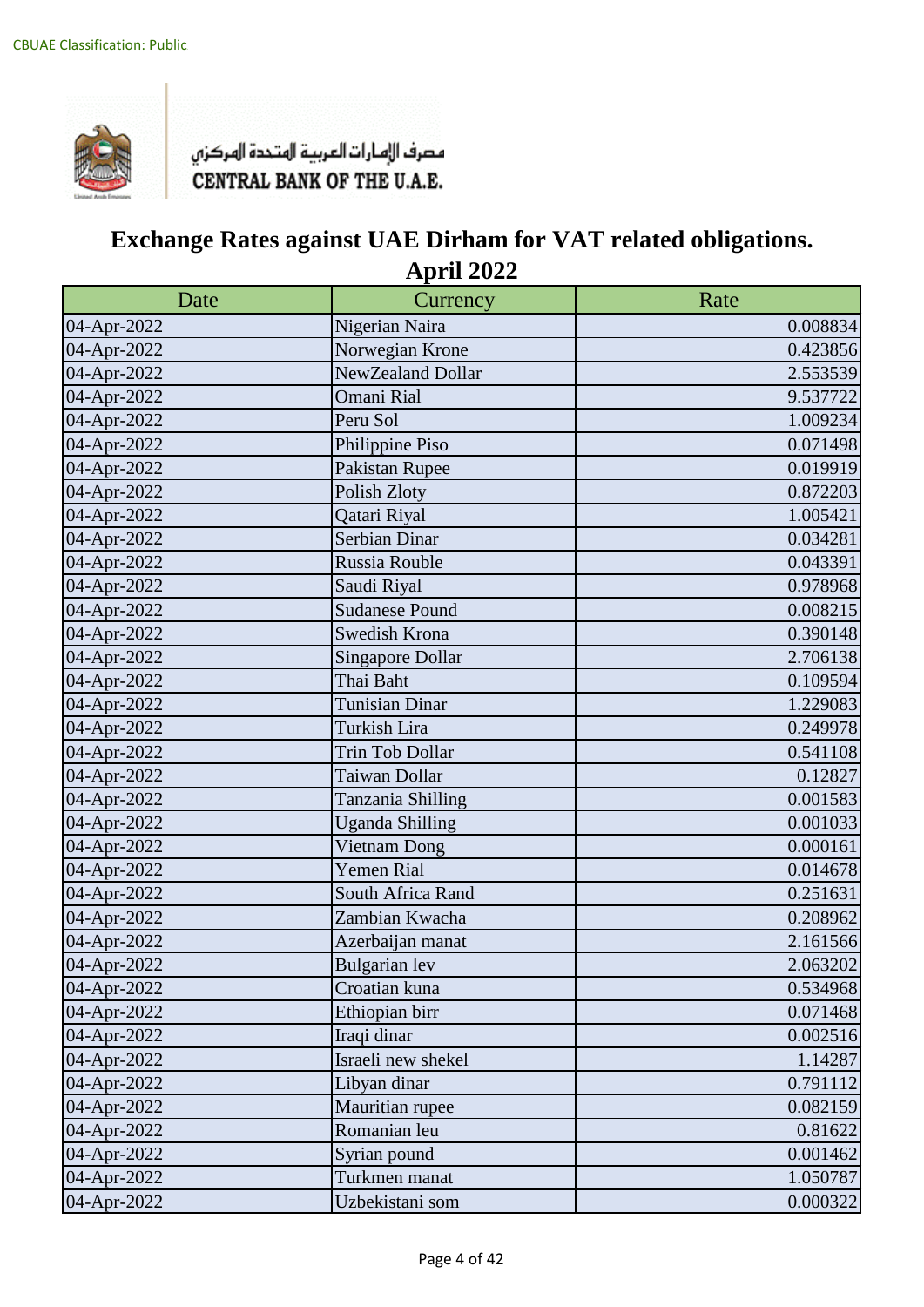CBUAE Classification: Public

مصرف الإمارات العربية المتحدة المركزي
CENTRAL BANK OF THE U.A.E.

# Exchange Rates against UAE Dirham for VAT related obligations.

## April 2022

| Date | Currency | Rate |
|---|---|---|
| 04-Apr-2022 | Nigerian Naira | 0.008834 |
| 04-Apr-2022 | Norwegian Krone | 0.423856 |
| 04-Apr-2022 | NewZealand Dollar | 2.553539 |
| 04-Apr-2022 | Omani Rial | 9.537722 |
| 04-Apr-2022 | Peru Sol | 1.009234 |
| 04-Apr-2022 | Philippine Piso | 0.071498 |
| 04-Apr-2022 | Pakistan Rupee | 0.019919 |
| 04-Apr-2022 | Polish Zloty | 0.872203 |
| 04-Apr-2022 | Qatari Riyal | 1.005421 |
| 04-Apr-2022 | Serbian Dinar | 0.034281 |
| 04-Apr-2022 | Russia Rouble | 0.043391 |
| 04-Apr-2022 | Saudi Riyal | 0.978968 |
| 04-Apr-2022 | Sudanese Pound | 0.008215 |
| 04-Apr-2022 | Swedish Krona | 0.390148 |
| 04-Apr-2022 | Singapore Dollar | 2.706138 |
| 04-Apr-2022 | Thai Baht | 0.109594 |
| 04-Apr-2022 | Tunisian Dinar | 1.229083 |
| 04-Apr-2022 | Turkish Lira | 0.249978 |
| 04-Apr-2022 | Trin Tob Dollar | 0.541108 |
| 04-Apr-2022 | Taiwan Dollar | 0.12827 |
| 04-Apr-2022 | Tanzania Shilling | 0.001583 |
| 04-Apr-2022 | Uganda Shilling | 0.001033 |
| 04-Apr-2022 | Vietnam Dong | 0.000161 |
| 04-Apr-2022 | Yemen Rial | 0.014678 |
| 04-Apr-2022 | South Africa Rand | 0.251631 |
| 04-Apr-2022 | Zambian Kwacha | 0.208962 |
| 04-Apr-2022 | Azerbaijan manat | 2.161566 |
| 04-Apr-2022 | Bulgarian lev | 2.063202 |
| 04-Apr-2022 | Croatian kuna | 0.534968 |
| 04-Apr-2022 | Ethiopian birr | 0.071468 |
| 04-Apr-2022 | Iraqi dinar | 0.002516 |
| 04-Apr-2022 | Israeli new shekel | 1.14287 |
| 04-Apr-2022 | Libyan dinar | 0.791112 |
| 04-Apr-2022 | Mauritian rupee | 0.082159 |
| 04-Apr-2022 | Romanian leu | 0.81622 |
| 04-Apr-2022 | Syrian pound | 0.001462 |
| 04-Apr-2022 | Turkmen manat | 1.050787 |
| 04-Apr-2022 | Uzbekistani som | 0.000322 |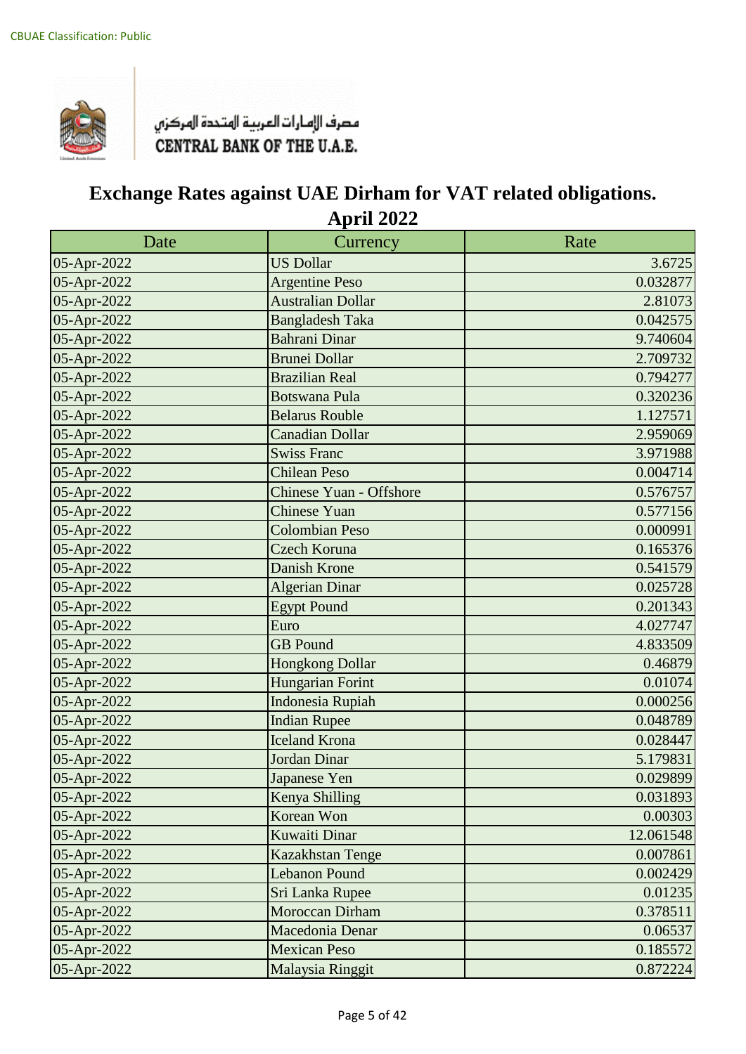CBUAE Classification: Public

مصرف الإمارات العربية المتحدة المركزي
CENTRAL BANK OF THE U.A.E.

# Exchange Rates against UAE Dirham for VAT related obligations.
## April 2022

| Date | Currency | Rate |
|---|---|---|
| 05-Apr-2022 | US Dollar | 3.6725 |
| 05-Apr-2022 | Argentine Peso | 0.032877 |
| 05-Apr-2022 | Australian Dollar | 2.81073 |
| 05-Apr-2022 | Bangladesh Taka | 0.042575 |
| 05-Apr-2022 | Bahrani Dinar | 9.740604 |
| 05-Apr-2022 | Brunei Dollar | 2.709732 |
| 05-Apr-2022 | Brazilian Real | 0.794277 |
| 05-Apr-2022 | Botswana Pula | 0.320236 |
| 05-Apr-2022 | Belarus Rouble | 1.127571 |
| 05-Apr-2022 | Canadian Dollar | 2.959069 |
| 05-Apr-2022 | Swiss Franc | 3.971988 |
| 05-Apr-2022 | Chilean Peso | 0.004714 |
| 05-Apr-2022 | Chinese Yuan - Offshore | 0.576757 |
| 05-Apr-2022 | Chinese Yuan | 0.577156 |
| 05-Apr-2022 | Colombian Peso | 0.000991 |
| 05-Apr-2022 | Czech Koruna | 0.165376 |
| 05-Apr-2022 | Danish Krone | 0.541579 |
| 05-Apr-2022 | Algerian Dinar | 0.025728 |
| 05-Apr-2022 | Egypt Pound | 0.201343 |
| 05-Apr-2022 | Euro | 4.027747 |
| 05-Apr-2022 | GB Pound | 4.833509 |
| 05-Apr-2022 | Hongkong Dollar | 0.46879 |
| 05-Apr-2022 | Hungarian Forint | 0.01074 |
| 05-Apr-2022 | Indonesia Rupiah | 0.000256 |
| 05-Apr-2022 | Indian Rupee | 0.048789 |
| 05-Apr-2022 | Iceland Krona | 0.028447 |
| 05-Apr-2022 | Jordan Dinar | 5.179831 |
| 05-Apr-2022 | Japanese Yen | 0.029899 |
| 05-Apr-2022 | Kenya Shilling | 0.031893 |
| 05-Apr-2022 | Korean Won | 0.00303 |
| 05-Apr-2022 | Kuwaiti Dinar | 12.061548 |
| 05-Apr-2022 | Kazakhstan Tenge | 0.007861 |
| 05-Apr-2022 | Lebanon Pound | 0.002429 |
| 05-Apr-2022 | Sri Lanka Rupee | 0.01235 |
| 05-Apr-2022 | Moroccan Dirham | 0.378511 |
| 05-Apr-2022 | Macedonia Denar | 0.06537 |
| 05-Apr-2022 | Mexican Peso | 0.185572 |
| 05-Apr-2022 | Malaysia Ringgit | 0.872224 |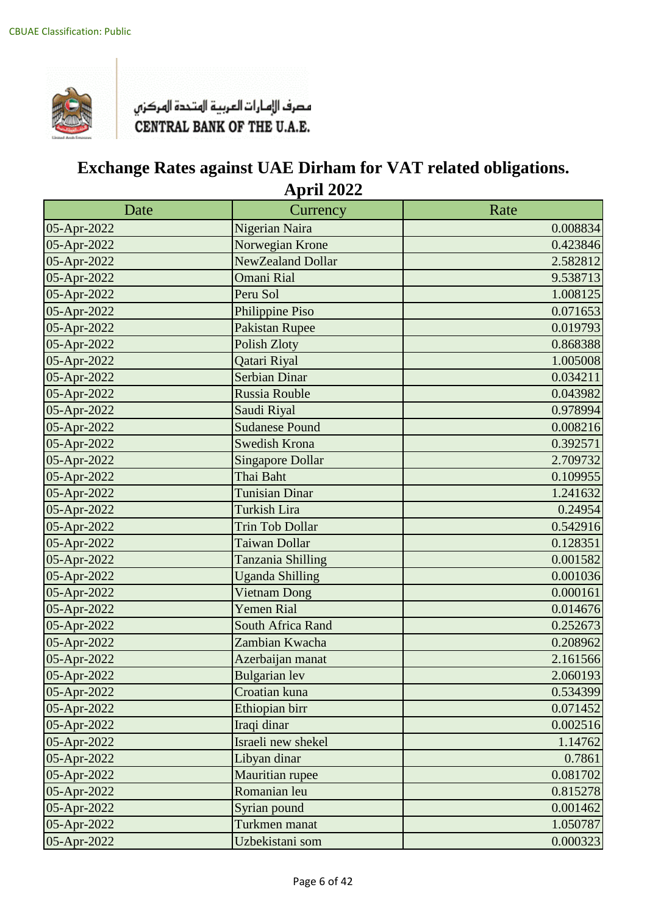CBUAE Classification: Public

مصرف الإمارات العربية المتحدة المركزي
CENTRAL BANK OF THE U.A.E.

# Exchange Rates against UAE Dirham for VAT related obligations.
## April 2022

| Date | Currency | Rate |
|---|---|---|
| 05-Apr-2022 | Nigerian Naira | 0.008834 |
| 05-Apr-2022 | Norwegian Krone | 0.423846 |
| 05-Apr-2022 | NewZealand Dollar | 2.582812 |
| 05-Apr-2022 | Omani Rial | 9.538713 |
| 05-Apr-2022 | Peru Sol | 1.008125 |
| 05-Apr-2022 | Philippine Piso | 0.071653 |
| 05-Apr-2022 | Pakistan Rupee | 0.019793 |
| 05-Apr-2022 | Polish Zloty | 0.868388 |
| 05-Apr-2022 | Qatari Riyal | 1.005008 |
| 05-Apr-2022 | Serbian Dinar | 0.034211 |
| 05-Apr-2022 | Russia Rouble | 0.043982 |
| 05-Apr-2022 | Saudi Riyal | 0.978994 |
| 05-Apr-2022 | Sudanese Pound | 0.008216 |
| 05-Apr-2022 | Swedish Krona | 0.392571 |
| 05-Apr-2022 | Singapore Dollar | 2.709732 |
| 05-Apr-2022 | Thai Baht | 0.109955 |
| 05-Apr-2022 | Tunisian Dinar | 1.241632 |
| 05-Apr-2022 | Turkish Lira | 0.24954 |
| 05-Apr-2022 | Trin Tob Dollar | 0.542916 |
| 05-Apr-2022 | Taiwan Dollar | 0.128351 |
| 05-Apr-2022 | Tanzania Shilling | 0.001582 |
| 05-Apr-2022 | Uganda Shilling | 0.001036 |
| 05-Apr-2022 | Vietnam Dong | 0.000161 |
| 05-Apr-2022 | Yemen Rial | 0.014676 |
| 05-Apr-2022 | South Africa Rand | 0.252673 |
| 05-Apr-2022 | Zambian Kwacha | 0.208962 |
| 05-Apr-2022 | Azerbaijan manat | 2.161566 |
| 05-Apr-2022 | Bulgarian lev | 2.060193 |
| 05-Apr-2022 | Croatian kuna | 0.534399 |
| 05-Apr-2022 | Ethiopian birr | 0.071452 |
| 05-Apr-2022 | Iraqi dinar | 0.002516 |
| 05-Apr-2022 | Israeli new shekel | 1.14762 |
| 05-Apr-2022 | Libyan dinar | 0.7861 |
| 05-Apr-2022 | Mauritian rupee | 0.081702 |
| 05-Apr-2022 | Romanian leu | 0.815278 |
| 05-Apr-2022 | Syrian pound | 0.001462 |
| 05-Apr-2022 | Turkmen manat | 1.050787 |
| 05-Apr-2022 | Uzbekistani som | 0.000323 |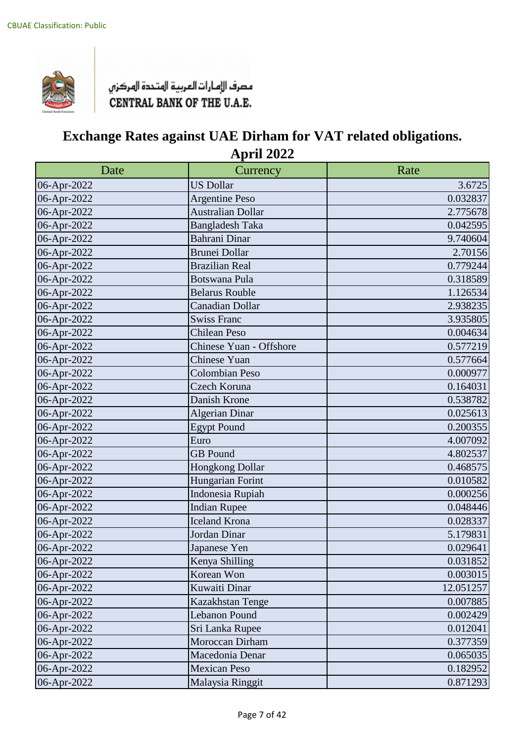CBUAE Classification: Public

مصرف الإمارات العربية المتحدة المركزي
CENTRAL BANK OF THE U.A.E.

# Exchange Rates against UAE Dirham for VAT related obligations.
## April 2022

| Date | Currency | Rate |
|---|---|---|
| 06-Apr-2022 | US Dollar | 3.6725 |
| 06-Apr-2022 | Argentine Peso | 0.032837 |
| 06-Apr-2022 | Australian Dollar | 2.775678 |
| 06-Apr-2022 | Bangladesh Taka | 0.042595 |
| 06-Apr-2022 | Bahrani Dinar | 9.740604 |
| 06-Apr-2022 | Brunei Dollar | 2.70156 |
| 06-Apr-2022 | Brazilian Real | 0.779244 |
| 06-Apr-2022 | Botswana Pula | 0.318589 |
| 06-Apr-2022 | Belarus Rouble | 1.126534 |
| 06-Apr-2022 | Canadian Dollar | 2.938235 |
| 06-Apr-2022 | Swiss Franc | 3.935805 |
| 06-Apr-2022 | Chilean Peso | 0.004634 |
| 06-Apr-2022 | Chinese Yuan - Offshore | 0.577219 |
| 06-Apr-2022 | Chinese Yuan | 0.577664 |
| 06-Apr-2022 | Colombian Peso | 0.000977 |
| 06-Apr-2022 | Czech Koruna | 0.164031 |
| 06-Apr-2022 | Danish Krone | 0.538782 |
| 06-Apr-2022 | Algerian Dinar | 0.025613 |
| 06-Apr-2022 | Egypt Pound | 0.200355 |
| 06-Apr-2022 | Euro | 4.007092 |
| 06-Apr-2022 | GB Pound | 4.802537 |
| 06-Apr-2022 | Hongkong Dollar | 0.468575 |
| 06-Apr-2022 | Hungarian Forint | 0.010582 |
| 06-Apr-2022 | Indonesia Rupiah | 0.000256 |
| 06-Apr-2022 | Indian Rupee | 0.048446 |
| 06-Apr-2022 | Iceland Krona | 0.028337 |
| 06-Apr-2022 | Jordan Dinar | 5.179831 |
| 06-Apr-2022 | Japanese Yen | 0.029641 |
| 06-Apr-2022 | Kenya Shilling | 0.031852 |
| 06-Apr-2022 | Korean Won | 0.003015 |
| 06-Apr-2022 | Kuwaiti Dinar | 12.051257 |
| 06-Apr-2022 | Kazakhstan Tenge | 0.007885 |
| 06-Apr-2022 | Lebanon Pound | 0.002429 |
| 06-Apr-2022 | Sri Lanka Rupee | 0.012041 |
| 06-Apr-2022 | Moroccan Dirham | 0.377359 |
| 06-Apr-2022 | Macedonia Denar | 0.065035 |
| 06-Apr-2022 | Mexican Peso | 0.182952 |
| 06-Apr-2022 | Malaysia Ringgit | 0.871293 |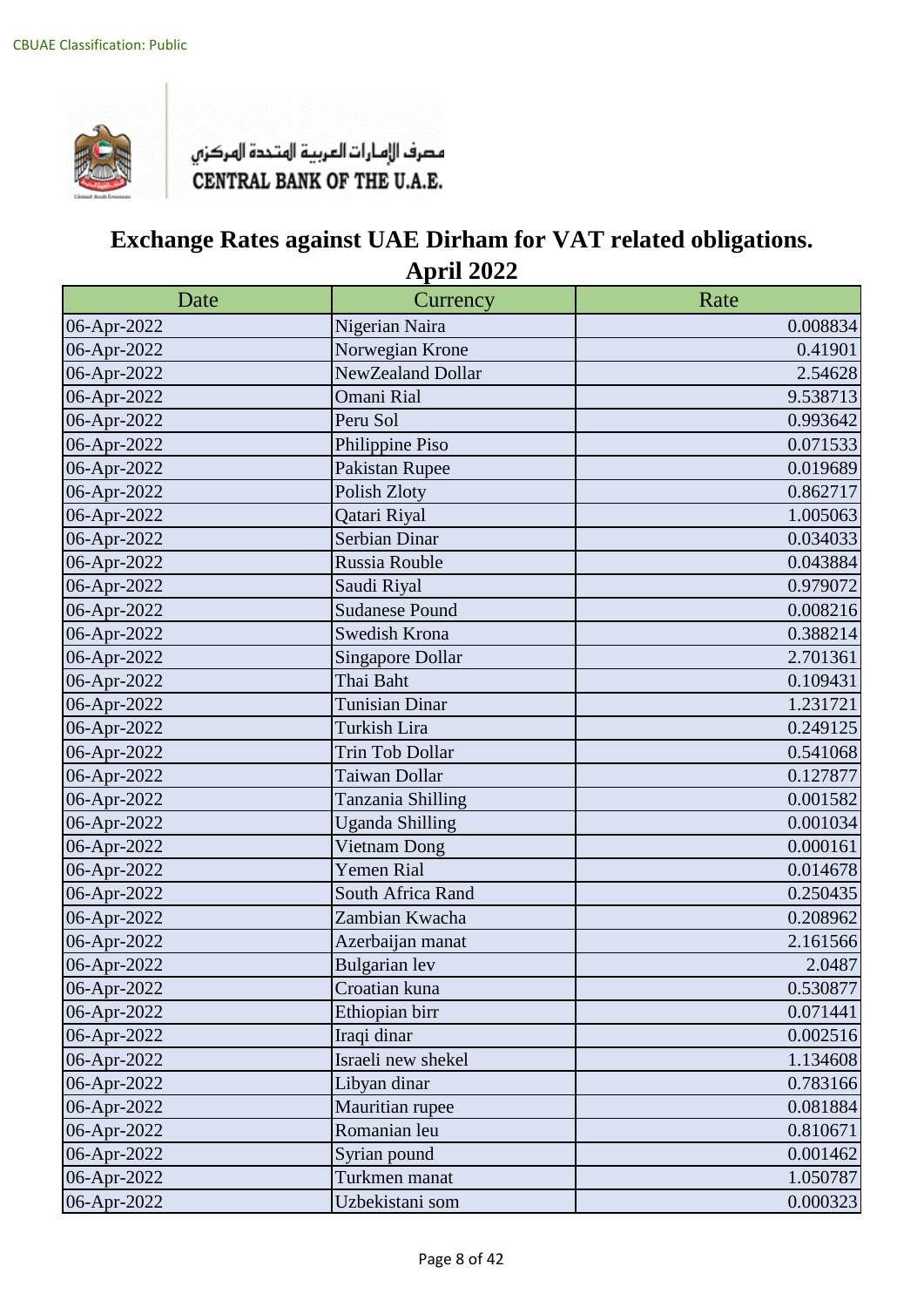CBUAE Classification: Public

مصرف الإمارات العربية المتحدة المركزي
CENTRAL BANK OF THE U.A.E.

# Exchange Rates against UAE Dirham for VAT related obligations.

## April 2022

| Date | Currency | Rate |
|---|---|---|
| 06-Apr-2022 | Nigerian Naira | 0.008834 |
| 06-Apr-2022 | Norwegian Krone | 0.41901 |
| 06-Apr-2022 | NewZealand Dollar | 2.54628 |
| 06-Apr-2022 | Omani Rial | 9.538713 |
| 06-Apr-2022 | Peru Sol | 0.993642 |
| 06-Apr-2022 | Philippine Piso | 0.071533 |
| 06-Apr-2022 | Pakistan Rupee | 0.019689 |
| 06-Apr-2022 | Polish Zloty | 0.862717 |
| 06-Apr-2022 | Qatari Riyal | 1.005063 |
| 06-Apr-2022 | Serbian Dinar | 0.034033 |
| 06-Apr-2022 | Russia Rouble | 0.043884 |
| 06-Apr-2022 | Saudi Riyal | 0.979072 |
| 06-Apr-2022 | Sudanese Pound | 0.008216 |
| 06-Apr-2022 | Swedish Krona | 0.388214 |
| 06-Apr-2022 | Singapore Dollar | 2.701361 |
| 06-Apr-2022 | Thai Baht | 0.109431 |
| 06-Apr-2022 | Tunisian Dinar | 1.231721 |
| 06-Apr-2022 | Turkish Lira | 0.249125 |
| 06-Apr-2022 | Trin Tob Dollar | 0.541068 |
| 06-Apr-2022 | Taiwan Dollar | 0.127877 |
| 06-Apr-2022 | Tanzania Shilling | 0.001582 |
| 06-Apr-2022 | Uganda Shilling | 0.001034 |
| 06-Apr-2022 | Vietnam Dong | 0.000161 |
| 06-Apr-2022 | Yemen Rial | 0.014678 |
| 06-Apr-2022 | South Africa Rand | 0.250435 |
| 06-Apr-2022 | Zambian Kwacha | 0.208962 |
| 06-Apr-2022 | Azerbaijan manat | 2.161566 |
| 06-Apr-2022 | Bulgarian lev | 2.0487 |
| 06-Apr-2022 | Croatian kuna | 0.530877 |
| 06-Apr-2022 | Ethiopian birr | 0.071441 |
| 06-Apr-2022 | Iraqi dinar | 0.002516 |
| 06-Apr-2022 | Israeli new shekel | 1.134608 |
| 06-Apr-2022 | Libyan dinar | 0.783166 |
| 06-Apr-2022 | Mauritian rupee | 0.081884 |
| 06-Apr-2022 | Romanian leu | 0.810671 |
| 06-Apr-2022 | Syrian pound | 0.001462 |
| 06-Apr-2022 | Turkmen manat | 1.050787 |
| 06-Apr-2022 | Uzbekistani som | 0.000323 |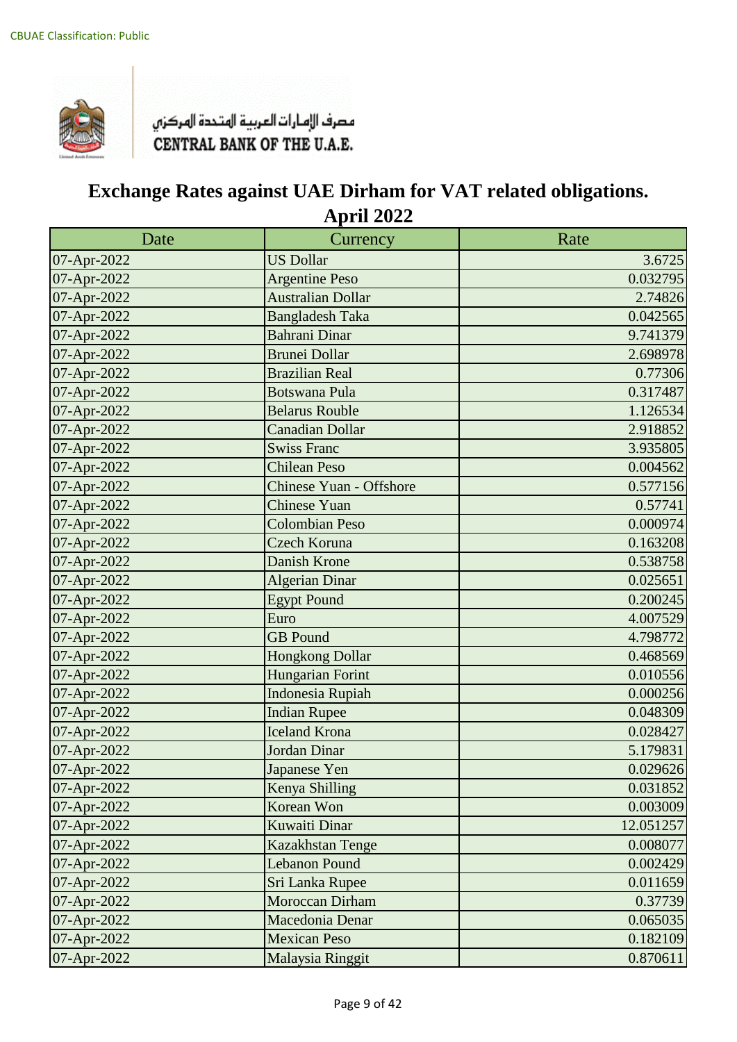CBUAE Classification: Public

مصرف الإمارات العربية المتحدة المركزي
CENTRAL BANK OF THE U.A.E.

# Exchange Rates against UAE Dirham for VAT related obligations.

## April 2022

| Date | Currency | Rate |
|---|---|---|
| 07-Apr-2022 | US Dollar | 3.6725 |
| 07-Apr-2022 | Argentine Peso | 0.032795 |
| 07-Apr-2022 | Australian Dollar | 2.74826 |
| 07-Apr-2022 | Bangladesh Taka | 0.042565 |
| 07-Apr-2022 | Bahrani Dinar | 9.741379 |
| 07-Apr-2022 | Brunei Dollar | 2.698978 |
| 07-Apr-2022 | Brazilian Real | 0.77306 |
| 07-Apr-2022 | Botswana Pula | 0.317487 |
| 07-Apr-2022 | Belarus Rouble | 1.126534 |
| 07-Apr-2022 | Canadian Dollar | 2.918852 |
| 07-Apr-2022 | Swiss Franc | 3.935805 |
| 07-Apr-2022 | Chilean Peso | 0.004562 |
| 07-Apr-2022 | Chinese Yuan - Offshore | 0.577156 |
| 07-Apr-2022 | Chinese Yuan | 0.57741 |
| 07-Apr-2022 | Colombian Peso | 0.000974 |
| 07-Apr-2022 | Czech Koruna | 0.163208 |
| 07-Apr-2022 | Danish Krone | 0.538758 |
| 07-Apr-2022 | Algerian Dinar | 0.025651 |
| 07-Apr-2022 | Egypt Pound | 0.200245 |
| 07-Apr-2022 | Euro | 4.007529 |
| 07-Apr-2022 | GB Pound | 4.798772 |
| 07-Apr-2022 | Hongkong Dollar | 0.468569 |
| 07-Apr-2022 | Hungarian Forint | 0.010556 |
| 07-Apr-2022 | Indonesia Rupiah | 0.000256 |
| 07-Apr-2022 | Indian Rupee | 0.048309 |
| 07-Apr-2022 | Iceland Krona | 0.028427 |
| 07-Apr-2022 | Jordan Dinar | 5.179831 |
| 07-Apr-2022 | Japanese Yen | 0.029626 |
| 07-Apr-2022 | Kenya Shilling | 0.031852 |
| 07-Apr-2022 | Korean Won | 0.003009 |
| 07-Apr-2022 | Kuwaiti Dinar | 12.051257 |
| 07-Apr-2022 | Kazakhstan Tenge | 0.008077 |
| 07-Apr-2022 | Lebanon Pound | 0.002429 |
| 07-Apr-2022 | Sri Lanka Rupee | 0.011659 |
| 07-Apr-2022 | Moroccan Dirham | 0.37739 |
| 07-Apr-2022 | Macedonia Denar | 0.065035 |
| 07-Apr-2022 | Mexican Peso | 0.182109 |
| 07-Apr-2022 | Malaysia Ringgit | 0.870611 |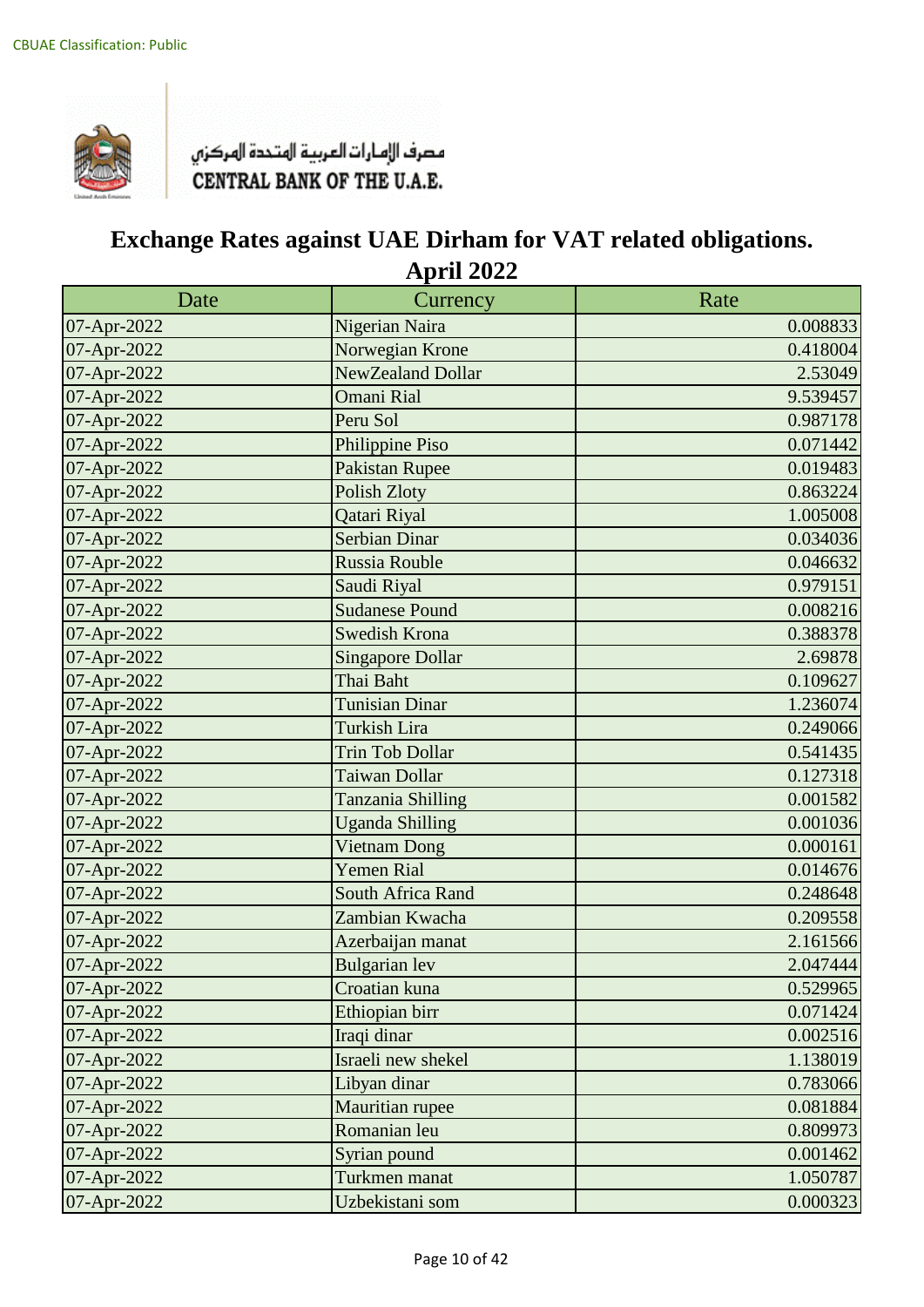CBUAE Classification: Public

مصرف الإمارات العربية المتحدة المركزي
CENTRAL BANK OF THE U.A.E.

# Exchange Rates against UAE Dirham for VAT related obligations.
## April 2022

| Date | Currency | Rate |
|---|---|---|
| 07-Apr-2022 | Nigerian Naira | 0.008833 |
| 07-Apr-2022 | Norwegian Krone | 0.418004 |
| 07-Apr-2022 | NewZealand Dollar | 2.53049 |
| 07-Apr-2022 | Omani Rial | 9.539457 |
| 07-Apr-2022 | Peru Sol | 0.987178 |
| 07-Apr-2022 | Philippine Piso | 0.071442 |
| 07-Apr-2022 | Pakistan Rupee | 0.019483 |
| 07-Apr-2022 | Polish Zloty | 0.863224 |
| 07-Apr-2022 | Qatari Riyal | 1.005008 |
| 07-Apr-2022 | Serbian Dinar | 0.034036 |
| 07-Apr-2022 | Russia Rouble | 0.046632 |
| 07-Apr-2022 | Saudi Riyal | 0.979151 |
| 07-Apr-2022 | Sudanese Pound | 0.008216 |
| 07-Apr-2022 | Swedish Krona | 0.388378 |
| 07-Apr-2022 | Singapore Dollar | 2.69878 |
| 07-Apr-2022 | Thai Baht | 0.109627 |
| 07-Apr-2022 | Tunisian Dinar | 1.236074 |
| 07-Apr-2022 | Turkish Lira | 0.249066 |
| 07-Apr-2022 | Trin Tob Dollar | 0.541435 |
| 07-Apr-2022 | Taiwan Dollar | 0.127318 |
| 07-Apr-2022 | Tanzania Shilling | 0.001582 |
| 07-Apr-2022 | Uganda Shilling | 0.001036 |
| 07-Apr-2022 | Vietnam Dong | 0.000161 |
| 07-Apr-2022 | Yemen Rial | 0.014676 |
| 07-Apr-2022 | South Africa Rand | 0.248648 |
| 07-Apr-2022 | Zambian Kwacha | 0.209558 |
| 07-Apr-2022 | Azerbaijan manat | 2.161566 |
| 07-Apr-2022 | Bulgarian lev | 2.047444 |
| 07-Apr-2022 | Croatian kuna | 0.529965 |
| 07-Apr-2022 | Ethiopian birr | 0.071424 |
| 07-Apr-2022 | Iraqi dinar | 0.002516 |
| 07-Apr-2022 | Israeli new shekel | 1.138019 |
| 07-Apr-2022 | Libyan dinar | 0.783066 |
| 07-Apr-2022 | Mauritian rupee | 0.081884 |
| 07-Apr-2022 | Romanian leu | 0.809973 |
| 07-Apr-2022 | Syrian pound | 0.001462 |
| 07-Apr-2022 | Turkmen manat | 1.050787 |
| 07-Apr-2022 | Uzbekistani som | 0.000323 |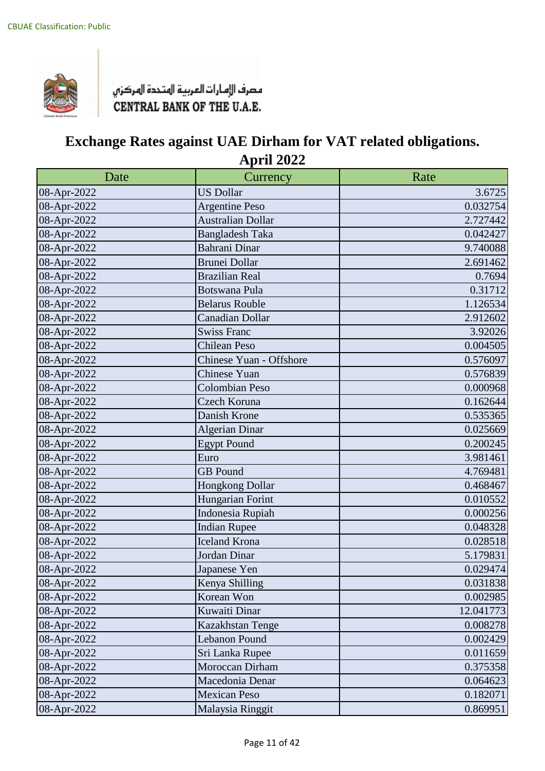CBUAE Classification: Public

مصرف الإمارات العربية المتحدة المركزي
CENTRAL BANK OF THE U.A.E.

# Exchange Rates against UAE Dirham for VAT related obligations.
## April 2022

| Date | Currency | Rate |
|---|---|---|
| 08-Apr-2022 | US Dollar | 3.6725 |
| 08-Apr-2022 | Argentine Peso | 0.032754 |
| 08-Apr-2022 | Australian Dollar | 2.727442 |
| 08-Apr-2022 | Bangladesh Taka | 0.042427 |
| 08-Apr-2022 | Bahrani Dinar | 9.740088 |
| 08-Apr-2022 | Brunei Dollar | 2.691462 |
| 08-Apr-2022 | Brazilian Real | 0.7694 |
| 08-Apr-2022 | Botswana Pula | 0.31712 |
| 08-Apr-2022 | Belarus Rouble | 1.126534 |
| 08-Apr-2022 | Canadian Dollar | 2.912602 |
| 08-Apr-2022 | Swiss Franc | 3.92026 |
| 08-Apr-2022 | Chilean Peso | 0.004505 |
| 08-Apr-2022 | Chinese Yuan - Offshore | 0.576097 |
| 08-Apr-2022 | Chinese Yuan | 0.576839 |
| 08-Apr-2022 | Colombian Peso | 0.000968 |
| 08-Apr-2022 | Czech Koruna | 0.162644 |
| 08-Apr-2022 | Danish Krone | 0.535365 |
| 08-Apr-2022 | Algerian Dinar | 0.025669 |
| 08-Apr-2022 | Egypt Pound | 0.200245 |
| 08-Apr-2022 | Euro | 3.981461 |
| 08-Apr-2022 | GB Pound | 4.769481 |
| 08-Apr-2022 | Hongkong Dollar | 0.468467 |
| 08-Apr-2022 | Hungarian Forint | 0.010552 |
| 08-Apr-2022 | Indonesia Rupiah | 0.000256 |
| 08-Apr-2022 | Indian Rupee | 0.048328 |
| 08-Apr-2022 | Iceland Krona | 0.028518 |
| 08-Apr-2022 | Jordan Dinar | 5.179831 |
| 08-Apr-2022 | Japanese Yen | 0.029474 |
| 08-Apr-2022 | Kenya Shilling | 0.031838 |
| 08-Apr-2022 | Korean Won | 0.002985 |
| 08-Apr-2022 | Kuwaiti Dinar | 12.041773 |
| 08-Apr-2022 | Kazakhstan Tenge | 0.008278 |
| 08-Apr-2022 | Lebanon Pound | 0.002429 |
| 08-Apr-2022 | Sri Lanka Rupee | 0.011659 |
| 08-Apr-2022 | Moroccan Dirham | 0.375358 |
| 08-Apr-2022 | Macedonia Denar | 0.064623 |
| 08-Apr-2022 | Mexican Peso | 0.182071 |
| 08-Apr-2022 | Malaysia Ringgit | 0.869951 |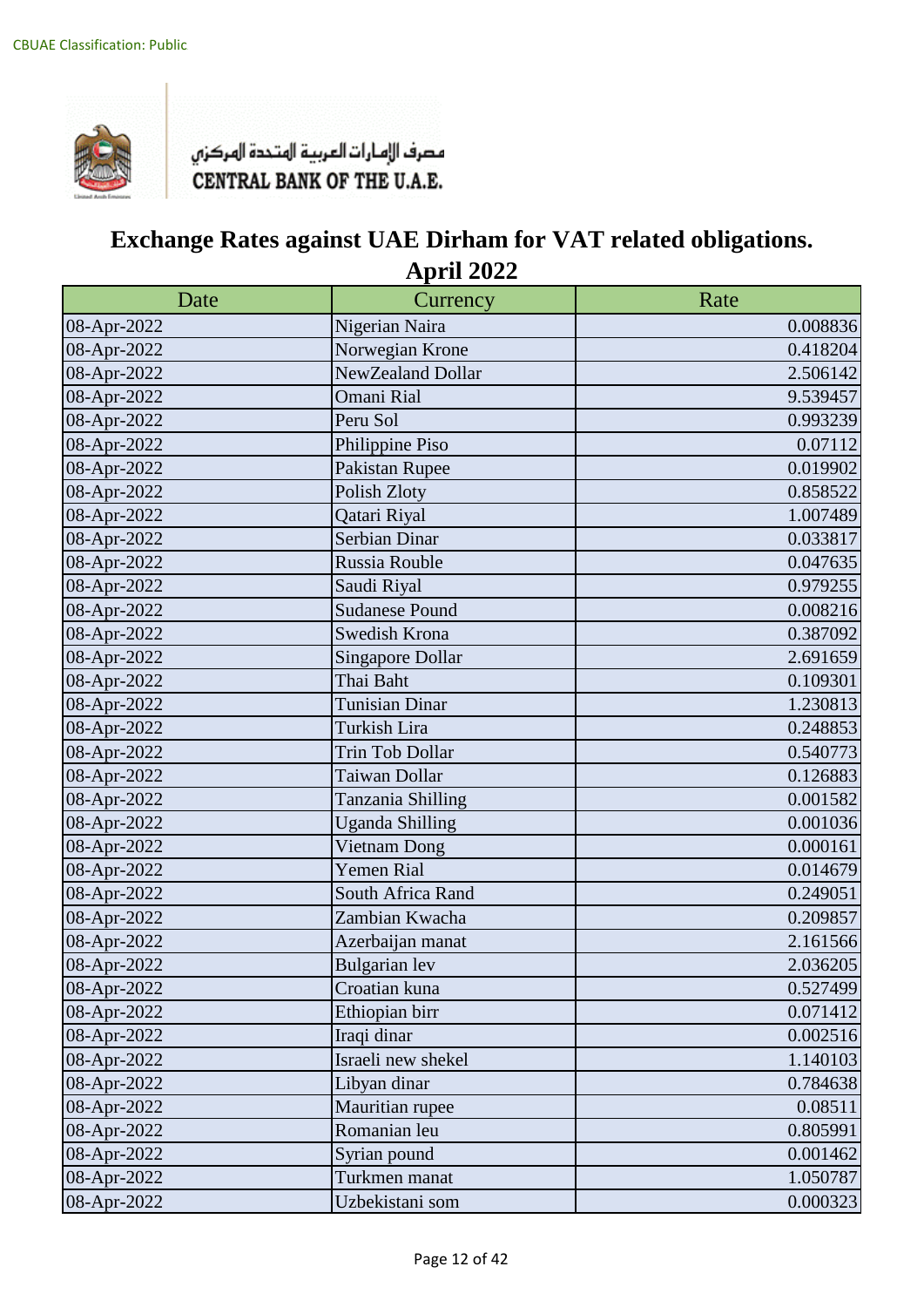CBUAE Classification: Public

مصرف الإمارات العربية المتحدة المركزي
CENTRAL BANK OF THE U.A.E.

# Exchange Rates against UAE Dirham for VAT related obligations.
## April 2022

| Date | Currency | Rate |
|---|---|---|
| 08-Apr-2022 | Nigerian Naira | 0.008836 |
| 08-Apr-2022 | Norwegian Krone | 0.418204 |
| 08-Apr-2022 | NewZealand Dollar | 2.506142 |
| 08-Apr-2022 | Omani Rial | 9.539457 |
| 08-Apr-2022 | Peru Sol | 0.993239 |
| 08-Apr-2022 | Philippine Piso | 0.07112 |
| 08-Apr-2022 | Pakistan Rupee | 0.019902 |
| 08-Apr-2022 | Polish Zloty | 0.858522 |
| 08-Apr-2022 | Qatari Riyal | 1.007489 |
| 08-Apr-2022 | Serbian Dinar | 0.033817 |
| 08-Apr-2022 | Russia Rouble | 0.047635 |
| 08-Apr-2022 | Saudi Riyal | 0.979255 |
| 08-Apr-2022 | Sudanese Pound | 0.008216 |
| 08-Apr-2022 | Swedish Krona | 0.387092 |
| 08-Apr-2022 | Singapore Dollar | 2.691659 |
| 08-Apr-2022 | Thai Baht | 0.109301 |
| 08-Apr-2022 | Tunisian Dinar | 1.230813 |
| 08-Apr-2022 | Turkish Lira | 0.248853 |
| 08-Apr-2022 | Trin Tob Dollar | 0.540773 |
| 08-Apr-2022 | Taiwan Dollar | 0.126883 |
| 08-Apr-2022 | Tanzania Shilling | 0.001582 |
| 08-Apr-2022 | Uganda Shilling | 0.001036 |
| 08-Apr-2022 | Vietnam Dong | 0.000161 |
| 08-Apr-2022 | Yemen Rial | 0.014679 |
| 08-Apr-2022 | South Africa Rand | 0.249051 |
| 08-Apr-2022 | Zambian Kwacha | 0.209857 |
| 08-Apr-2022 | Azerbaijan manat | 2.161566 |
| 08-Apr-2022 | Bulgarian lev | 2.036205 |
| 08-Apr-2022 | Croatian kuna | 0.527499 |
| 08-Apr-2022 | Ethiopian birr | 0.071412 |
| 08-Apr-2022 | Iraqi dinar | 0.002516 |
| 08-Apr-2022 | Israeli new shekel | 1.140103 |
| 08-Apr-2022 | Libyan dinar | 0.784638 |
| 08-Apr-2022 | Mauritian rupee | 0.08511 |
| 08-Apr-2022 | Romanian leu | 0.805991 |
| 08-Apr-2022 | Syrian pound | 0.001462 |
| 08-Apr-2022 | Turkmen manat | 1.050787 |
| 08-Apr-2022 | Uzbekistani som | 0.000323 |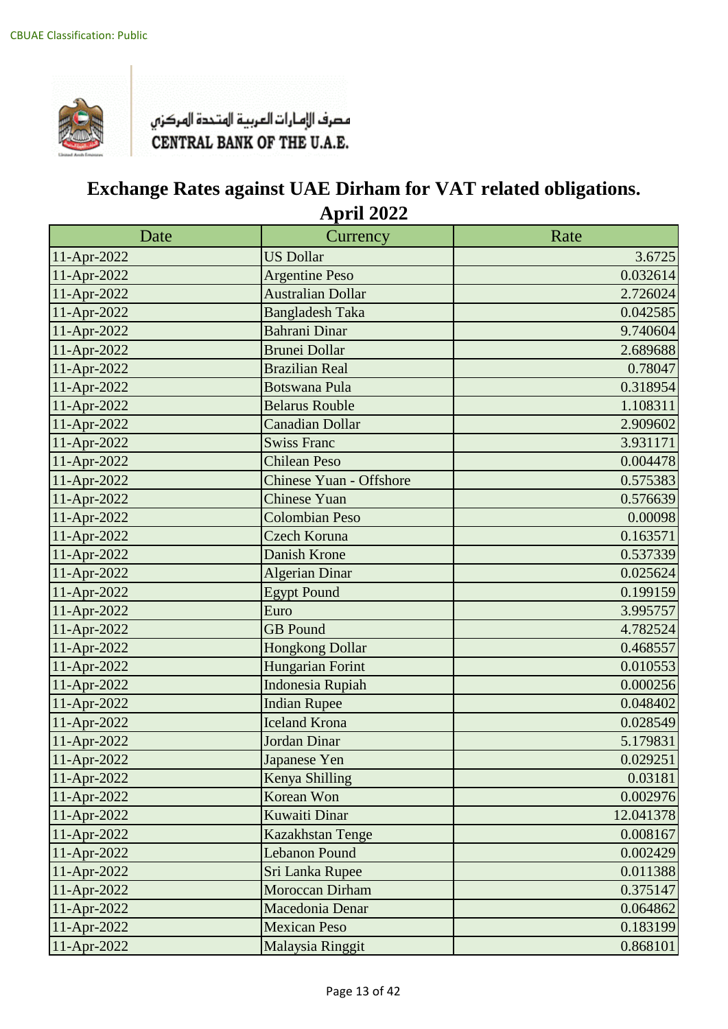CBUAE Classification: Public

مصرف الإمارات العربية المتحدة المركزي
CENTRAL BANK OF THE U.A.E.

# Exchange Rates against UAE Dirham for VAT related obligations.
## April 2022

| Date | Currency | Rate |
|---|---|---|
| 11-Apr-2022 | US Dollar | 3.6725 |
| 11-Apr-2022 | Argentine Peso | 0.032614 |
| 11-Apr-2022 | Australian Dollar | 2.726024 |
| 11-Apr-2022 | Bangladesh Taka | 0.042585 |
| 11-Apr-2022 | Bahrani Dinar | 9.740604 |
| 11-Apr-2022 | Brunei Dollar | 2.689688 |
| 11-Apr-2022 | Brazilian Real | 0.78047 |
| 11-Apr-2022 | Botswana Pula | 0.318954 |
| 11-Apr-2022 | Belarus Rouble | 1.108311 |
| 11-Apr-2022 | Canadian Dollar | 2.909602 |
| 11-Apr-2022 | Swiss Franc | 3.931171 |
| 11-Apr-2022 | Chilean Peso | 0.004478 |
| 11-Apr-2022 | Chinese Yuan - Offshore | 0.575383 |
| 11-Apr-2022 | Chinese Yuan | 0.576639 |
| 11-Apr-2022 | Colombian Peso | 0.00098 |
| 11-Apr-2022 | Czech Koruna | 0.163571 |
| 11-Apr-2022 | Danish Krone | 0.537339 |
| 11-Apr-2022 | Algerian Dinar | 0.025624 |
| 11-Apr-2022 | Egypt Pound | 0.199159 |
| 11-Apr-2022 | Euro | 3.995757 |
| 11-Apr-2022 | GB Pound | 4.782524 |
| 11-Apr-2022 | Hongkong Dollar | 0.468557 |
| 11-Apr-2022 | Hungarian Forint | 0.010553 |
| 11-Apr-2022 | Indonesia Rupiah | 0.000256 |
| 11-Apr-2022 | Indian Rupee | 0.048402 |
| 11-Apr-2022 | Iceland Krona | 0.028549 |
| 11-Apr-2022 | Jordan Dinar | 5.179831 |
| 11-Apr-2022 | Japanese Yen | 0.029251 |
| 11-Apr-2022 | Kenya Shilling | 0.03181 |
| 11-Apr-2022 | Korean Won | 0.002976 |
| 11-Apr-2022 | Kuwaiti Dinar | 12.041378 |
| 11-Apr-2022 | Kazakhstan Tenge | 0.008167 |
| 11-Apr-2022 | Lebanon Pound | 0.002429 |
| 11-Apr-2022 | Sri Lanka Rupee | 0.011388 |
| 11-Apr-2022 | Moroccan Dirham | 0.375147 |
| 11-Apr-2022 | Macedonia Denar | 0.064862 |
| 11-Apr-2022 | Mexican Peso | 0.183199 |
| 11-Apr-2022 | Malaysia Ringgit | 0.868101 |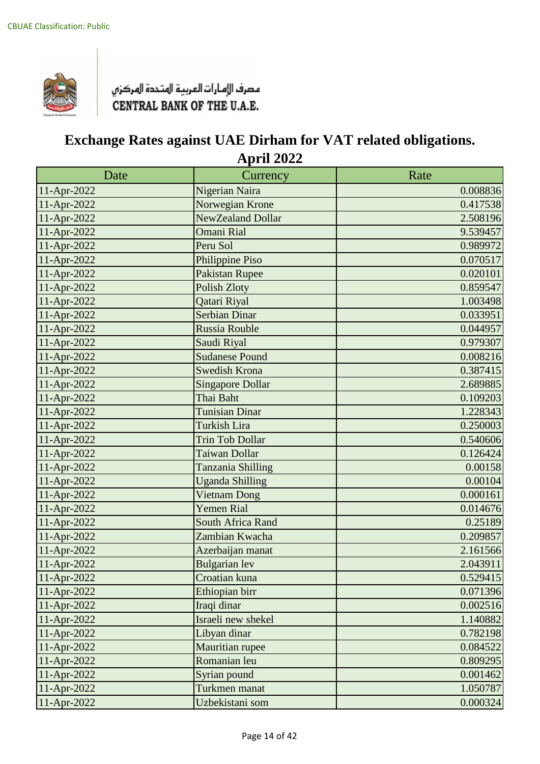CBUAE Classification: Public

مصرف الإمارات العربية المتحدة المركزي
CENTRAL BANK OF THE U.A.E.

# Exchange Rates against UAE Dirham for VAT related obligations.
## April 2022

| Date | Currency | Rate |
| --- | --- | --- |
| 11-Apr-2022 | Nigerian Naira | 0.008836 |
| 11-Apr-2022 | Norwegian Krone | 0.417538 |
| 11-Apr-2022 | NewZealand Dollar | 2.508196 |
| 11-Apr-2022 | Omani Rial | 9.539457 |
| 11-Apr-2022 | Peru Sol | 0.989972 |
| 11-Apr-2022 | Philippine Piso | 0.070517 |
| 11-Apr-2022 | Pakistan Rupee | 0.020101 |
| 11-Apr-2022 | Polish Zloty | 0.859547 |
| 11-Apr-2022 | Qatari Riyal | 1.003498 |
| 11-Apr-2022 | Serbian Dinar | 0.033951 |
| 11-Apr-2022 | Russia Rouble | 0.044957 |
| 11-Apr-2022 | Saudi Riyal | 0.979307 |
| 11-Apr-2022 | Sudanese Pound | 0.008216 |
| 11-Apr-2022 | Swedish Krona | 0.387415 |
| 11-Apr-2022 | Singapore Dollar | 2.689885 |
| 11-Apr-2022 | Thai Baht | 0.109203 |
| 11-Apr-2022 | Tunisian Dinar | 1.228343 |
| 11-Apr-2022 | Turkish Lira | 0.250003 |
| 11-Apr-2022 | Trin Tob Dollar | 0.540606 |
| 11-Apr-2022 | Taiwan Dollar | 0.126424 |
| 11-Apr-2022 | Tanzania Shilling | 0.00158 |
| 11-Apr-2022 | Uganda Shilling | 0.00104 |
| 11-Apr-2022 | Vietnam Dong | 0.000161 |
| 11-Apr-2022 | Yemen Rial | 0.014676 |
| 11-Apr-2022 | South Africa Rand | 0.25189 |
| 11-Apr-2022 | Zambian Kwacha | 0.209857 |
| 11-Apr-2022 | Azerbaijan manat | 2.161566 |
| 11-Apr-2022 | Bulgarian lev | 2.043911 |
| 11-Apr-2022 | Croatian kuna | 0.529415 |
| 11-Apr-2022 | Ethiopian birr | 0.071396 |
| 11-Apr-2022 | Iraqi dinar | 0.002516 |
| 11-Apr-2022 | Israeli new shekel | 1.140882 |
| 11-Apr-2022 | Libyan dinar | 0.782198 |
| 11-Apr-2022 | Mauritian rupee | 0.084522 |
| 11-Apr-2022 | Romanian leu | 0.809295 |
| 11-Apr-2022 | Syrian pound | 0.001462 |
| 11-Apr-2022 | Turkmen manat | 1.050787 |
| 11-Apr-2022 | Uzbekistani som | 0.000324 |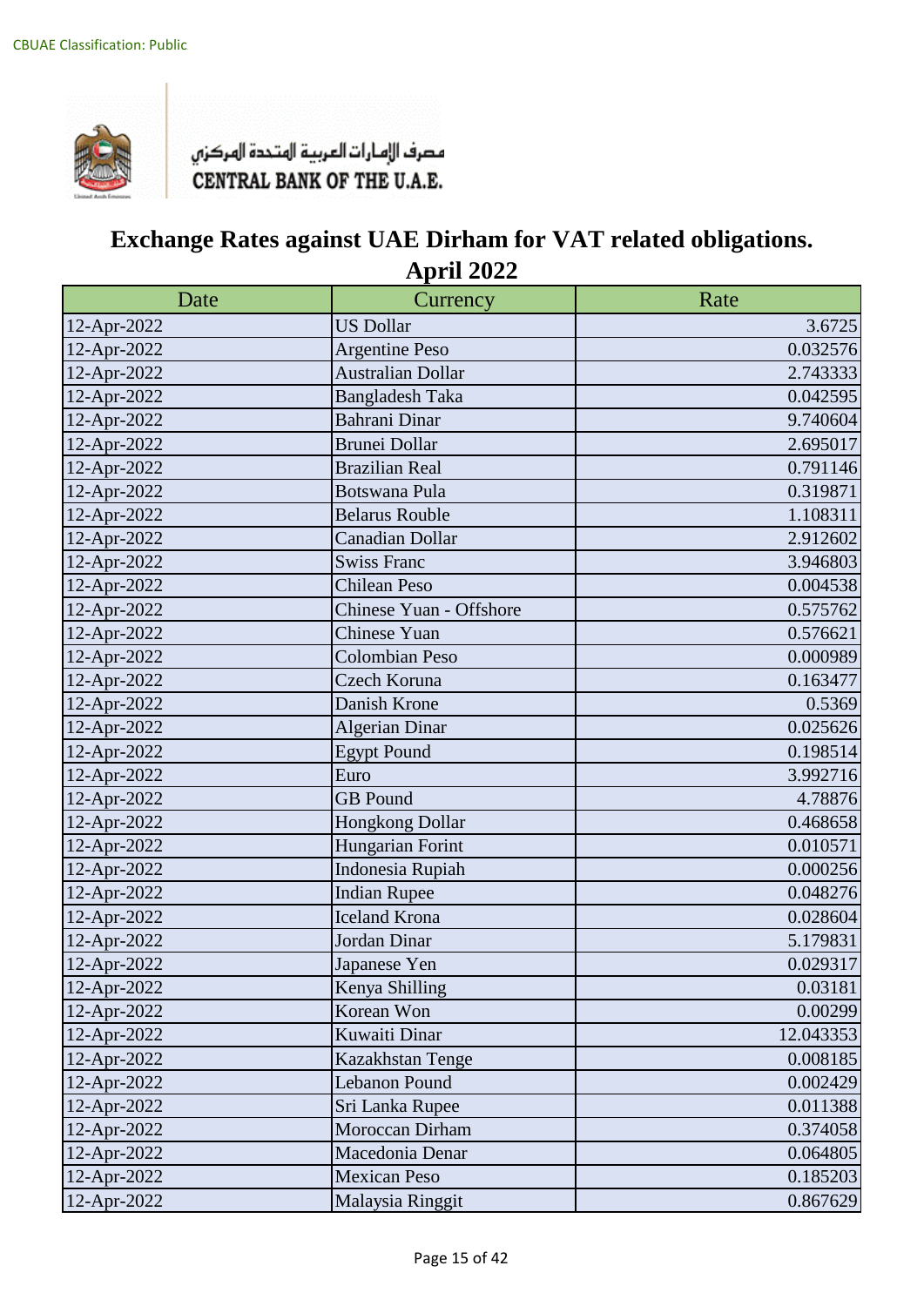CBUAE Classification: Public

مصرف الإمارات العربية المتحدة المركزي
CENTRAL BANK OF THE U.A.E.

# Exchange Rates against UAE Dirham for VAT related obligations.
## April 2022

| Date | Currency | Rate |
|---|---|---|
| 12-Apr-2022 | US Dollar | 3.6725 |
| 12-Apr-2022 | Argentine Peso | 0.032576 |
| 12-Apr-2022 | Australian Dollar | 2.743333 |
| 12-Apr-2022 | Bangladesh Taka | 0.042595 |
| 12-Apr-2022 | Bahrani Dinar | 9.740604 |
| 12-Apr-2022 | Brunei Dollar | 2.695017 |
| 12-Apr-2022 | Brazilian Real | 0.791146 |
| 12-Apr-2022 | Botswana Pula | 0.319871 |
| 12-Apr-2022 | Belarus Rouble | 1.108311 |
| 12-Apr-2022 | Canadian Dollar | 2.912602 |
| 12-Apr-2022 | Swiss Franc | 3.946803 |
| 12-Apr-2022 | Chilean Peso | 0.004538 |
| 12-Apr-2022 | Chinese Yuan - Offshore | 0.575762 |
| 12-Apr-2022 | Chinese Yuan | 0.576621 |
| 12-Apr-2022 | Colombian Peso | 0.000989 |
| 12-Apr-2022 | Czech Koruna | 0.163477 |
| 12-Apr-2022 | Danish Krone | 0.5369 |
| 12-Apr-2022 | Algerian Dinar | 0.025626 |
| 12-Apr-2022 | Egypt Pound | 0.198514 |
| 12-Apr-2022 | Euro | 3.992716 |
| 12-Apr-2022 | GB Pound | 4.78876 |
| 12-Apr-2022 | Hongkong Dollar | 0.468658 |
| 12-Apr-2022 | Hungarian Forint | 0.010571 |
| 12-Apr-2022 | Indonesia Rupiah | 0.000256 |
| 12-Apr-2022 | Indian Rupee | 0.048276 |
| 12-Apr-2022 | Iceland Krona | 0.028604 |
| 12-Apr-2022 | Jordan Dinar | 5.179831 |
| 12-Apr-2022 | Japanese Yen | 0.029317 |
| 12-Apr-2022 | Kenya Shilling | 0.03181 |
| 12-Apr-2022 | Korean Won | 0.00299 |
| 12-Apr-2022 | Kuwaiti Dinar | 12.043353 |
| 12-Apr-2022 | Kazakhstan Tenge | 0.008185 |
| 12-Apr-2022 | Lebanon Pound | 0.002429 |
| 12-Apr-2022 | Sri Lanka Rupee | 0.011388 |
| 12-Apr-2022 | Moroccan Dirham | 0.374058 |
| 12-Apr-2022 | Macedonia Denar | 0.064805 |
| 12-Apr-2022 | Mexican Peso | 0.185203 |
| 12-Apr-2022 | Malaysia Ringgit | 0.867629 |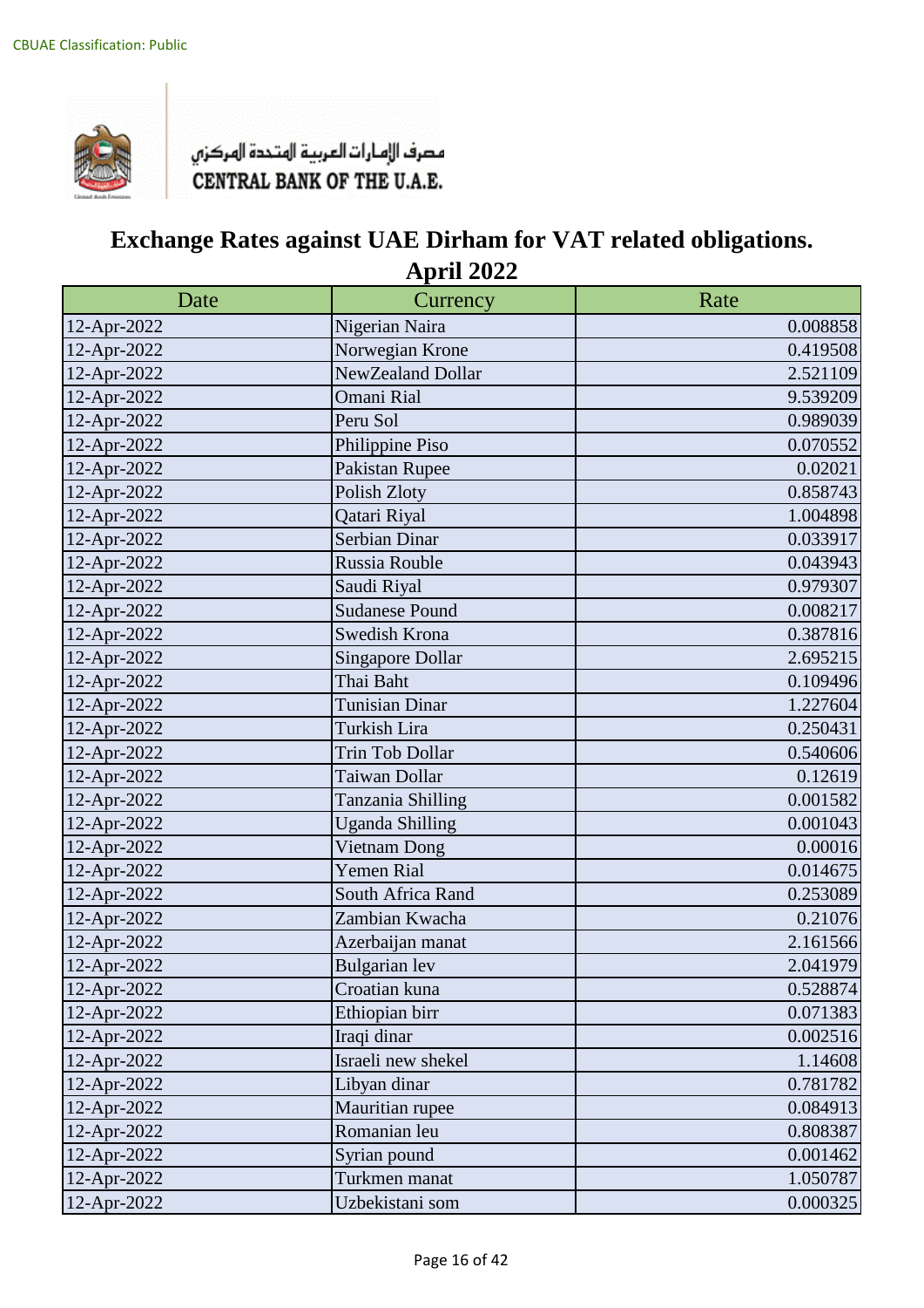CBUAE Classification: Public

مصرف الإمارات العربية المتحدة المركزي
CENTRAL BANK OF THE U.A.E.

# Exchange Rates against UAE Dirham for VAT related obligations.
## April 2022

| Date | Currency | Rate |
|---|---|---|
| 12-Apr-2022 | Nigerian Naira | 0.008858 |
| 12-Apr-2022 | Norwegian Krone | 0.419508 |
| 12-Apr-2022 | NewZealand Dollar | 2.521109 |
| 12-Apr-2022 | Omani Rial | 9.539209 |
| 12-Apr-2022 | Peru Sol | 0.989039 |
| 12-Apr-2022 | Philippine Piso | 0.070552 |
| 12-Apr-2022 | Pakistan Rupee | 0.02021 |
| 12-Apr-2022 | Polish Zloty | 0.858743 |
| 12-Apr-2022 | Qatari Riyal | 1.004898 |
| 12-Apr-2022 | Serbian Dinar | 0.033917 |
| 12-Apr-2022 | Russia Rouble | 0.043943 |
| 12-Apr-2022 | Saudi Riyal | 0.979307 |
| 12-Apr-2022 | Sudanese Pound | 0.008217 |
| 12-Apr-2022 | Swedish Krona | 0.387816 |
| 12-Apr-2022 | Singapore Dollar | 2.695215 |
| 12-Apr-2022 | Thai Baht | 0.109496 |
| 12-Apr-2022 | Tunisian Dinar | 1.227604 |
| 12-Apr-2022 | Turkish Lira | 0.250431 |
| 12-Apr-2022 | Trin Tob Dollar | 0.540606 |
| 12-Apr-2022 | Taiwan Dollar | 0.12619 |
| 12-Apr-2022 | Tanzania Shilling | 0.001582 |
| 12-Apr-2022 | Uganda Shilling | 0.001043 |
| 12-Apr-2022 | Vietnam Dong | 0.00016 |
| 12-Apr-2022 | Yemen Rial | 0.014675 |
| 12-Apr-2022 | South Africa Rand | 0.253089 |
| 12-Apr-2022 | Zambian Kwacha | 0.21076 |
| 12-Apr-2022 | Azerbaijan manat | 2.161566 |
| 12-Apr-2022 | Bulgarian lev | 2.041979 |
| 12-Apr-2022 | Croatian kuna | 0.528874 |
| 12-Apr-2022 | Ethiopian birr | 0.071383 |
| 12-Apr-2022 | Iraqi dinar | 0.002516 |
| 12-Apr-2022 | Israeli new shekel | 1.14608 |
| 12-Apr-2022 | Libyan dinar | 0.781782 |
| 12-Apr-2022 | Mauritian rupee | 0.084913 |
| 12-Apr-2022 | Romanian leu | 0.808387 |
| 12-Apr-2022 | Syrian pound | 0.001462 |
| 12-Apr-2022 | Turkmen manat | 1.050787 |
| 12-Apr-2022 | Uzbekistani som | 0.000325 |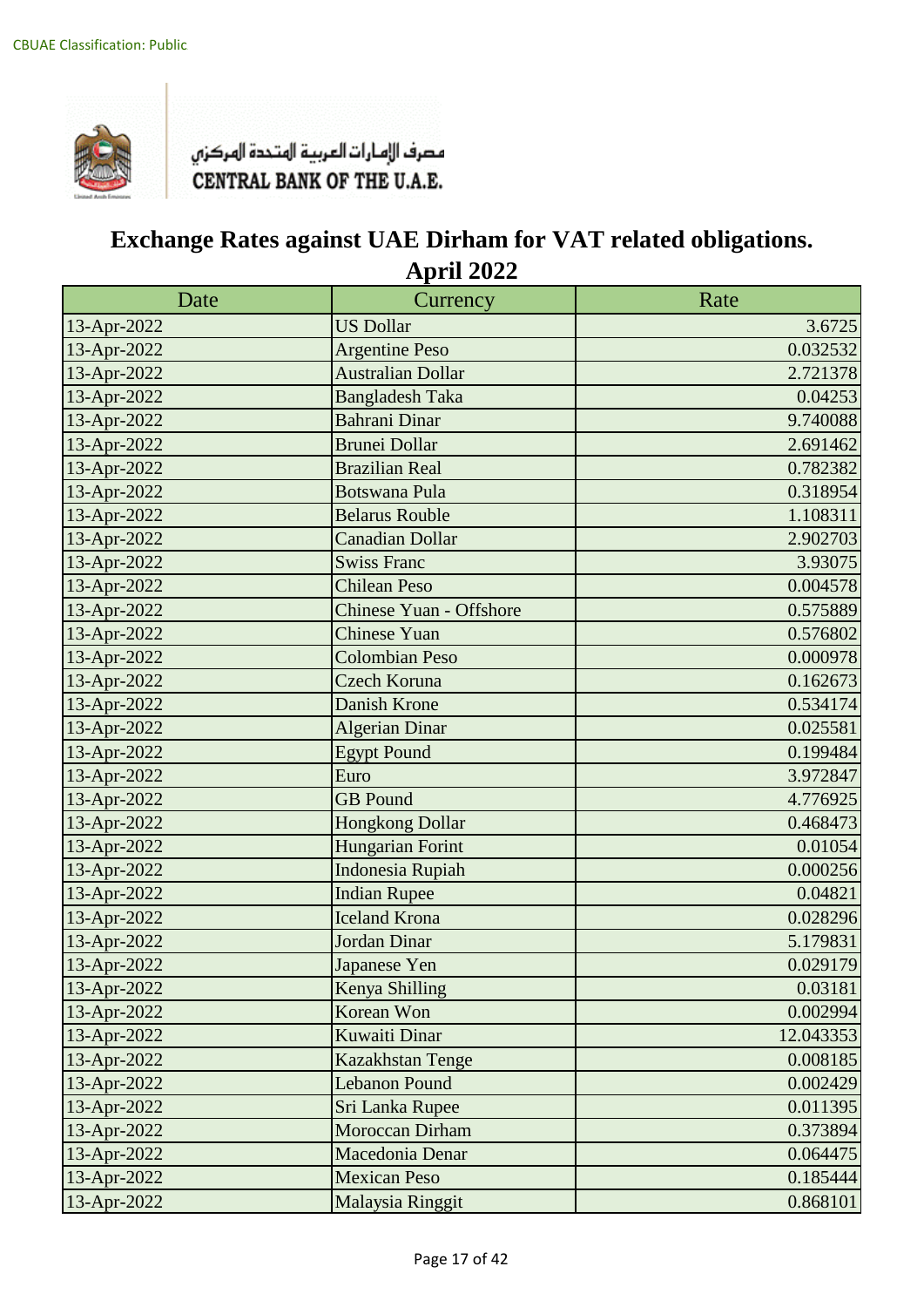CBUAE Classification: Public

مصرف الإمارات العربية المتحدة المركزي
CENTRAL BANK OF THE U.A.E.

# Exchange Rates against UAE Dirham for VAT related obligations.
## April 2022

| Date | Currency | Rate |
|---|---|---|
| 13-Apr-2022 | US Dollar | 3.6725 |
| 13-Apr-2022 | Argentine Peso | 0.032532 |
| 13-Apr-2022 | Australian Dollar | 2.721378 |
| 13-Apr-2022 | Bangladesh Taka | 0.04253 |
| 13-Apr-2022 | Bahrani Dinar | 9.740088 |
| 13-Apr-2022 | Brunei Dollar | 2.691462 |
| 13-Apr-2022 | Brazilian Real | 0.782382 |
| 13-Apr-2022 | Botswana Pula | 0.318954 |
| 13-Apr-2022 | Belarus Rouble | 1.108311 |
| 13-Apr-2022 | Canadian Dollar | 2.902703 |
| 13-Apr-2022 | Swiss Franc | 3.93075 |
| 13-Apr-2022 | Chilean Peso | 0.004578 |
| 13-Apr-2022 | Chinese Yuan - Offshore | 0.575889 |
| 13-Apr-2022 | Chinese Yuan | 0.576802 |
| 13-Apr-2022 | Colombian Peso | 0.000978 |
| 13-Apr-2022 | Czech Koruna | 0.162673 |
| 13-Apr-2022 | Danish Krone | 0.534174 |
| 13-Apr-2022 | Algerian Dinar | 0.025581 |
| 13-Apr-2022 | Egypt Pound | 0.199484 |
| 13-Apr-2022 | Euro | 3.972847 |
| 13-Apr-2022 | GB Pound | 4.776925 |
| 13-Apr-2022 | Hongkong Dollar | 0.468473 |
| 13-Apr-2022 | Hungarian Forint | 0.01054 |
| 13-Apr-2022 | Indonesia Rupiah | 0.000256 |
| 13-Apr-2022 | Indian Rupee | 0.04821 |
| 13-Apr-2022 | Iceland Krona | 0.028296 |
| 13-Apr-2022 | Jordan Dinar | 5.179831 |
| 13-Apr-2022 | Japanese Yen | 0.029179 |
| 13-Apr-2022 | Kenya Shilling | 0.03181 |
| 13-Apr-2022 | Korean Won | 0.002994 |
| 13-Apr-2022 | Kuwaiti Dinar | 12.043353 |
| 13-Apr-2022 | Kazakhstan Tenge | 0.008185 |
| 13-Apr-2022 | Lebanon Pound | 0.002429 |
| 13-Apr-2022 | Sri Lanka Rupee | 0.011395 |
| 13-Apr-2022 | Moroccan Dirham | 0.373894 |
| 13-Apr-2022 | Macedonia Denar | 0.064475 |
| 13-Apr-2022 | Mexican Peso | 0.185444 |
| 13-Apr-2022 | Malaysia Ringgit | 0.868101 |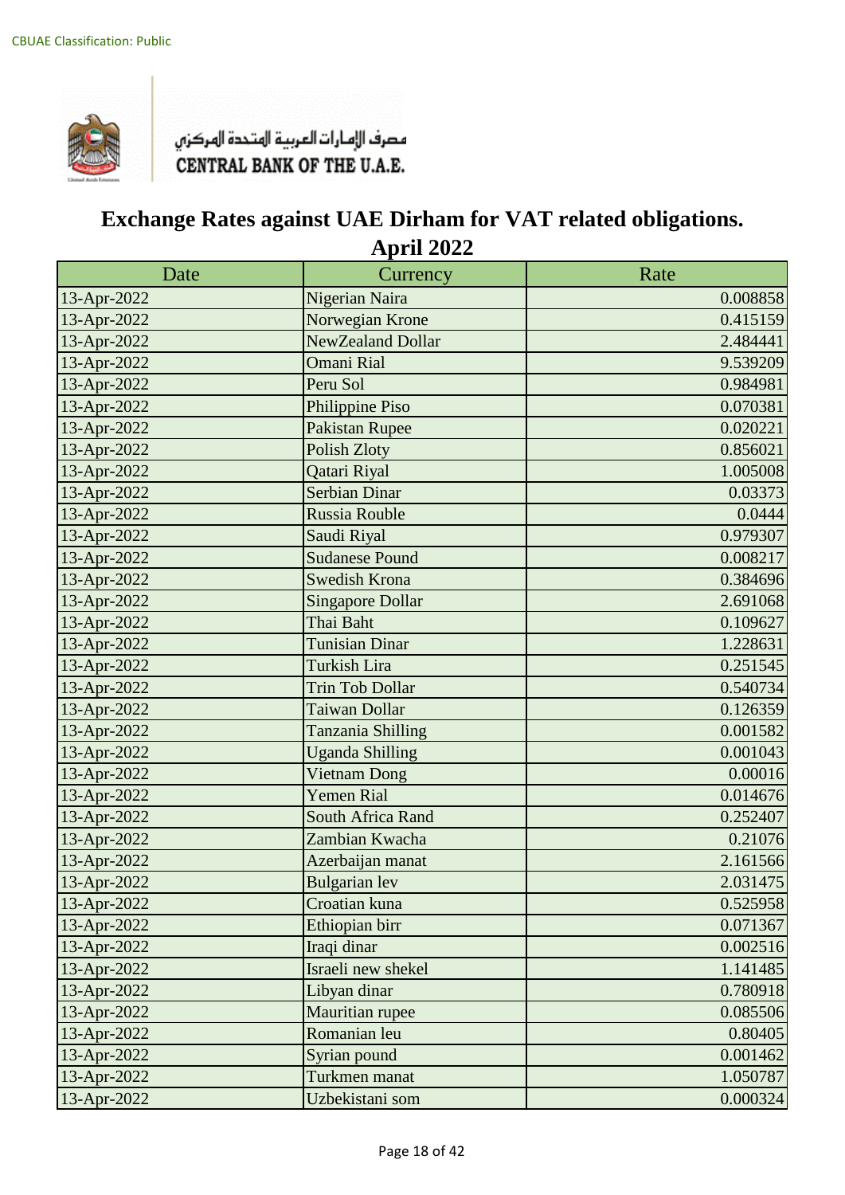CBUAE Classification: Public

مصرف الإمارات العربية المتحدة المركزي
CENTRAL BANK OF THE U.A.E.

# Exchange Rates against UAE Dirham for VAT related obligations.
## April 2022

| Date | Currency | Rate |
|---|---|---|
| 13-Apr-2022 | Nigerian Naira | 0.008858 |
| 13-Apr-2022 | Norwegian Krone | 0.415159 |
| 13-Apr-2022 | NewZealand Dollar | 2.484441 |
| 13-Apr-2022 | Omani Rial | 9.539209 |
| 13-Apr-2022 | Peru Sol | 0.984981 |
| 13-Apr-2022 | Philippine Piso | 0.070381 |
| 13-Apr-2022 | Pakistan Rupee | 0.020221 |
| 13-Apr-2022 | Polish Zloty | 0.856021 |
| 13-Apr-2022 | Qatari Riyal | 1.005008 |
| 13-Apr-2022 | Serbian Dinar | 0.03373 |
| 13-Apr-2022 | Russia Rouble | 0.0444 |
| 13-Apr-2022 | Saudi Riyal | 0.979307 |
| 13-Apr-2022 | Sudanese Pound | 0.008217 |
| 13-Apr-2022 | Swedish Krona | 0.384696 |
| 13-Apr-2022 | Singapore Dollar | 2.691068 |
| 13-Apr-2022 | Thai Baht | 0.109627 |
| 13-Apr-2022 | Tunisian Dinar | 1.228631 |
| 13-Apr-2022 | Turkish Lira | 0.251545 |
| 13-Apr-2022 | Trin Tob Dollar | 0.540734 |
| 13-Apr-2022 | Taiwan Dollar | 0.126359 |
| 13-Apr-2022 | Tanzania Shilling | 0.001582 |
| 13-Apr-2022 | Uganda Shilling | 0.001043 |
| 13-Apr-2022 | Vietnam Dong | 0.00016 |
| 13-Apr-2022 | Yemen Rial | 0.014676 |
| 13-Apr-2022 | South Africa Rand | 0.252407 |
| 13-Apr-2022 | Zambian Kwacha | 0.21076 |
| 13-Apr-2022 | Azerbaijan manat | 2.161566 |
| 13-Apr-2022 | Bulgarian lev | 2.031475 |
| 13-Apr-2022 | Croatian kuna | 0.525958 |
| 13-Apr-2022 | Ethiopian birr | 0.071367 |
| 13-Apr-2022 | Iraqi dinar | 0.002516 |
| 13-Apr-2022 | Israeli new shekel | 1.141485 |
| 13-Apr-2022 | Libyan dinar | 0.780918 |
| 13-Apr-2022 | Mauritian rupee | 0.085506 |
| 13-Apr-2022 | Romanian leu | 0.80405 |
| 13-Apr-2022 | Syrian pound | 0.001462 |
| 13-Apr-2022 | Turkmen manat | 1.050787 |
| 13-Apr-2022 | Uzbekistani som | 0.000324 |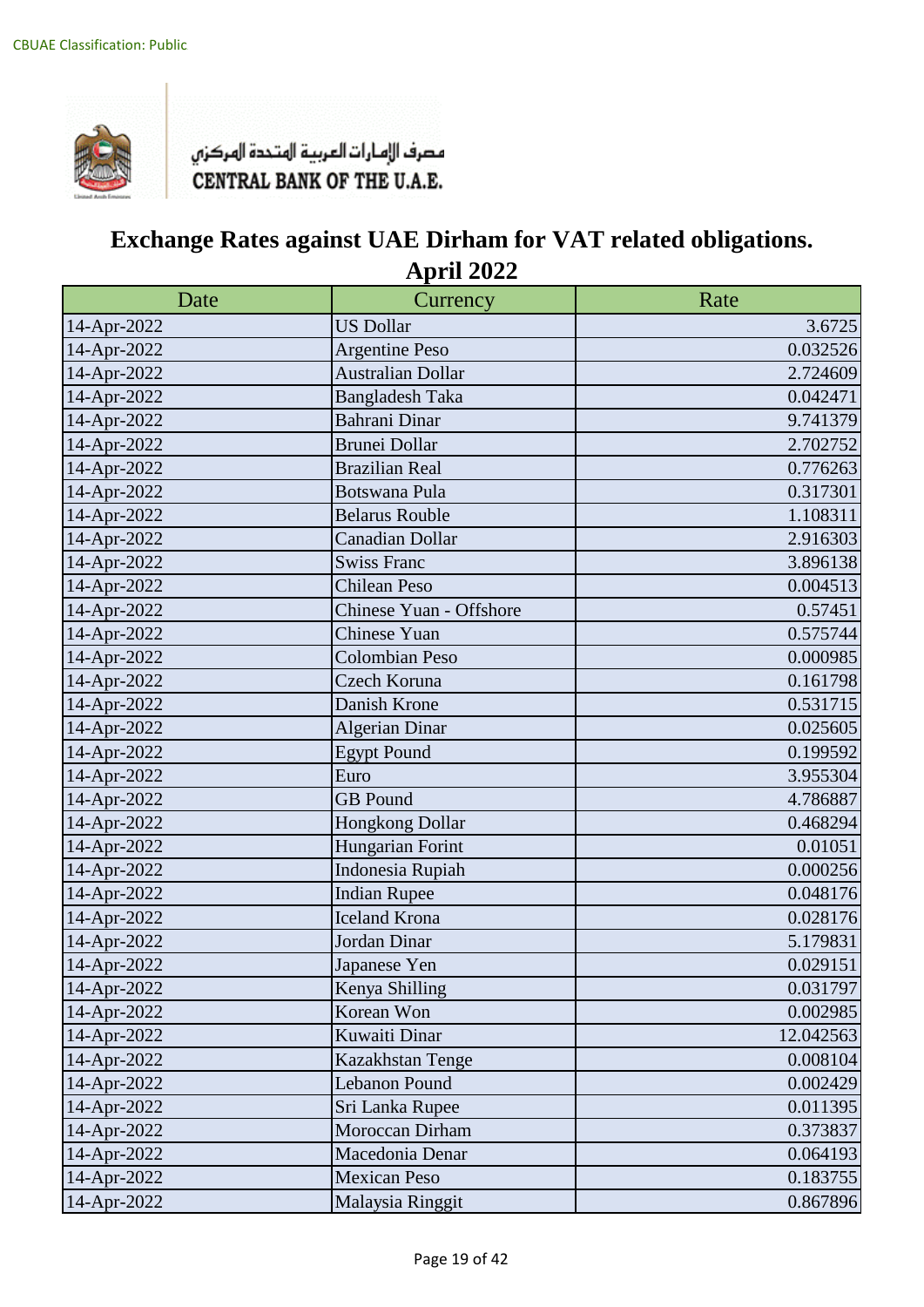CBUAE Classification: Public

مصرف الإمارات العربية المتحدة المركزي
CENTRAL BANK OF THE U.A.E.

# Exchange Rates against UAE Dirham for VAT related obligations.
## April 2022

| Date | Currency | Rate |
|---|---|---|
| 14-Apr-2022 | US Dollar | 3.6725 |
| 14-Apr-2022 | Argentine Peso | 0.032526 |
| 14-Apr-2022 | Australian Dollar | 2.724609 |
| 14-Apr-2022 | Bangladesh Taka | 0.042471 |
| 14-Apr-2022 | Bahrani Dinar | 9.741379 |
| 14-Apr-2022 | Brunei Dollar | 2.702752 |
| 14-Apr-2022 | Brazilian Real | 0.776263 |
| 14-Apr-2022 | Botswana Pula | 0.317301 |
| 14-Apr-2022 | Belarus Rouble | 1.108311 |
| 14-Apr-2022 | Canadian Dollar | 2.916303 |
| 14-Apr-2022 | Swiss Franc | 3.896138 |
| 14-Apr-2022 | Chilean Peso | 0.004513 |
| 14-Apr-2022 | Chinese Yuan - Offshore | 0.57451 |
| 14-Apr-2022 | Chinese Yuan | 0.575744 |
| 14-Apr-2022 | Colombian Peso | 0.000985 |
| 14-Apr-2022 | Czech Koruna | 0.161798 |
| 14-Apr-2022 | Danish Krone | 0.531715 |
| 14-Apr-2022 | Algerian Dinar | 0.025605 |
| 14-Apr-2022 | Egypt Pound | 0.199592 |
| 14-Apr-2022 | Euro | 3.955304 |
| 14-Apr-2022 | GB Pound | 4.786887 |
| 14-Apr-2022 | Hongkong Dollar | 0.468294 |
| 14-Apr-2022 | Hungarian Forint | 0.01051 |
| 14-Apr-2022 | Indonesia Rupiah | 0.000256 |
| 14-Apr-2022 | Indian Rupee | 0.048176 |
| 14-Apr-2022 | Iceland Krona | 0.028176 |
| 14-Apr-2022 | Jordan Dinar | 5.179831 |
| 14-Apr-2022 | Japanese Yen | 0.029151 |
| 14-Apr-2022 | Kenya Shilling | 0.031797 |
| 14-Apr-2022 | Korean Won | 0.002985 |
| 14-Apr-2022 | Kuwaiti Dinar | 12.042563 |
| 14-Apr-2022 | Kazakhstan Tenge | 0.008104 |
| 14-Apr-2022 | Lebanon Pound | 0.002429 |
| 14-Apr-2022 | Sri Lanka Rupee | 0.011395 |
| 14-Apr-2022 | Moroccan Dirham | 0.373837 |
| 14-Apr-2022 | Macedonia Denar | 0.064193 |
| 14-Apr-2022 | Mexican Peso | 0.183755 |
| 14-Apr-2022 | Malaysia Ringgit | 0.867896 |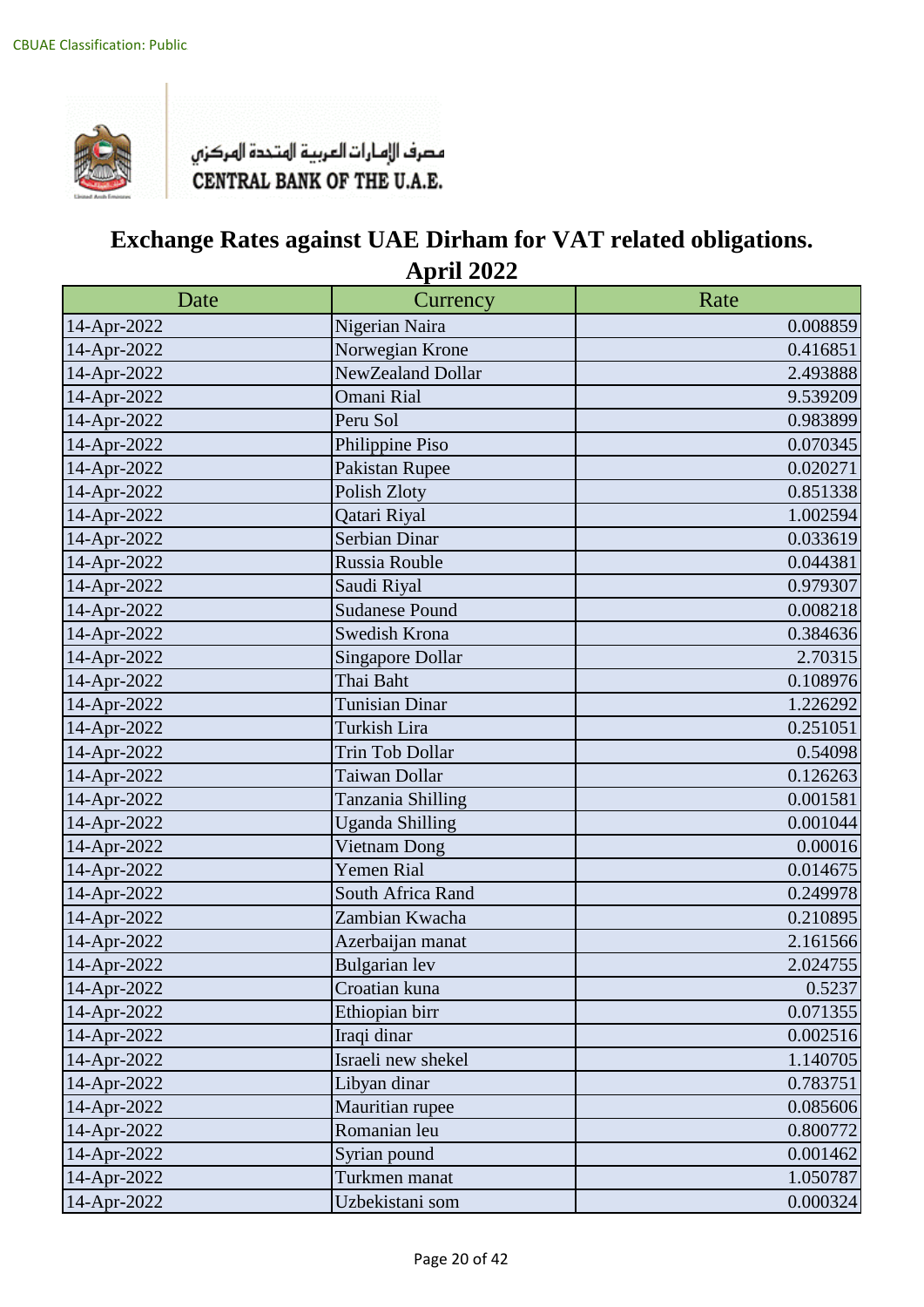CBUAE Classification: Public

مصرف الإمارات العربية المتحدة المركزي
CENTRAL BANK OF THE U.A.E.

# Exchange Rates against UAE Dirham for VAT related obligations.
## April 2022

| Date | Currency | Rate |
|---|---|---|
| 14-Apr-2022 | Nigerian Naira | 0.008859 |
| 14-Apr-2022 | Norwegian Krone | 0.416851 |
| 14-Apr-2022 | NewZealand Dollar | 2.493888 |
| 14-Apr-2022 | Omani Rial | 9.539209 |
| 14-Apr-2022 | Peru Sol | 0.983899 |
| 14-Apr-2022 | Philippine Piso | 0.070345 |
| 14-Apr-2022 | Pakistan Rupee | 0.020271 |
| 14-Apr-2022 | Polish Zloty | 0.851338 |
| 14-Apr-2022 | Qatari Riyal | 1.002594 |
| 14-Apr-2022 | Serbian Dinar | 0.033619 |
| 14-Apr-2022 | Russia Rouble | 0.044381 |
| 14-Apr-2022 | Saudi Riyal | 0.979307 |
| 14-Apr-2022 | Sudanese Pound | 0.008218 |
| 14-Apr-2022 | Swedish Krona | 0.384636 |
| 14-Apr-2022 | Singapore Dollar | 2.70315 |
| 14-Apr-2022 | Thai Baht | 0.108976 |
| 14-Apr-2022 | Tunisian Dinar | 1.226292 |
| 14-Apr-2022 | Turkish Lira | 0.251051 |
| 14-Apr-2022 | Trin Tob Dollar | 0.54098 |
| 14-Apr-2022 | Taiwan Dollar | 0.126263 |
| 14-Apr-2022 | Tanzania Shilling | 0.001581 |
| 14-Apr-2022 | Uganda Shilling | 0.001044 |
| 14-Apr-2022 | Vietnam Dong | 0.00016 |
| 14-Apr-2022 | Yemen Rial | 0.014675 |
| 14-Apr-2022 | South Africa Rand | 0.249978 |
| 14-Apr-2022 | Zambian Kwacha | 0.210895 |
| 14-Apr-2022 | Azerbaijan manat | 2.161566 |
| 14-Apr-2022 | Bulgarian lev | 2.024755 |
| 14-Apr-2022 | Croatian kuna | 0.5237 |
| 14-Apr-2022 | Ethiopian birr | 0.071355 |
| 14-Apr-2022 | Iraqi dinar | 0.002516 |
| 14-Apr-2022 | Israeli new shekel | 1.140705 |
| 14-Apr-2022 | Libyan dinar | 0.783751 |
| 14-Apr-2022 | Mauritian rupee | 0.085606 |
| 14-Apr-2022 | Romanian leu | 0.800772 |
| 14-Apr-2022 | Syrian pound | 0.001462 |
| 14-Apr-2022 | Turkmen manat | 1.050787 |
| 14-Apr-2022 | Uzbekistani som | 0.000324 |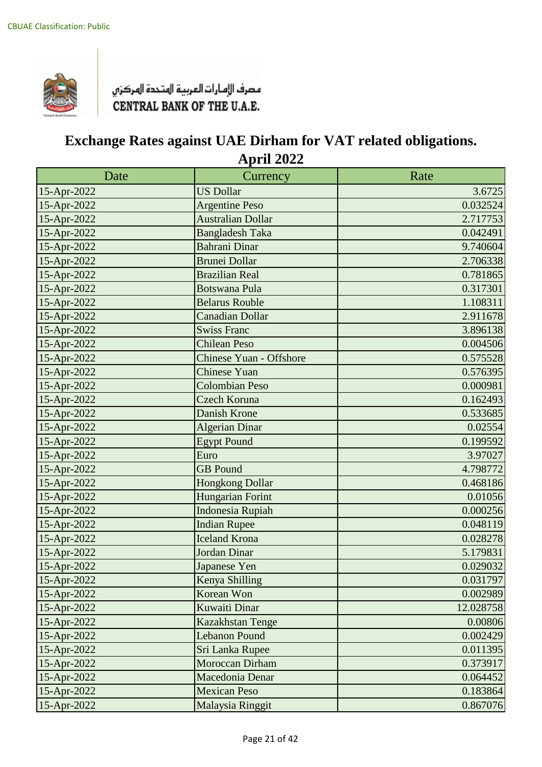CBUAE Classification: Public

مصرف الإمارات العربية المتحدة المركزي
CENTRAL BANK OF THE U.A.E.

# Exchange Rates against UAE Dirham for VAT related obligations.

## April 2022

| Date | Currency | Rate |
|---|---|---|
| 15-Apr-2022 | US Dollar | 3.6725 |
| 15-Apr-2022 | Argentine Peso | 0.032524 |
| 15-Apr-2022 | Australian Dollar | 2.717753 |
| 15-Apr-2022 | Bangladesh Taka | 0.042491 |
| 15-Apr-2022 | Bahrani Dinar | 9.740604 |
| 15-Apr-2022 | Brunei Dollar | 2.706338 |
| 15-Apr-2022 | Brazilian Real | 0.781865 |
| 15-Apr-2022 | Botswana Pula | 0.317301 |
| 15-Apr-2022 | Belarus Rouble | 1.108311 |
| 15-Apr-2022 | Canadian Dollar | 2.911678 |
| 15-Apr-2022 | Swiss Franc | 3.896138 |
| 15-Apr-2022 | Chilean Peso | 0.004506 |
| 15-Apr-2022 | Chinese Yuan - Offshore | 0.575528 |
| 15-Apr-2022 | Chinese Yuan | 0.576395 |
| 15-Apr-2022 | Colombian Peso | 0.000981 |
| 15-Apr-2022 | Czech Koruna | 0.162493 |
| 15-Apr-2022 | Danish Krone | 0.533685 |
| 15-Apr-2022 | Algerian Dinar | 0.02554 |
| 15-Apr-2022 | Egypt Pound | 0.199592 |
| 15-Apr-2022 | Euro | 3.97027 |
| 15-Apr-2022 | GB Pound | 4.798772 |
| 15-Apr-2022 | Hongkong Dollar | 0.468186 |
| 15-Apr-2022 | Hungarian Forint | 0.01056 |
| 15-Apr-2022 | Indonesia Rupiah | 0.000256 |
| 15-Apr-2022 | Indian Rupee | 0.048119 |
| 15-Apr-2022 | Iceland Krona | 0.028278 |
| 15-Apr-2022 | Jordan Dinar | 5.179831 |
| 15-Apr-2022 | Japanese Yen | 0.029032 |
| 15-Apr-2022 | Kenya Shilling | 0.031797 |
| 15-Apr-2022 | Korean Won | 0.002989 |
| 15-Apr-2022 | Kuwaiti Dinar | 12.028758 |
| 15-Apr-2022 | Kazakhstan Tenge | 0.00806 |
| 15-Apr-2022 | Lebanon Pound | 0.002429 |
| 15-Apr-2022 | Sri Lanka Rupee | 0.011395 |
| 15-Apr-2022 | Moroccan Dirham | 0.373917 |
| 15-Apr-2022 | Macedonia Denar | 0.064452 |
| 15-Apr-2022 | Mexican Peso | 0.183864 |
| 15-Apr-2022 | Malaysia Ringgit | 0.867076 |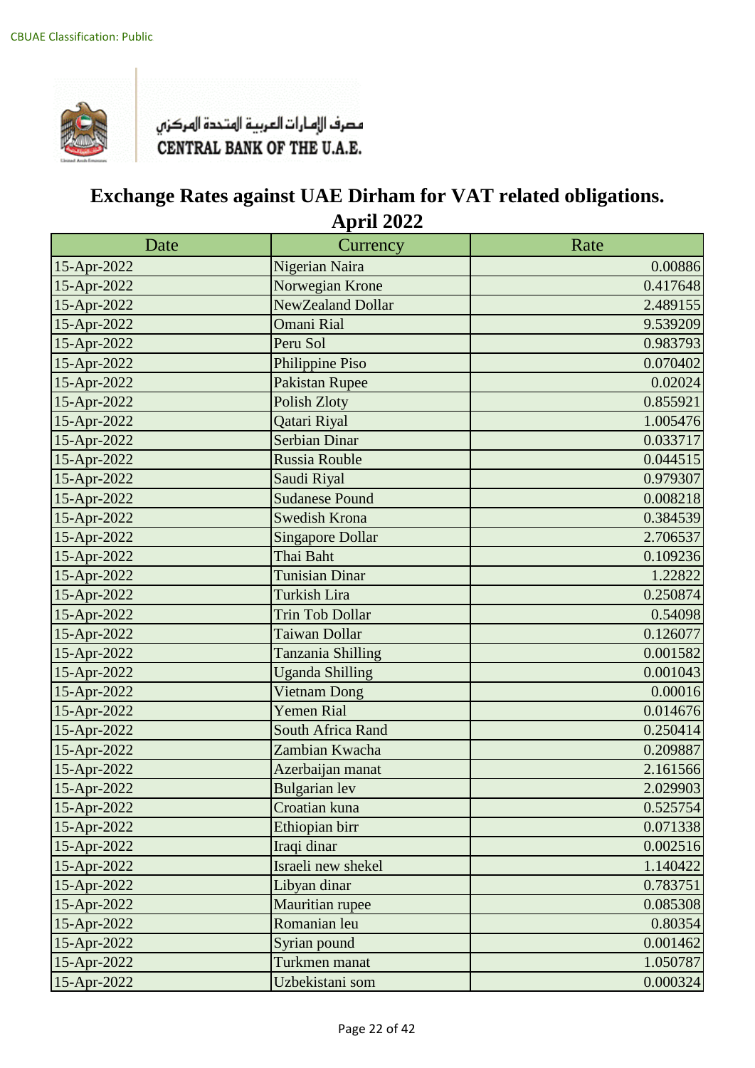CBUAE Classification: Public

مصرف الإمارات العربية المتحدة المركزي
CENTRAL BANK OF THE U.A.E.

# Exchange Rates against UAE Dirham for VAT related obligations.

## April 2022

| Date | Currency | Rate |
|---|---|---|
| 15-Apr-2022 | Nigerian Naira | 0.00886 |
| 15-Apr-2022 | Norwegian Krone | 0.417648 |
| 15-Apr-2022 | NewZealand Dollar | 2.489155 |
| 15-Apr-2022 | Omani Rial | 9.539209 |
| 15-Apr-2022 | Peru Sol | 0.983793 |
| 15-Apr-2022 | Philippine Piso | 0.070402 |
| 15-Apr-2022 | Pakistan Rupee | 0.02024 |
| 15-Apr-2022 | Polish Zloty | 0.855921 |
| 15-Apr-2022 | Qatari Riyal | 1.005476 |
| 15-Apr-2022 | Serbian Dinar | 0.033717 |
| 15-Apr-2022 | Russia Rouble | 0.044515 |
| 15-Apr-2022 | Saudi Riyal | 0.979307 |
| 15-Apr-2022 | Sudanese Pound | 0.008218 |
| 15-Apr-2022 | Swedish Krona | 0.384539 |
| 15-Apr-2022 | Singapore Dollar | 2.706537 |
| 15-Apr-2022 | Thai Baht | 0.109236 |
| 15-Apr-2022 | Tunisian Dinar | 1.22822 |
| 15-Apr-2022 | Turkish Lira | 0.250874 |
| 15-Apr-2022 | Trin Tob Dollar | 0.54098 |
| 15-Apr-2022 | Taiwan Dollar | 0.126077 |
| 15-Apr-2022 | Tanzania Shilling | 0.001582 |
| 15-Apr-2022 | Uganda Shilling | 0.001043 |
| 15-Apr-2022 | Vietnam Dong | 0.00016 |
| 15-Apr-2022 | Yemen Rial | 0.014676 |
| 15-Apr-2022 | South Africa Rand | 0.250414 |
| 15-Apr-2022 | Zambian Kwacha | 0.209887 |
| 15-Apr-2022 | Azerbaijan manat | 2.161566 |
| 15-Apr-2022 | Bulgarian lev | 2.029903 |
| 15-Apr-2022 | Croatian kuna | 0.525754 |
| 15-Apr-2022 | Ethiopian birr | 0.071338 |
| 15-Apr-2022 | Iraqi dinar | 0.002516 |
| 15-Apr-2022 | Israeli new shekel | 1.140422 |
| 15-Apr-2022 | Libyan dinar | 0.783751 |
| 15-Apr-2022 | Mauritian rupee | 0.085308 |
| 15-Apr-2022 | Romanian leu | 0.80354 |
| 15-Apr-2022 | Syrian pound | 0.001462 |
| 15-Apr-2022 | Turkmen manat | 1.050787 |
| 15-Apr-2022 | Uzbekistani som | 0.000324 |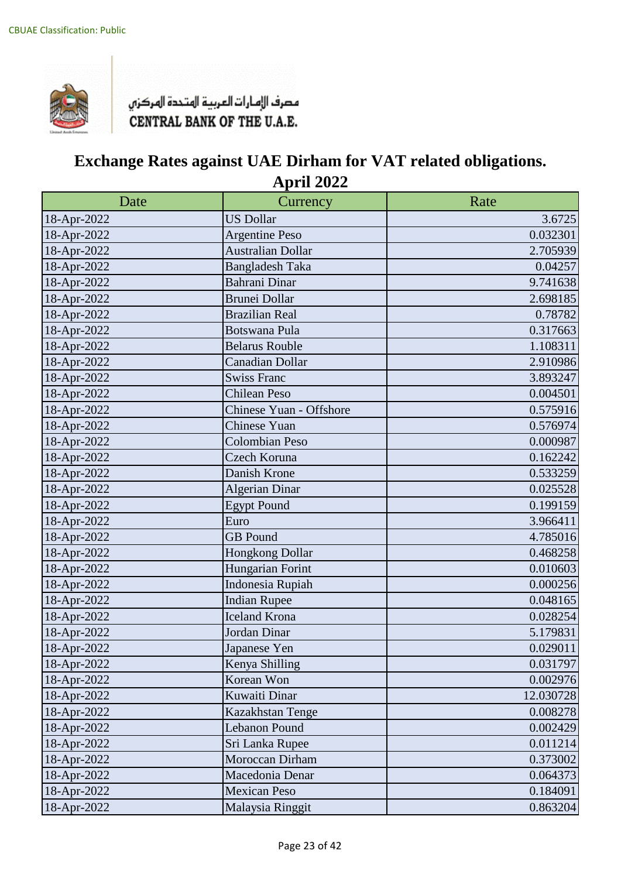CBUAE Classification: Public

مصرف الإمارات العربية المتحدة المركزي
CENTRAL BANK OF THE U.A.E.

# Exchange Rates against UAE Dirham for VAT related obligations.
## April 2022

| Date | Currency | Rate |
|---|---|---|
| 18-Apr-2022 | US Dollar | 3.6725 |
| 18-Apr-2022 | Argentine Peso | 0.032301 |
| 18-Apr-2022 | Australian Dollar | 2.705939 |
| 18-Apr-2022 | Bangladesh Taka | 0.04257 |
| 18-Apr-2022 | Bahrani Dinar | 9.741638 |
| 18-Apr-2022 | Brunei Dollar | 2.698185 |
| 18-Apr-2022 | Brazilian Real | 0.78782 |
| 18-Apr-2022 | Botswana Pula | 0.317663 |
| 18-Apr-2022 | Belarus Rouble | 1.108311 |
| 18-Apr-2022 | Canadian Dollar | 2.910986 |
| 18-Apr-2022 | Swiss Franc | 3.893247 |
| 18-Apr-2022 | Chilean Peso | 0.004501 |
| 18-Apr-2022 | Chinese Yuan - Offshore | 0.575916 |
| 18-Apr-2022 | Chinese Yuan | 0.576974 |
| 18-Apr-2022 | Colombian Peso | 0.000987 |
| 18-Apr-2022 | Czech Koruna | 0.162242 |
| 18-Apr-2022 | Danish Krone | 0.533259 |
| 18-Apr-2022 | Algerian Dinar | 0.025528 |
| 18-Apr-2022 | Egypt Pound | 0.199159 |
| 18-Apr-2022 | Euro | 3.966411 |
| 18-Apr-2022 | GB Pound | 4.785016 |
| 18-Apr-2022 | Hongkong Dollar | 0.468258 |
| 18-Apr-2022 | Hungarian Forint | 0.010603 |
| 18-Apr-2022 | Indonesia Rupiah | 0.000256 |
| 18-Apr-2022 | Indian Rupee | 0.048165 |
| 18-Apr-2022 | Iceland Krona | 0.028254 |
| 18-Apr-2022 | Jordan Dinar | 5.179831 |
| 18-Apr-2022 | Japanese Yen | 0.029011 |
| 18-Apr-2022 | Kenya Shilling | 0.031797 |
| 18-Apr-2022 | Korean Won | 0.002976 |
| 18-Apr-2022 | Kuwaiti Dinar | 12.030728 |
| 18-Apr-2022 | Kazakhstan Tenge | 0.008278 |
| 18-Apr-2022 | Lebanon Pound | 0.002429 |
| 18-Apr-2022 | Sri Lanka Rupee | 0.011214 |
| 18-Apr-2022 | Moroccan Dirham | 0.373002 |
| 18-Apr-2022 | Macedonia Denar | 0.064373 |
| 18-Apr-2022 | Mexican Peso | 0.184091 |
| 18-Apr-2022 | Malaysia Ringgit | 0.863204 |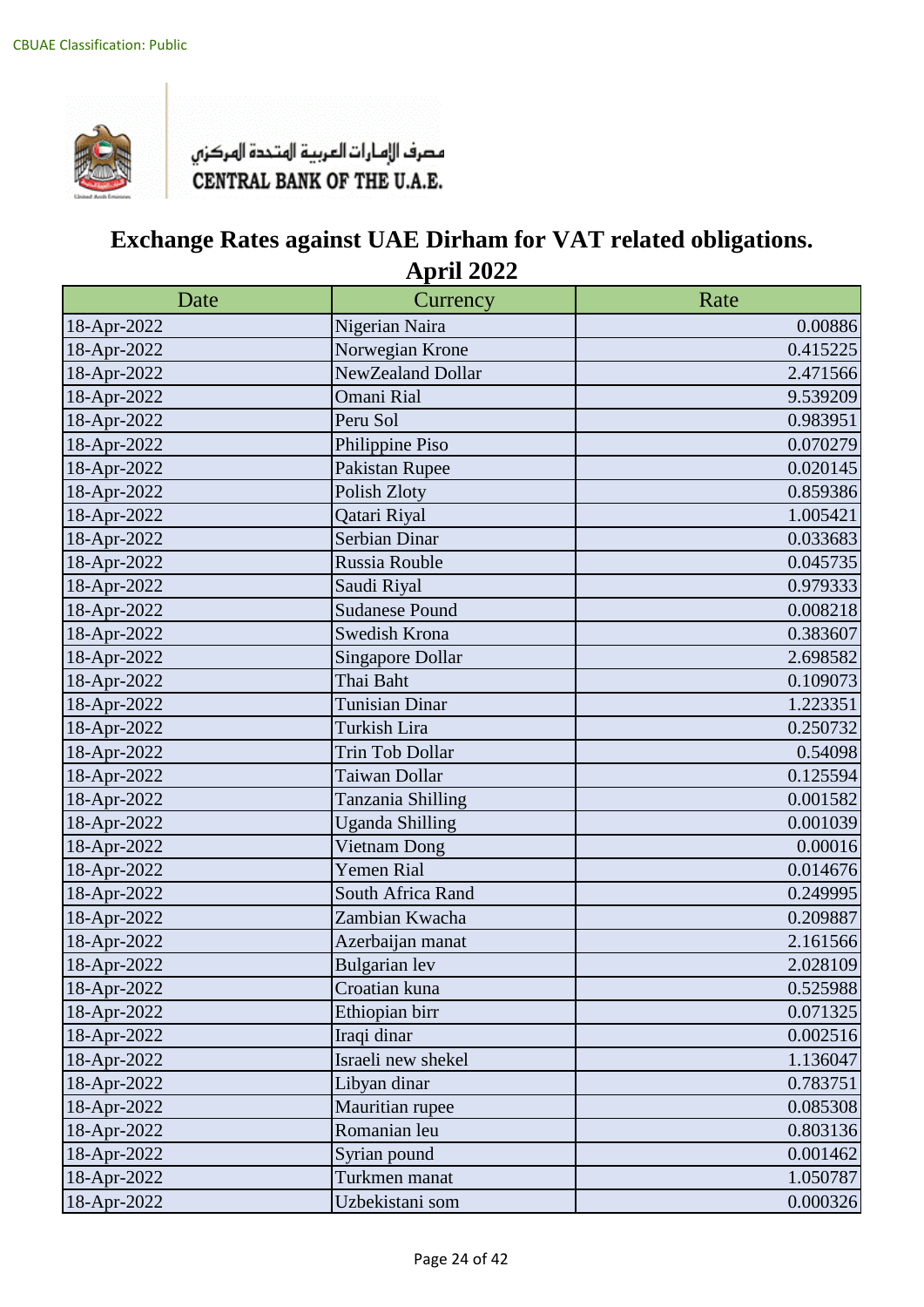CBUAE Classification: Public

مصرف الإمارات العربية المتحدة المركزي
CENTRAL BANK OF THE U.A.E.

# Exchange Rates against UAE Dirham for VAT related obligations.
## April 2022

| Date | Currency | Rate |
|---|---|---|
| 18-Apr-2022 | Nigerian Naira | 0.00886 |
| 18-Apr-2022 | Norwegian Krone | 0.415225 |
| 18-Apr-2022 | NewZealand Dollar | 2.471566 |
| 18-Apr-2022 | Omani Rial | 9.539209 |
| 18-Apr-2022 | Peru Sol | 0.983951 |
| 18-Apr-2022 | Philippine Piso | 0.070279 |
| 18-Apr-2022 | Pakistan Rupee | 0.020145 |
| 18-Apr-2022 | Polish Zloty | 0.859386 |
| 18-Apr-2022 | Qatari Riyal | 1.005421 |
| 18-Apr-2022 | Serbian Dinar | 0.033683 |
| 18-Apr-2022 | Russia Rouble | 0.045735 |
| 18-Apr-2022 | Saudi Riyal | 0.979333 |
| 18-Apr-2022 | Sudanese Pound | 0.008218 |
| 18-Apr-2022 | Swedish Krona | 0.383607 |
| 18-Apr-2022 | Singapore Dollar | 2.698582 |
| 18-Apr-2022 | Thai Baht | 0.109073 |
| 18-Apr-2022 | Tunisian Dinar | 1.223351 |
| 18-Apr-2022 | Turkish Lira | 0.250732 |
| 18-Apr-2022 | Trin Tob Dollar | 0.54098 |
| 18-Apr-2022 | Taiwan Dollar | 0.125594 |
| 18-Apr-2022 | Tanzania Shilling | 0.001582 |
| 18-Apr-2022 | Uganda Shilling | 0.001039 |
| 18-Apr-2022 | Vietnam Dong | 0.00016 |
| 18-Apr-2022 | Yemen Rial | 0.014676 |
| 18-Apr-2022 | South Africa Rand | 0.249995 |
| 18-Apr-2022 | Zambian Kwacha | 0.209887 |
| 18-Apr-2022 | Azerbaijan manat | 2.161566 |
| 18-Apr-2022 | Bulgarian lev | 2.028109 |
| 18-Apr-2022 | Croatian kuna | 0.525988 |
| 18-Apr-2022 | Ethiopian birr | 0.071325 |
| 18-Apr-2022 | Iraqi dinar | 0.002516 |
| 18-Apr-2022 | Israeli new shekel | 1.136047 |
| 18-Apr-2022 | Libyan dinar | 0.783751 |
| 18-Apr-2022 | Mauritian rupee | 0.085308 |
| 18-Apr-2022 | Romanian leu | 0.803136 |
| 18-Apr-2022 | Syrian pound | 0.001462 |
| 18-Apr-2022 | Turkmen manat | 1.050787 |
| 18-Apr-2022 | Uzbekistani som | 0.000326 |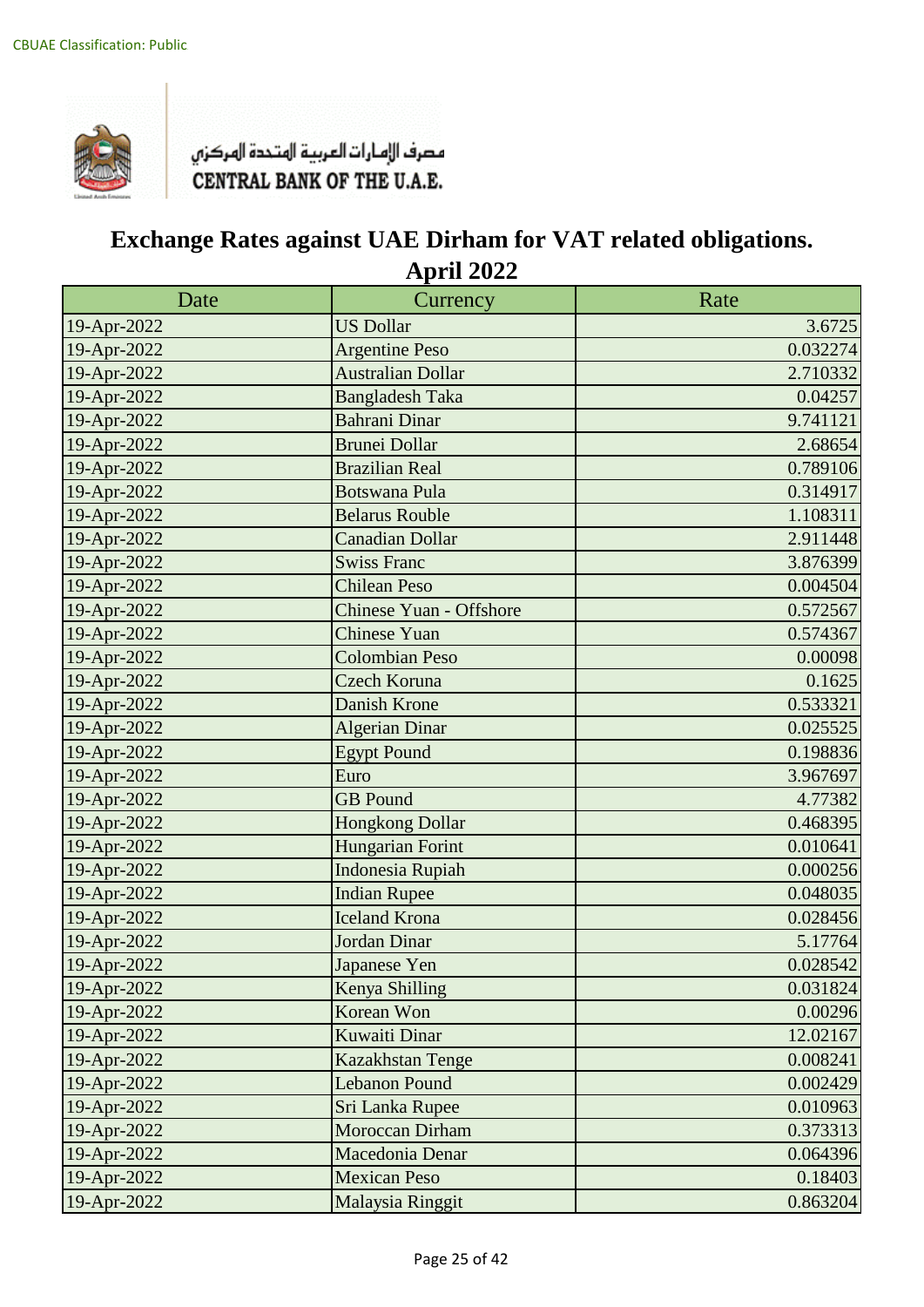CBUAE Classification: Public

مصرف الإمارات العربية المتحدة المركزي
CENTRAL BANK OF THE U.A.E.

# Exchange Rates against UAE Dirham for VAT related obligations.
## April 2022

| Date | Currency | Rate |
|---|---|---|
| 19-Apr-2022 | US Dollar | 3.6725 |
| 19-Apr-2022 | Argentine Peso | 0.032274 |
| 19-Apr-2022 | Australian Dollar | 2.710332 |
| 19-Apr-2022 | Bangladesh Taka | 0.04257 |
| 19-Apr-2022 | Bahrani Dinar | 9.741121 |
| 19-Apr-2022 | Brunei Dollar | 2.68654 |
| 19-Apr-2022 | Brazilian Real | 0.789106 |
| 19-Apr-2022 | Botswana Pula | 0.314917 |
| 19-Apr-2022 | Belarus Rouble | 1.108311 |
| 19-Apr-2022 | Canadian Dollar | 2.911448 |
| 19-Apr-2022 | Swiss Franc | 3.876399 |
| 19-Apr-2022 | Chilean Peso | 0.004504 |
| 19-Apr-2022 | Chinese Yuan - Offshore | 0.572567 |
| 19-Apr-2022 | Chinese Yuan | 0.574367 |
| 19-Apr-2022 | Colombian Peso | 0.00098 |
| 19-Apr-2022 | Czech Koruna | 0.1625 |
| 19-Apr-2022 | Danish Krone | 0.533321 |
| 19-Apr-2022 | Algerian Dinar | 0.025525 |
| 19-Apr-2022 | Egypt Pound | 0.198836 |
| 19-Apr-2022 | Euro | 3.967697 |
| 19-Apr-2022 | GB Pound | 4.77382 |
| 19-Apr-2022 | Hongkong Dollar | 0.468395 |
| 19-Apr-2022 | Hungarian Forint | 0.010641 |
| 19-Apr-2022 | Indonesia Rupiah | 0.000256 |
| 19-Apr-2022 | Indian Rupee | 0.048035 |
| 19-Apr-2022 | Iceland Krona | 0.028456 |
| 19-Apr-2022 | Jordan Dinar | 5.17764 |
| 19-Apr-2022 | Japanese Yen | 0.028542 |
| 19-Apr-2022 | Kenya Shilling | 0.031824 |
| 19-Apr-2022 | Korean Won | 0.00296 |
| 19-Apr-2022 | Kuwaiti Dinar | 12.02167 |
| 19-Apr-2022 | Kazakhstan Tenge | 0.008241 |
| 19-Apr-2022 | Lebanon Pound | 0.002429 |
| 19-Apr-2022 | Sri Lanka Rupee | 0.010963 |
| 19-Apr-2022 | Moroccan Dirham | 0.373313 |
| 19-Apr-2022 | Macedonia Denar | 0.064396 |
| 19-Apr-2022 | Mexican Peso | 0.18403 |
| 19-Apr-2022 | Malaysia Ringgit | 0.863204 |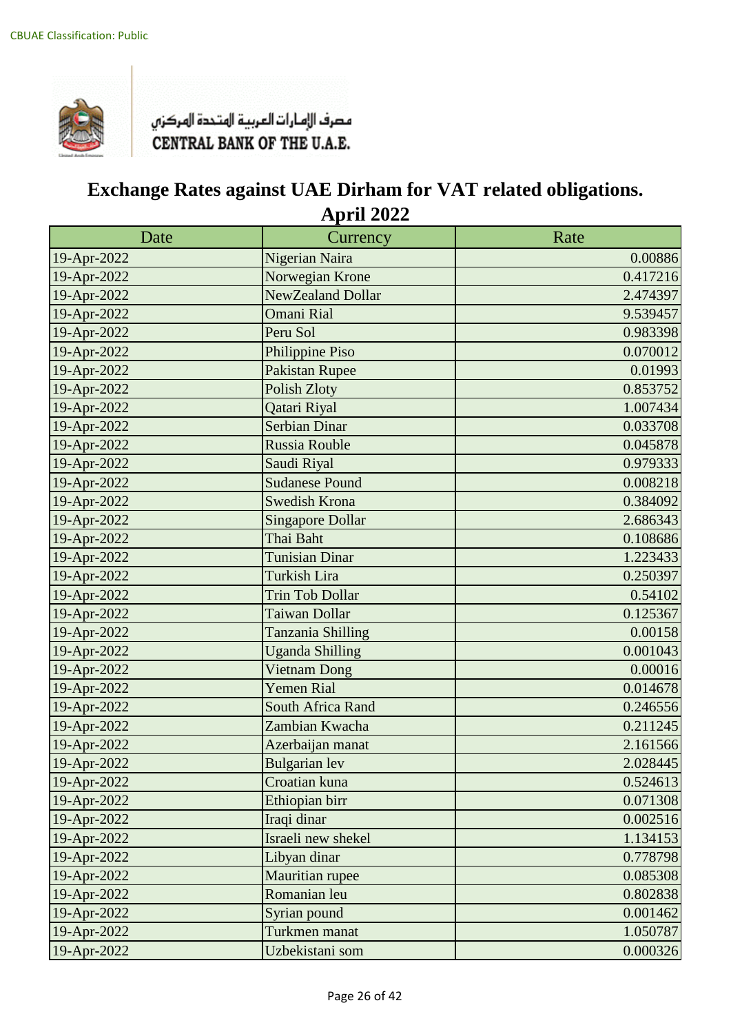CBUAE Classification: Public

مصرف الإمارات العربية المتحدة المركزي
CENTRAL BANK OF THE U.A.E.

# Exchange Rates against UAE Dirham for VAT related obligations.
## April 2022

| Date | Currency | Rate |
|---|---|---|
| 19-Apr-2022 | Nigerian Naira | 0.00886 |
| 19-Apr-2022 | Norwegian Krone | 0.417216 |
| 19-Apr-2022 | NewZealand Dollar | 2.474397 |
| 19-Apr-2022 | Omani Rial | 9.539457 |
| 19-Apr-2022 | Peru Sol | 0.983398 |
| 19-Apr-2022 | Philippine Piso | 0.070012 |
| 19-Apr-2022 | Pakistan Rupee | 0.01993 |
| 19-Apr-2022 | Polish Zloty | 0.853752 |
| 19-Apr-2022 | Qatari Riyal | 1.007434 |
| 19-Apr-2022 | Serbian Dinar | 0.033708 |
| 19-Apr-2022 | Russia Rouble | 0.045878 |
| 19-Apr-2022 | Saudi Riyal | 0.979333 |
| 19-Apr-2022 | Sudanese Pound | 0.008218 |
| 19-Apr-2022 | Swedish Krona | 0.384092 |
| 19-Apr-2022 | Singapore Dollar | 2.686343 |
| 19-Apr-2022 | Thai Baht | 0.108686 |
| 19-Apr-2022 | Tunisian Dinar | 1.223433 |
| 19-Apr-2022 | Turkish Lira | 0.250397 |
| 19-Apr-2022 | Trin Tob Dollar | 0.54102 |
| 19-Apr-2022 | Taiwan Dollar | 0.125367 |
| 19-Apr-2022 | Tanzania Shilling | 0.00158 |
| 19-Apr-2022 | Uganda Shilling | 0.001043 |
| 19-Apr-2022 | Vietnam Dong | 0.00016 |
| 19-Apr-2022 | Yemen Rial | 0.014678 |
| 19-Apr-2022 | South Africa Rand | 0.246556 |
| 19-Apr-2022 | Zambian Kwacha | 0.211245 |
| 19-Apr-2022 | Azerbaijan manat | 2.161566 |
| 19-Apr-2022 | Bulgarian lev | 2.028445 |
| 19-Apr-2022 | Croatian kuna | 0.524613 |
| 19-Apr-2022 | Ethiopian birr | 0.071308 |
| 19-Apr-2022 | Iraqi dinar | 0.002516 |
| 19-Apr-2022 | Israeli new shekel | 1.134153 |
| 19-Apr-2022 | Libyan dinar | 0.778798 |
| 19-Apr-2022 | Mauritian rupee | 0.085308 |
| 19-Apr-2022 | Romanian leu | 0.802838 |
| 19-Apr-2022 | Syrian pound | 0.001462 |
| 19-Apr-2022 | Turkmen manat | 1.050787 |
| 19-Apr-2022 | Uzbekistani som | 0.000326 |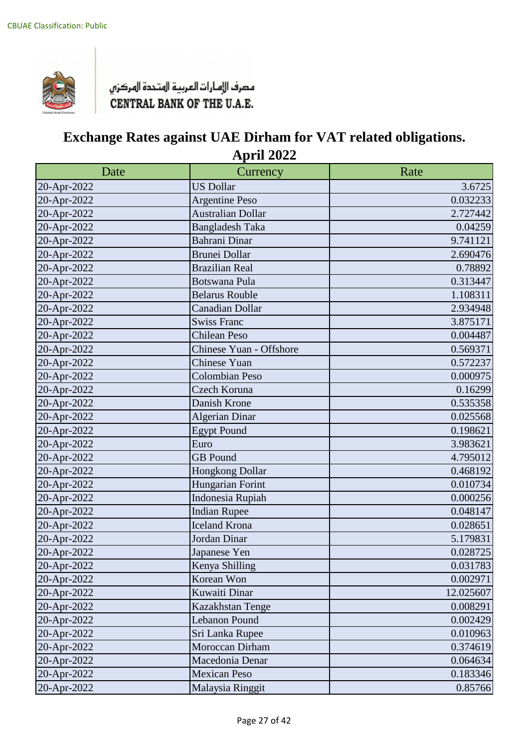CBUAE Classification: Public

مصرف الإمارات العربية المتحدة المركزي
CENTRAL BANK OF THE U.A.E.

# Exchange Rates against UAE Dirham for VAT related obligations.
## April 2022

| Date | Currency | Rate |
|---|---|---|
| 20-Apr-2022 | US Dollar | 3.6725 |
| 20-Apr-2022 | Argentine Peso | 0.032233 |
| 20-Apr-2022 | Australian Dollar | 2.727442 |
| 20-Apr-2022 | Bangladesh Taka | 0.04259 |
| 20-Apr-2022 | Bahrani Dinar | 9.741121 |
| 20-Apr-2022 | Brunei Dollar | 2.690476 |
| 20-Apr-2022 | Brazilian Real | 0.78892 |
| 20-Apr-2022 | Botswana Pula | 0.313447 |
| 20-Apr-2022 | Belarus Rouble | 1.108311 |
| 20-Apr-2022 | Canadian Dollar | 2.934948 |
| 20-Apr-2022 | Swiss Franc | 3.875171 |
| 20-Apr-2022 | Chilean Peso | 0.004487 |
| 20-Apr-2022 | Chinese Yuan - Offshore | 0.569371 |
| 20-Apr-2022 | Chinese Yuan | 0.572237 |
| 20-Apr-2022 | Colombian Peso | 0.000975 |
| 20-Apr-2022 | Czech Koruna | 0.16299 |
| 20-Apr-2022 | Danish Krone | 0.535358 |
| 20-Apr-2022 | Algerian Dinar | 0.025568 |
| 20-Apr-2022 | Egypt Pound | 0.198621 |
| 20-Apr-2022 | Euro | 3.983621 |
| 20-Apr-2022 | GB Pound | 4.795012 |
| 20-Apr-2022 | Hongkong Dollar | 0.468192 |
| 20-Apr-2022 | Hungarian Forint | 0.010734 |
| 20-Apr-2022 | Indonesia Rupiah | 0.000256 |
| 20-Apr-2022 | Indian Rupee | 0.048147 |
| 20-Apr-2022 | Iceland Krona | 0.028651 |
| 20-Apr-2022 | Jordan Dinar | 5.179831 |
| 20-Apr-2022 | Japanese Yen | 0.028725 |
| 20-Apr-2022 | Kenya Shilling | 0.031783 |
| 20-Apr-2022 | Korean Won | 0.002971 |
| 20-Apr-2022 | Kuwaiti Dinar | 12.025607 |
| 20-Apr-2022 | Kazakhstan Tenge | 0.008291 |
| 20-Apr-2022 | Lebanon Pound | 0.002429 |
| 20-Apr-2022 | Sri Lanka Rupee | 0.010963 |
| 20-Apr-2022 | Moroccan Dirham | 0.374619 |
| 20-Apr-2022 | Macedonia Denar | 0.064634 |
| 20-Apr-2022 | Mexican Peso | 0.183346 |
| 20-Apr-2022 | Malaysia Ringgit | 0.85766 |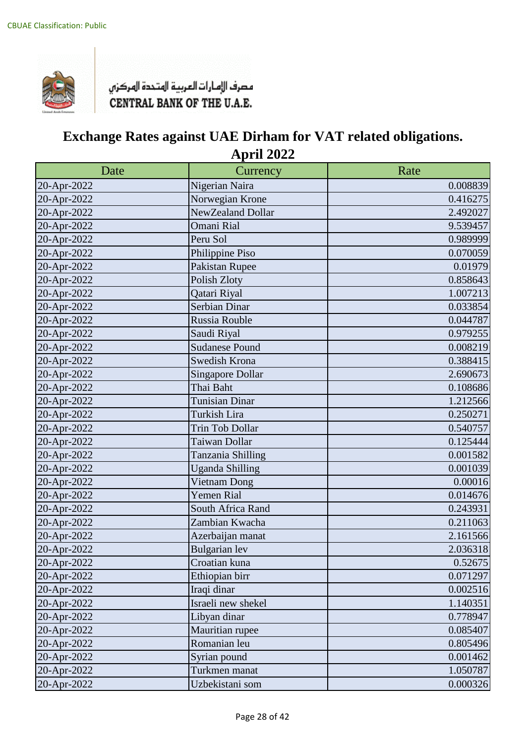CBUAE Classification: Public

مصرف الإمارات العربية المتحدة المركزي
CENTRAL BANK OF THE U.A.E.

# Exchange Rates against UAE Dirham for VAT related obligations.
## April 2022

| Date | Currency | Rate |
|---|---|---|
| 20-Apr-2022 | Nigerian Naira | 0.008839 |
| 20-Apr-2022 | Norwegian Krone | 0.416275 |
| 20-Apr-2022 | NewZealand Dollar | 2.492027 |
| 20-Apr-2022 | Omani Rial | 9.539457 |
| 20-Apr-2022 | Peru Sol | 0.989999 |
| 20-Apr-2022 | Philippine Piso | 0.070059 |
| 20-Apr-2022 | Pakistan Rupee | 0.01979 |
| 20-Apr-2022 | Polish Zloty | 0.858643 |
| 20-Apr-2022 | Qatari Riyal | 1.007213 |
| 20-Apr-2022 | Serbian Dinar | 0.033854 |
| 20-Apr-2022 | Russia Rouble | 0.044787 |
| 20-Apr-2022 | Saudi Riyal | 0.979255 |
| 20-Apr-2022 | Sudanese Pound | 0.008219 |
| 20-Apr-2022 | Swedish Krona | 0.388415 |
| 20-Apr-2022 | Singapore Dollar | 2.690673 |
| 20-Apr-2022 | Thai Baht | 0.108686 |
| 20-Apr-2022 | Tunisian Dinar | 1.212566 |
| 20-Apr-2022 | Turkish Lira | 0.250271 |
| 20-Apr-2022 | Trin Tob Dollar | 0.540757 |
| 20-Apr-2022 | Taiwan Dollar | 0.125444 |
| 20-Apr-2022 | Tanzania Shilling | 0.001582 |
| 20-Apr-2022 | Uganda Shilling | 0.001039 |
| 20-Apr-2022 | Vietnam Dong | 0.00016 |
| 20-Apr-2022 | Yemen Rial | 0.014676 |
| 20-Apr-2022 | South Africa Rand | 0.243931 |
| 20-Apr-2022 | Zambian Kwacha | 0.211063 |
| 20-Apr-2022 | Azerbaijan manat | 2.161566 |
| 20-Apr-2022 | Bulgarian lev | 2.036318 |
| 20-Apr-2022 | Croatian kuna | 0.52675 |
| 20-Apr-2022 | Ethiopian birr | 0.071297 |
| 20-Apr-2022 | Iraqi dinar | 0.002516 |
| 20-Apr-2022 | Israeli new shekel | 1.140351 |
| 20-Apr-2022 | Libyan dinar | 0.778947 |
| 20-Apr-2022 | Mauritian rupee | 0.085407 |
| 20-Apr-2022 | Romanian leu | 0.805496 |
| 20-Apr-2022 | Syrian pound | 0.001462 |
| 20-Apr-2022 | Turkmen manat | 1.050787 |
| 20-Apr-2022 | Uzbekistani som | 0.000326 |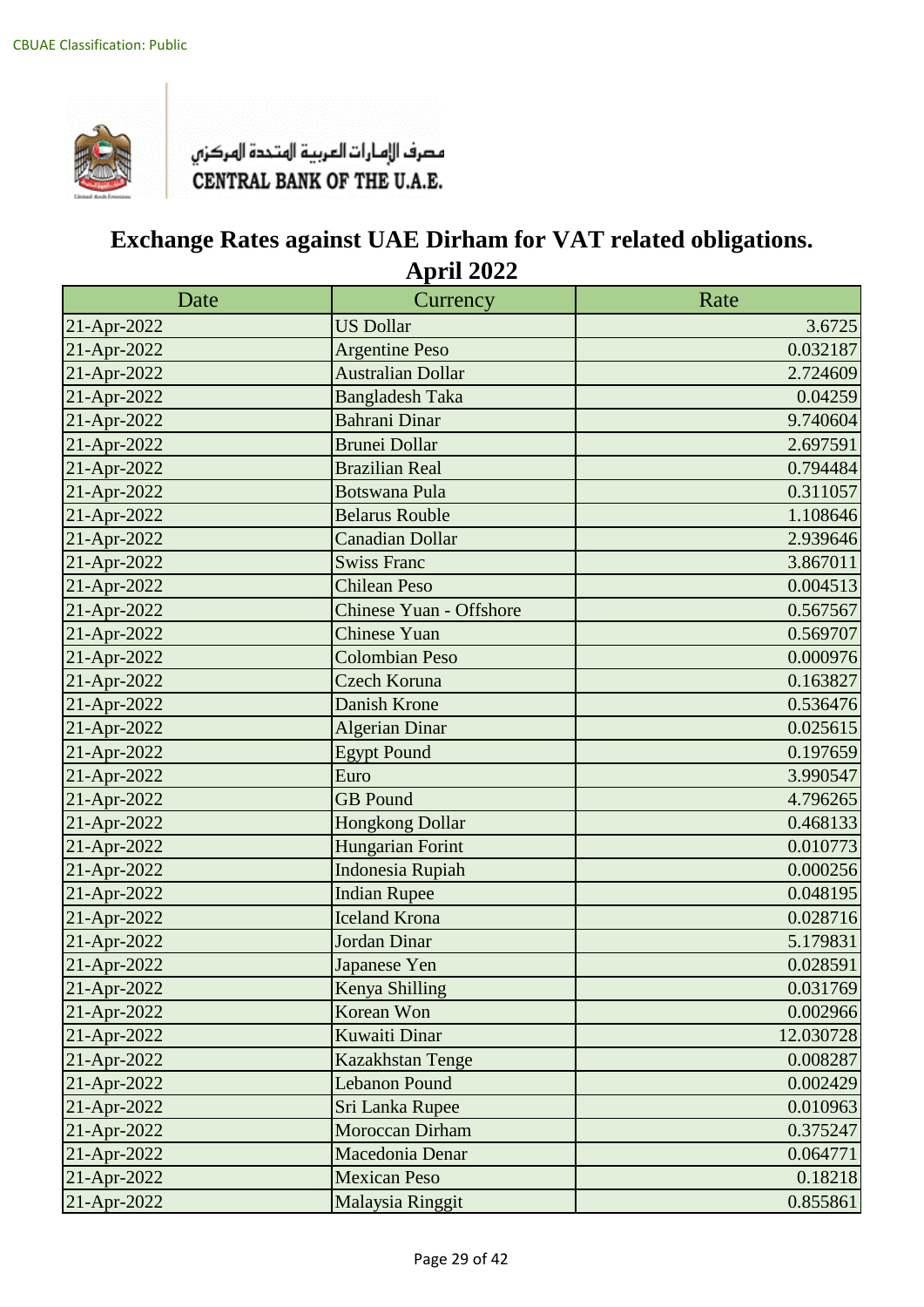CBUAE Classification: Public

مصرف الإمارات العربية المتحدة المركزي
CENTRAL BANK OF THE U.A.E.

# Exchange Rates against UAE Dirham for VAT related obligations.
## April 2022

| Date | Currency | Rate |
|---|---|---|
| 21-Apr-2022 | US Dollar | 3.6725 |
| 21-Apr-2022 | Argentine Peso | 0.032187 |
| 21-Apr-2022 | Australian Dollar | 2.724609 |
| 21-Apr-2022 | Bangladesh Taka | 0.04259 |
| 21-Apr-2022 | Bahrani Dinar | 9.740604 |
| 21-Apr-2022 | Brunei Dollar | 2.697591 |
| 21-Apr-2022 | Brazilian Real | 0.794484 |
| 21-Apr-2022 | Botswana Pula | 0.311057 |
| 21-Apr-2022 | Belarus Rouble | 1.108646 |
| 21-Apr-2022 | Canadian Dollar | 2.939646 |
| 21-Apr-2022 | Swiss Franc | 3.867011 |
| 21-Apr-2022 | Chilean Peso | 0.004513 |
| 21-Apr-2022 | Chinese Yuan - Offshore | 0.567567 |
| 21-Apr-2022 | Chinese Yuan | 0.569707 |
| 21-Apr-2022 | Colombian Peso | 0.000976 |
| 21-Apr-2022 | Czech Koruna | 0.163827 |
| 21-Apr-2022 | Danish Krone | 0.536476 |
| 21-Apr-2022 | Algerian Dinar | 0.025615 |
| 21-Apr-2022 | Egypt Pound | 0.197659 |
| 21-Apr-2022 | Euro | 3.990547 |
| 21-Apr-2022 | GB Pound | 4.796265 |
| 21-Apr-2022 | Hongkong Dollar | 0.468133 |
| 21-Apr-2022 | Hungarian Forint | 0.010773 |
| 21-Apr-2022 | Indonesia Rupiah | 0.000256 |
| 21-Apr-2022 | Indian Rupee | 0.048195 |
| 21-Apr-2022 | Iceland Krona | 0.028716 |
| 21-Apr-2022 | Jordan Dinar | 5.179831 |
| 21-Apr-2022 | Japanese Yen | 0.028591 |
| 21-Apr-2022 | Kenya Shilling | 0.031769 |
| 21-Apr-2022 | Korean Won | 0.002966 |
| 21-Apr-2022 | Kuwaiti Dinar | 12.030728 |
| 21-Apr-2022 | Kazakhstan Tenge | 0.008287 |
| 21-Apr-2022 | Lebanon Pound | 0.002429 |
| 21-Apr-2022 | Sri Lanka Rupee | 0.010963 |
| 21-Apr-2022 | Moroccan Dirham | 0.375247 |
| 21-Apr-2022 | Macedonia Denar | 0.064771 |
| 21-Apr-2022 | Mexican Peso | 0.18218 |
| 21-Apr-2022 | Malaysia Ringgit | 0.855861 |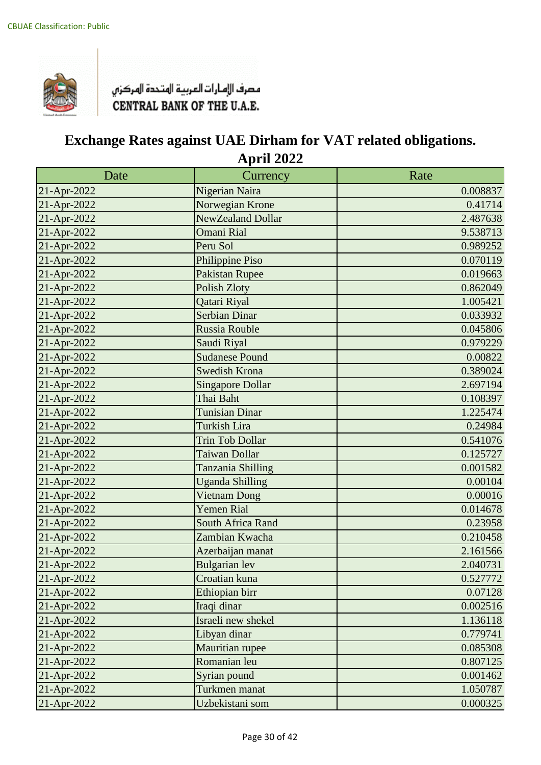CBUAE Classification: Public

مصرف الإمارات العربية المتحدة المركزي
CENTRAL BANK OF THE U.A.E.

# Exchange Rates against UAE Dirham for VAT related obligations.
## April 2022

| Date | Currency | Rate |
|---|---|---|
| 21-Apr-2022 | Nigerian Naira | 0.008837 |
| 21-Apr-2022 | Norwegian Krone | 0.41714 |
| 21-Apr-2022 | NewZealand Dollar | 2.487638 |
| 21-Apr-2022 | Omani Rial | 9.538713 |
| 21-Apr-2022 | Peru Sol | 0.989252 |
| 21-Apr-2022 | Philippine Piso | 0.070119 |
| 21-Apr-2022 | Pakistan Rupee | 0.019663 |
| 21-Apr-2022 | Polish Zloty | 0.862049 |
| 21-Apr-2022 | Qatari Riyal | 1.005421 |
| 21-Apr-2022 | Serbian Dinar | 0.033932 |
| 21-Apr-2022 | Russia Rouble | 0.045806 |
| 21-Apr-2022 | Saudi Riyal | 0.979229 |
| 21-Apr-2022 | Sudanese Pound | 0.00822 |
| 21-Apr-2022 | Swedish Krona | 0.389024 |
| 21-Apr-2022 | Singapore Dollar | 2.697194 |
| 21-Apr-2022 | Thai Baht | 0.108397 |
| 21-Apr-2022 | Tunisian Dinar | 1.225474 |
| 21-Apr-2022 | Turkish Lira | 0.24984 |
| 21-Apr-2022 | Trin Tob Dollar | 0.541076 |
| 21-Apr-2022 | Taiwan Dollar | 0.125727 |
| 21-Apr-2022 | Tanzania Shilling | 0.001582 |
| 21-Apr-2022 | Uganda Shilling | 0.00104 |
| 21-Apr-2022 | Vietnam Dong | 0.00016 |
| 21-Apr-2022 | Yemen Rial | 0.014678 |
| 21-Apr-2022 | South Africa Rand | 0.23958 |
| 21-Apr-2022 | Zambian Kwacha | 0.210458 |
| 21-Apr-2022 | Azerbaijan manat | 2.161566 |
| 21-Apr-2022 | Bulgarian lev | 2.040731 |
| 21-Apr-2022 | Croatian kuna | 0.527772 |
| 21-Apr-2022 | Ethiopian birr | 0.07128 |
| 21-Apr-2022 | Iraqi dinar | 0.002516 |
| 21-Apr-2022 | Israeli new shekel | 1.136118 |
| 21-Apr-2022 | Libyan dinar | 0.779741 |
| 21-Apr-2022 | Mauritian rupee | 0.085308 |
| 21-Apr-2022 | Romanian leu | 0.807125 |
| 21-Apr-2022 | Syrian pound | 0.001462 |
| 21-Apr-2022 | Turkmen manat | 1.050787 |
| 21-Apr-2022 | Uzbekistani som | 0.000325 |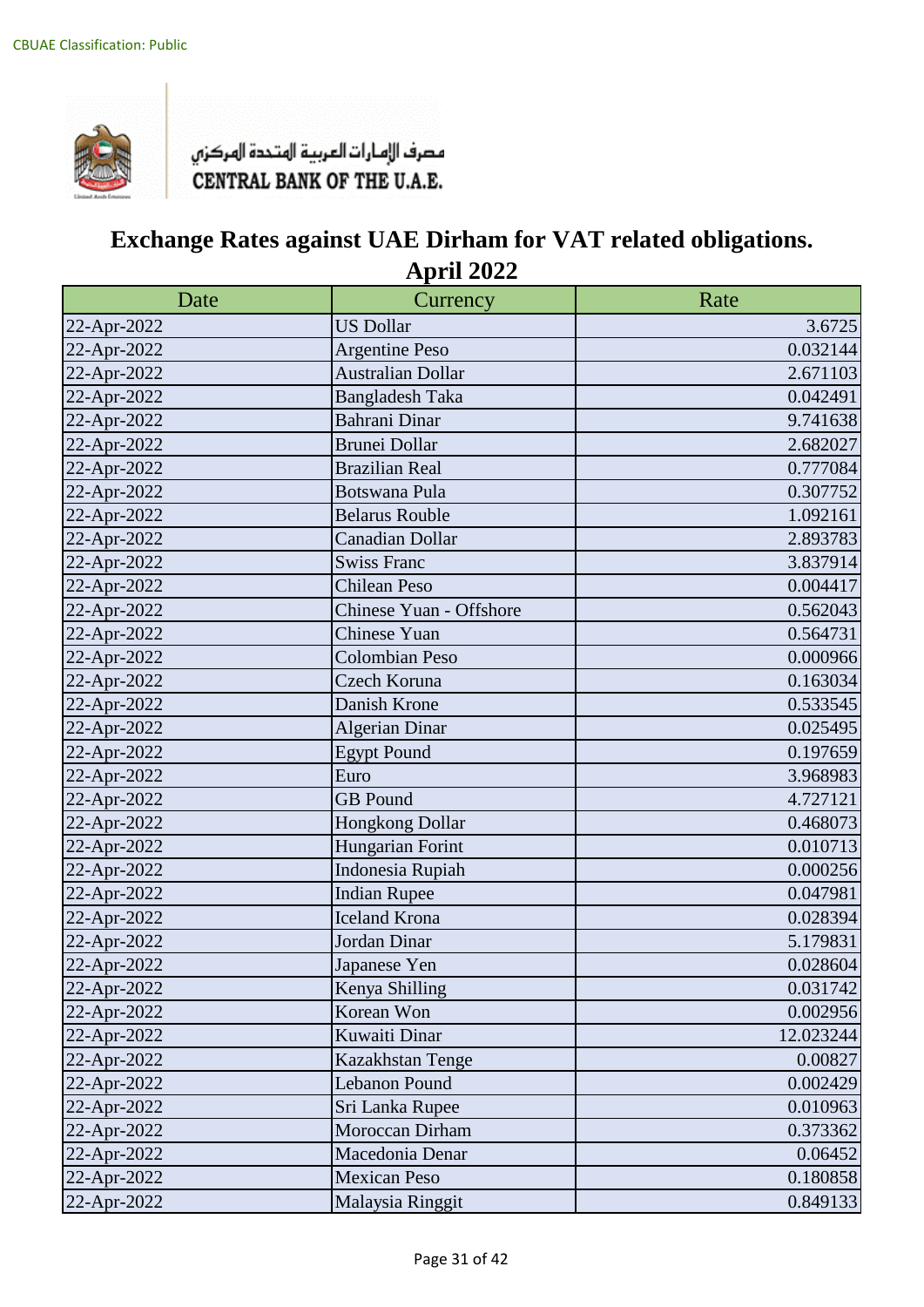CBUAE Classification: Public

مصرف الإمارات العربية المتحدة المركزي
CENTRAL BANK OF THE U.A.E.

# Exchange Rates against UAE Dirham for VAT related obligations.
## April 2022

| Date | Currency | Rate |
|---|---|---|
| 22-Apr-2022 | US Dollar | 3.6725 |
| 22-Apr-2022 | Argentine Peso | 0.032144 |
| 22-Apr-2022 | Australian Dollar | 2.671103 |
| 22-Apr-2022 | Bangladesh Taka | 0.042491 |
| 22-Apr-2022 | Bahrani Dinar | 9.741638 |
| 22-Apr-2022 | Brunei Dollar | 2.682027 |
| 22-Apr-2022 | Brazilian Real | 0.777084 |
| 22-Apr-2022 | Botswana Pula | 0.307752 |
| 22-Apr-2022 | Belarus Rouble | 1.092161 |
| 22-Apr-2022 | Canadian Dollar | 2.893783 |
| 22-Apr-2022 | Swiss Franc | 3.837914 |
| 22-Apr-2022 | Chilean Peso | 0.004417 |
| 22-Apr-2022 | Chinese Yuan - Offshore | 0.562043 |
| 22-Apr-2022 | Chinese Yuan | 0.564731 |
| 22-Apr-2022 | Colombian Peso | 0.000966 |
| 22-Apr-2022 | Czech Koruna | 0.163034 |
| 22-Apr-2022 | Danish Krone | 0.533545 |
| 22-Apr-2022 | Algerian Dinar | 0.025495 |
| 22-Apr-2022 | Egypt Pound | 0.197659 |
| 22-Apr-2022 | Euro | 3.968983 |
| 22-Apr-2022 | GB Pound | 4.727121 |
| 22-Apr-2022 | Hongkong Dollar | 0.468073 |
| 22-Apr-2022 | Hungarian Forint | 0.010713 |
| 22-Apr-2022 | Indonesia Rupiah | 0.000256 |
| 22-Apr-2022 | Indian Rupee | 0.047981 |
| 22-Apr-2022 | Iceland Krona | 0.028394 |
| 22-Apr-2022 | Jordan Dinar | 5.179831 |
| 22-Apr-2022 | Japanese Yen | 0.028604 |
| 22-Apr-2022 | Kenya Shilling | 0.031742 |
| 22-Apr-2022 | Korean Won | 0.002956 |
| 22-Apr-2022 | Kuwaiti Dinar | 12.023244 |
| 22-Apr-2022 | Kazakhstan Tenge | 0.00827 |
| 22-Apr-2022 | Lebanon Pound | 0.002429 |
| 22-Apr-2022 | Sri Lanka Rupee | 0.010963 |
| 22-Apr-2022 | Moroccan Dirham | 0.373362 |
| 22-Apr-2022 | Macedonia Denar | 0.06452 |
| 22-Apr-2022 | Mexican Peso | 0.180858 |
| 22-Apr-2022 | Malaysia Ringgit | 0.849133 |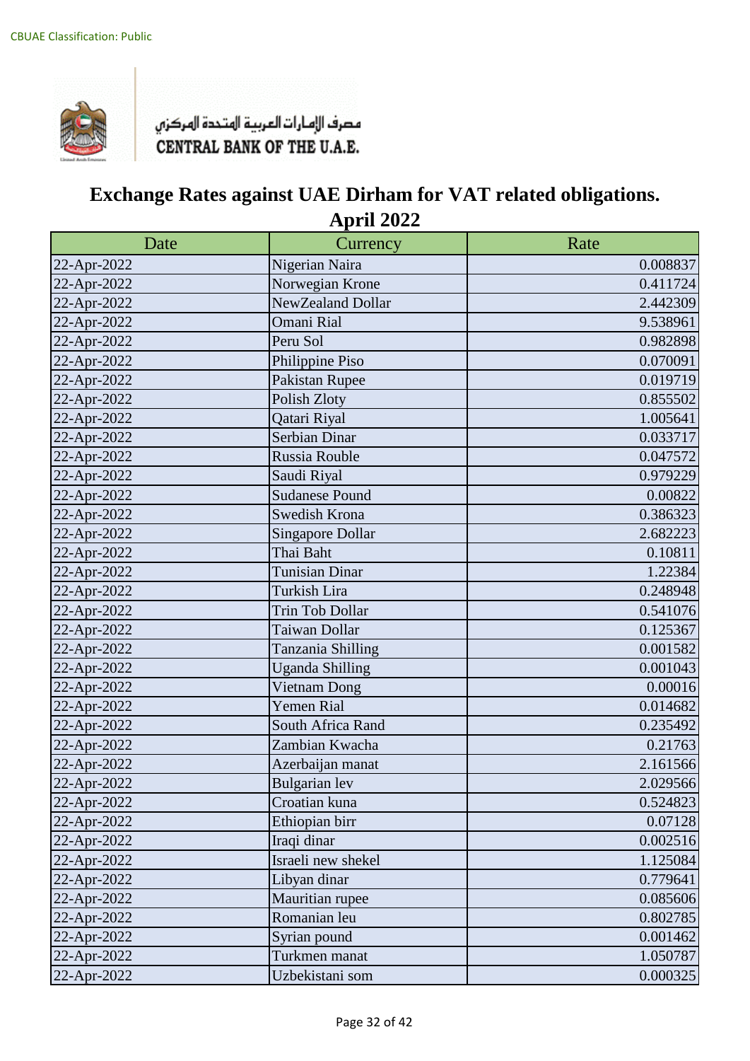CBUAE Classification: Public

مصرف الإمارات العربية المتحدة المركزي
CENTRAL BANK OF THE U.A.E.

# Exchange Rates against UAE Dirham for VAT related obligations.
## April 2022

| Date | Currency | Rate |
|---|---|---|
| 22-Apr-2022 | Nigerian Naira | 0.008837 |
| 22-Apr-2022 | Norwegian Krone | 0.411724 |
| 22-Apr-2022 | NewZealand Dollar | 2.442309 |
| 22-Apr-2022 | Omani Rial | 9.538961 |
| 22-Apr-2022 | Peru Sol | 0.982898 |
| 22-Apr-2022 | Philippine Piso | 0.070091 |
| 22-Apr-2022 | Pakistan Rupee | 0.019719 |
| 22-Apr-2022 | Polish Zloty | 0.855502 |
| 22-Apr-2022 | Qatari Riyal | 1.005641 |
| 22-Apr-2022 | Serbian Dinar | 0.033717 |
| 22-Apr-2022 | Russia Rouble | 0.047572 |
| 22-Apr-2022 | Saudi Riyal | 0.979229 |
| 22-Apr-2022 | Sudanese Pound | 0.00822 |
| 22-Apr-2022 | Swedish Krona | 0.386323 |
| 22-Apr-2022 | Singapore Dollar | 2.682223 |
| 22-Apr-2022 | Thai Baht | 0.10811 |
| 22-Apr-2022 | Tunisian Dinar | 1.22384 |
| 22-Apr-2022 | Turkish Lira | 0.248948 |
| 22-Apr-2022 | Trin Tob Dollar | 0.541076 |
| 22-Apr-2022 | Taiwan Dollar | 0.125367 |
| 22-Apr-2022 | Tanzania Shilling | 0.001582 |
| 22-Apr-2022 | Uganda Shilling | 0.001043 |
| 22-Apr-2022 | Vietnam Dong | 0.00016 |
| 22-Apr-2022 | Yemen Rial | 0.014682 |
| 22-Apr-2022 | South Africa Rand | 0.235492 |
| 22-Apr-2022 | Zambian Kwacha | 0.21763 |
| 22-Apr-2022 | Azerbaijan manat | 2.161566 |
| 22-Apr-2022 | Bulgarian lev | 2.029566 |
| 22-Apr-2022 | Croatian kuna | 0.524823 |
| 22-Apr-2022 | Ethiopian birr | 0.07128 |
| 22-Apr-2022 | Iraqi dinar | 0.002516 |
| 22-Apr-2022 | Israeli new shekel | 1.125084 |
| 22-Apr-2022 | Libyan dinar | 0.779641 |
| 22-Apr-2022 | Mauritian rupee | 0.085606 |
| 22-Apr-2022 | Romanian leu | 0.802785 |
| 22-Apr-2022 | Syrian pound | 0.001462 |
| 22-Apr-2022 | Turkmen manat | 1.050787 |
| 22-Apr-2022 | Uzbekistani som | 0.000325 |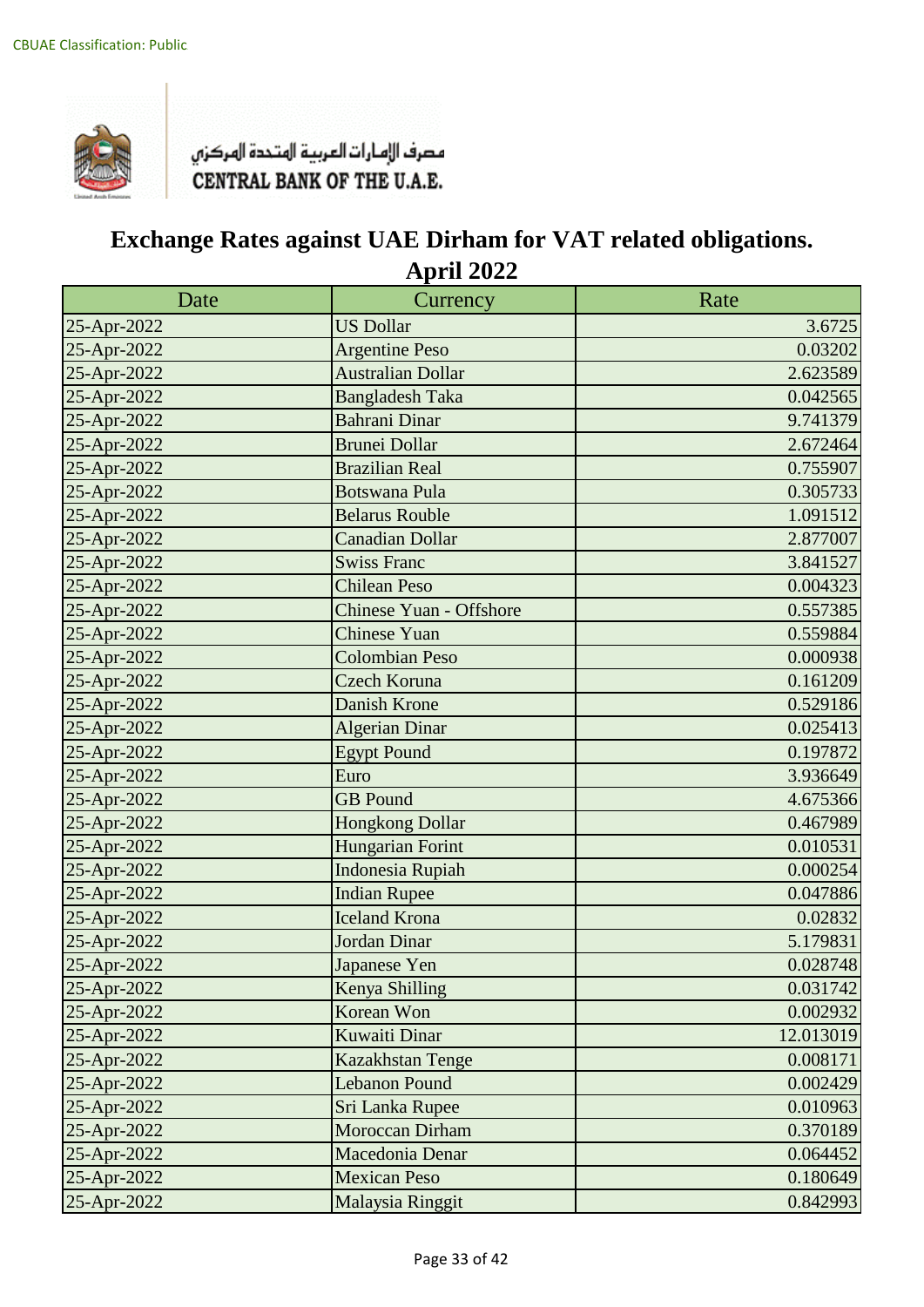CBUAE Classification: Public

مصرف الإمارات العربية المتحدة المركزي
CENTRAL BANK OF THE U.A.E.

# Exchange Rates against UAE Dirham for VAT related obligations.
## April 2022

| Date | Currency | Rate |
|---|---|---|
| 25-Apr-2022 | US Dollar | 3.6725 |
| 25-Apr-2022 | Argentine Peso | 0.03202 |
| 25-Apr-2022 | Australian Dollar | 2.623589 |
| 25-Apr-2022 | Bangladesh Taka | 0.042565 |
| 25-Apr-2022 | Bahrani Dinar | 9.741379 |
| 25-Apr-2022 | Brunei Dollar | 2.672464 |
| 25-Apr-2022 | Brazilian Real | 0.755907 |
| 25-Apr-2022 | Botswana Pula | 0.305733 |
| 25-Apr-2022 | Belarus Rouble | 1.091512 |
| 25-Apr-2022 | Canadian Dollar | 2.877007 |
| 25-Apr-2022 | Swiss Franc | 3.841527 |
| 25-Apr-2022 | Chilean Peso | 0.004323 |
| 25-Apr-2022 | Chinese Yuan - Offshore | 0.557385 |
| 25-Apr-2022 | Chinese Yuan | 0.559884 |
| 25-Apr-2022 | Colombian Peso | 0.000938 |
| 25-Apr-2022 | Czech Koruna | 0.161209 |
| 25-Apr-2022 | Danish Krone | 0.529186 |
| 25-Apr-2022 | Algerian Dinar | 0.025413 |
| 25-Apr-2022 | Egypt Pound | 0.197872 |
| 25-Apr-2022 | Euro | 3.936649 |
| 25-Apr-2022 | GB Pound | 4.675366 |
| 25-Apr-2022 | Hongkong Dollar | 0.467989 |
| 25-Apr-2022 | Hungarian Forint | 0.010531 |
| 25-Apr-2022 | Indonesia Rupiah | 0.000254 |
| 25-Apr-2022 | Indian Rupee | 0.047886 |
| 25-Apr-2022 | Iceland Krona | 0.02832 |
| 25-Apr-2022 | Jordan Dinar | 5.179831 |
| 25-Apr-2022 | Japanese Yen | 0.028748 |
| 25-Apr-2022 | Kenya Shilling | 0.031742 |
| 25-Apr-2022 | Korean Won | 0.002932 |
| 25-Apr-2022 | Kuwaiti Dinar | 12.013019 |
| 25-Apr-2022 | Kazakhstan Tenge | 0.008171 |
| 25-Apr-2022 | Lebanon Pound | 0.002429 |
| 25-Apr-2022 | Sri Lanka Rupee | 0.010963 |
| 25-Apr-2022 | Moroccan Dirham | 0.370189 |
| 25-Apr-2022 | Macedonia Denar | 0.064452 |
| 25-Apr-2022 | Mexican Peso | 0.180649 |
| 25-Apr-2022 | Malaysia Ringgit | 0.842993 |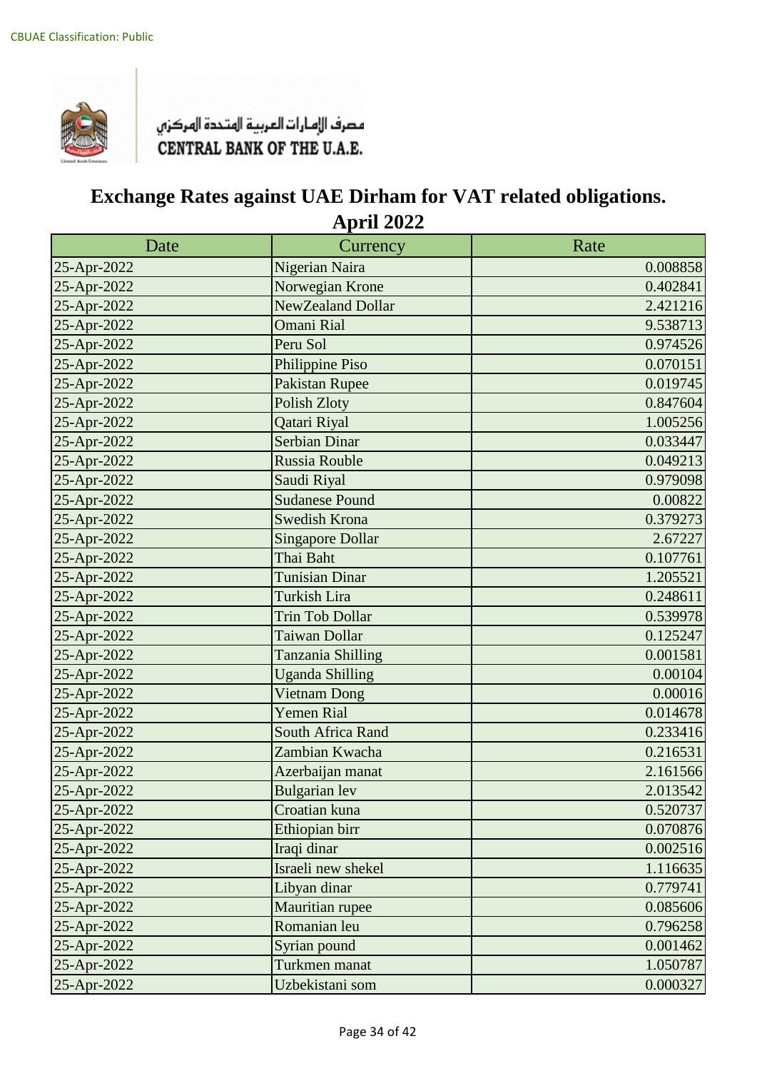CBUAE Classification: Public

مصرف الإمارات العربية المتحدة المركزي
CENTRAL BANK OF THE U.A.E.

# Exchange Rates against UAE Dirham for VAT related obligations.
## April 2022

| Date | Currency | Rate |
|---|---|---|
| 25-Apr-2022 | Nigerian Naira | 0.008858 |
| 25-Apr-2022 | Norwegian Krone | 0.402841 |
| 25-Apr-2022 | NewZealand Dollar | 2.421216 |
| 25-Apr-2022 | Omani Rial | 9.538713 |
| 25-Apr-2022 | Peru Sol | 0.974526 |
| 25-Apr-2022 | Philippine Piso | 0.070151 |
| 25-Apr-2022 | Pakistan Rupee | 0.019745 |
| 25-Apr-2022 | Polish Zloty | 0.847604 |
| 25-Apr-2022 | Qatari Riyal | 1.005256 |
| 25-Apr-2022 | Serbian Dinar | 0.033447 |
| 25-Apr-2022 | Russia Rouble | 0.049213 |
| 25-Apr-2022 | Saudi Riyal | 0.979098 |
| 25-Apr-2022 | Sudanese Pound | 0.00822 |
| 25-Apr-2022 | Swedish Krona | 0.379273 |
| 25-Apr-2022 | Singapore Dollar | 2.67227 |
| 25-Apr-2022 | Thai Baht | 0.107761 |
| 25-Apr-2022 | Tunisian Dinar | 1.205521 |
| 25-Apr-2022 | Turkish Lira | 0.248611 |
| 25-Apr-2022 | Trin Tob Dollar | 0.539978 |
| 25-Apr-2022 | Taiwan Dollar | 0.125247 |
| 25-Apr-2022 | Tanzania Shilling | 0.001581 |
| 25-Apr-2022 | Uganda Shilling | 0.00104 |
| 25-Apr-2022 | Vietnam Dong | 0.00016 |
| 25-Apr-2022 | Yemen Rial | 0.014678 |
| 25-Apr-2022 | South Africa Rand | 0.233416 |
| 25-Apr-2022 | Zambian Kwacha | 0.216531 |
| 25-Apr-2022 | Azerbaijan manat | 2.161566 |
| 25-Apr-2022 | Bulgarian lev | 2.013542 |
| 25-Apr-2022 | Croatian kuna | 0.520737 |
| 25-Apr-2022 | Ethiopian birr | 0.070876 |
| 25-Apr-2022 | Iraqi dinar | 0.002516 |
| 25-Apr-2022 | Israeli new shekel | 1.116635 |
| 25-Apr-2022 | Libyan dinar | 0.779741 |
| 25-Apr-2022 | Mauritian rupee | 0.085606 |
| 25-Apr-2022 | Romanian leu | 0.796258 |
| 25-Apr-2022 | Syrian pound | 0.001462 |
| 25-Apr-2022 | Turkmen manat | 1.050787 |
| 25-Apr-2022 | Uzbekistani som | 0.000327 |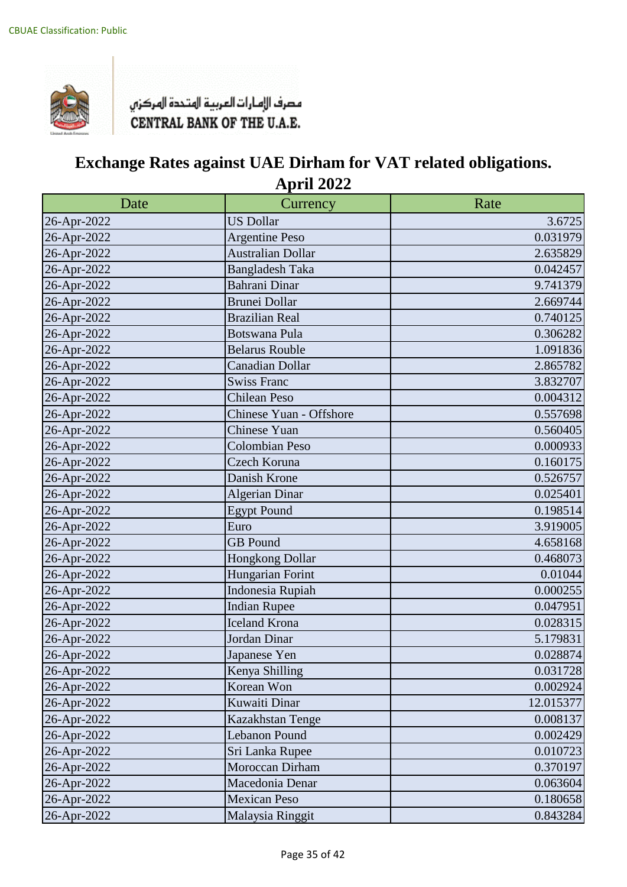CBUAE Classification: Public

مصرف الإمارات العربية المتحدة المركزي
CENTRAL BANK OF THE U.A.E.

# Exchange Rates against UAE Dirham for VAT related obligations.
## April 2022

| Date | Currency | Rate |
|---|---|---|
| 26-Apr-2022 | US Dollar | 3.6725 |
| 26-Apr-2022 | Argentine Peso | 0.031979 |
| 26-Apr-2022 | Australian Dollar | 2.635829 |
| 26-Apr-2022 | Bangladesh Taka | 0.042457 |
| 26-Apr-2022 | Bahrani Dinar | 9.741379 |
| 26-Apr-2022 | Brunei Dollar | 2.669744 |
| 26-Apr-2022 | Brazilian Real | 0.740125 |
| 26-Apr-2022 | Botswana Pula | 0.306282 |
| 26-Apr-2022 | Belarus Rouble | 1.091836 |
| 26-Apr-2022 | Canadian Dollar | 2.865782 |
| 26-Apr-2022 | Swiss Franc | 3.832707 |
| 26-Apr-2022 | Chilean Peso | 0.004312 |
| 26-Apr-2022 | Chinese Yuan - Offshore | 0.557698 |
| 26-Apr-2022 | Chinese Yuan | 0.560405 |
| 26-Apr-2022 | Colombian Peso | 0.000933 |
| 26-Apr-2022 | Czech Koruna | 0.160175 |
| 26-Apr-2022 | Danish Krone | 0.526757 |
| 26-Apr-2022 | Algerian Dinar | 0.025401 |
| 26-Apr-2022 | Egypt Pound | 0.198514 |
| 26-Apr-2022 | Euro | 3.919005 |
| 26-Apr-2022 | GB Pound | 4.658168 |
| 26-Apr-2022 | Hongkong Dollar | 0.468073 |
| 26-Apr-2022 | Hungarian Forint | 0.01044 |
| 26-Apr-2022 | Indonesia Rupiah | 0.000255 |
| 26-Apr-2022 | Indian Rupee | 0.047951 |
| 26-Apr-2022 | Iceland Krona | 0.028315 |
| 26-Apr-2022 | Jordan Dinar | 5.179831 |
| 26-Apr-2022 | Japanese Yen | 0.028874 |
| 26-Apr-2022 | Kenya Shilling | 0.031728 |
| 26-Apr-2022 | Korean Won | 0.002924 |
| 26-Apr-2022 | Kuwaiti Dinar | 12.015377 |
| 26-Apr-2022 | Kazakhstan Tenge | 0.008137 |
| 26-Apr-2022 | Lebanon Pound | 0.002429 |
| 26-Apr-2022 | Sri Lanka Rupee | 0.010723 |
| 26-Apr-2022 | Moroccan Dirham | 0.370197 |
| 26-Apr-2022 | Macedonia Denar | 0.063604 |
| 26-Apr-2022 | Mexican Peso | 0.180658 |
| 26-Apr-2022 | Malaysia Ringgit | 0.843284 |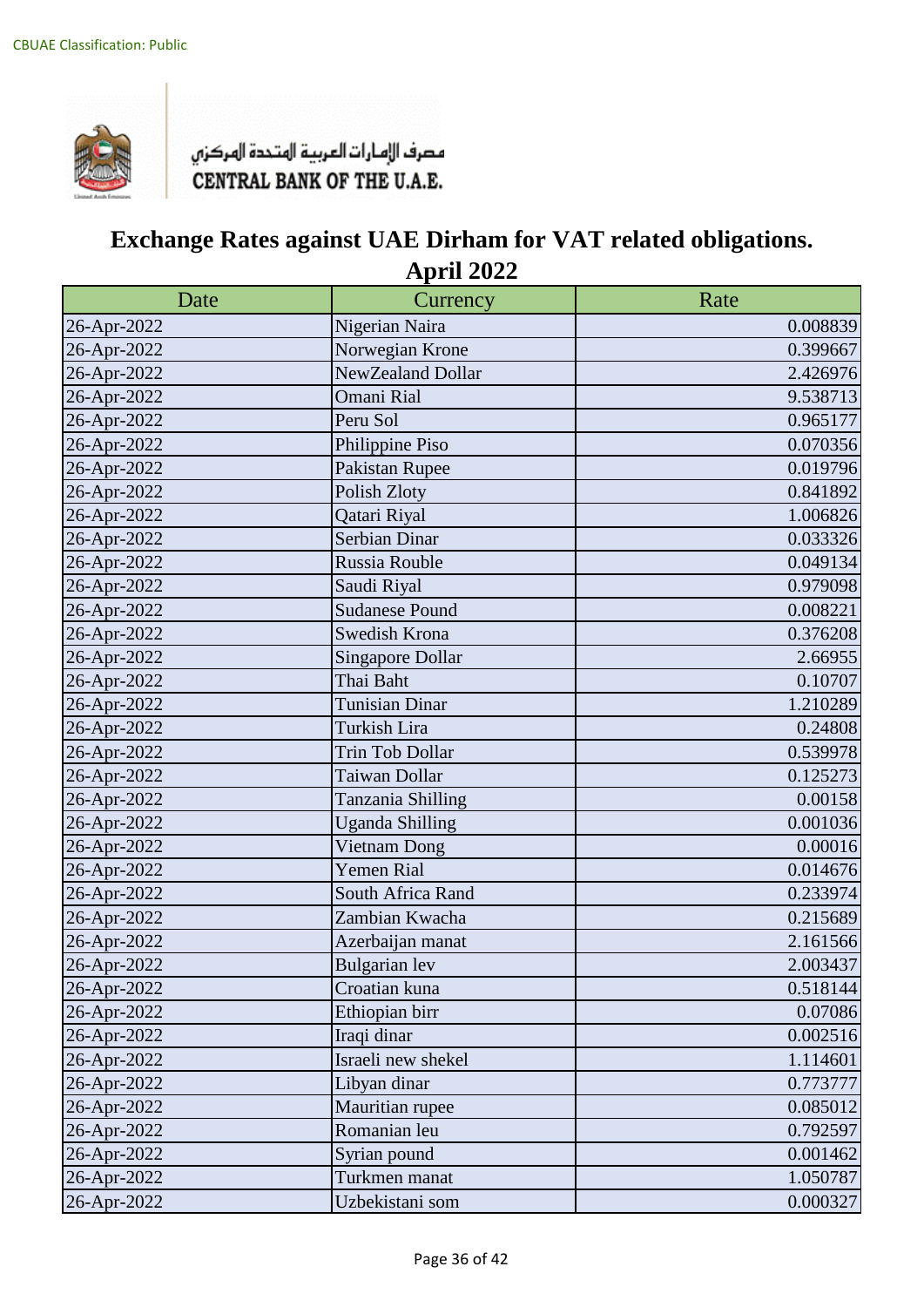CBUAE Classification: Public

مصرف الإمارات العربية المتحدة المركزي
CENTRAL BANK OF THE U.A.E.

# Exchange Rates against UAE Dirham for VAT related obligations.
## April 2022

| Date | Currency | Rate |
|---|---|---|
| 26-Apr-2022 | Nigerian Naira | 0.008839 |
| 26-Apr-2022 | Norwegian Krone | 0.399667 |
| 26-Apr-2022 | NewZealand Dollar | 2.426976 |
| 26-Apr-2022 | Omani Rial | 9.538713 |
| 26-Apr-2022 | Peru Sol | 0.965177 |
| 26-Apr-2022 | Philippine Piso | 0.070356 |
| 26-Apr-2022 | Pakistan Rupee | 0.019796 |
| 26-Apr-2022 | Polish Zloty | 0.841892 |
| 26-Apr-2022 | Qatari Riyal | 1.006826 |
| 26-Apr-2022 | Serbian Dinar | 0.033326 |
| 26-Apr-2022 | Russia Rouble | 0.049134 |
| 26-Apr-2022 | Saudi Riyal | 0.979098 |
| 26-Apr-2022 | Sudanese Pound | 0.008221 |
| 26-Apr-2022 | Swedish Krona | 0.376208 |
| 26-Apr-2022 | Singapore Dollar | 2.66955 |
| 26-Apr-2022 | Thai Baht | 0.10707 |
| 26-Apr-2022 | Tunisian Dinar | 1.210289 |
| 26-Apr-2022 | Turkish Lira | 0.24808 |
| 26-Apr-2022 | Trin Tob Dollar | 0.539978 |
| 26-Apr-2022 | Taiwan Dollar | 0.125273 |
| 26-Apr-2022 | Tanzania Shilling | 0.00158 |
| 26-Apr-2022 | Uganda Shilling | 0.001036 |
| 26-Apr-2022 | Vietnam Dong | 0.00016 |
| 26-Apr-2022 | Yemen Rial | 0.014676 |
| 26-Apr-2022 | South Africa Rand | 0.233974 |
| 26-Apr-2022 | Zambian Kwacha | 0.215689 |
| 26-Apr-2022 | Azerbaijan manat | 2.161566 |
| 26-Apr-2022 | Bulgarian lev | 2.003437 |
| 26-Apr-2022 | Croatian kuna | 0.518144 |
| 26-Apr-2022 | Ethiopian birr | 0.07086 |
| 26-Apr-2022 | Iraqi dinar | 0.002516 |
| 26-Apr-2022 | Israeli new shekel | 1.114601 |
| 26-Apr-2022 | Libyan dinar | 0.773777 |
| 26-Apr-2022 | Mauritian rupee | 0.085012 |
| 26-Apr-2022 | Romanian leu | 0.792597 |
| 26-Apr-2022 | Syrian pound | 0.001462 |
| 26-Apr-2022 | Turkmen manat | 1.050787 |
| 26-Apr-2022 | Uzbekistani som | 0.000327 |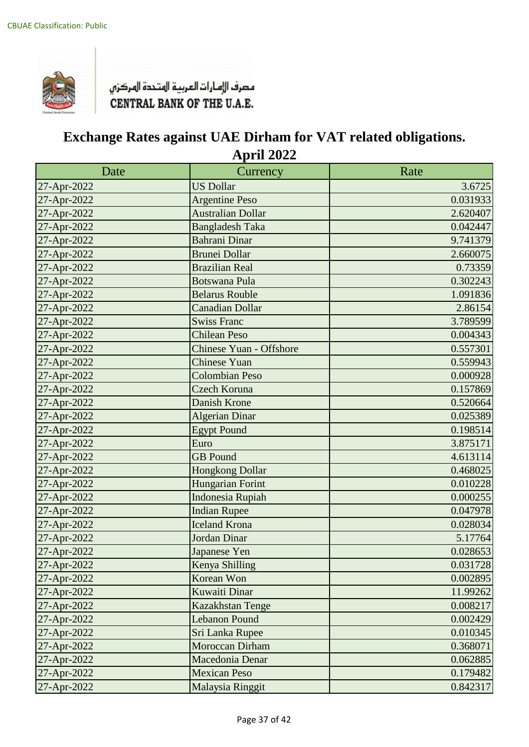CBUAE Classification: Public

مصرف الإمارات العربية المتحدة المركزي
CENTRAL BANK OF THE U.A.E.

# Exchange Rates against UAE Dirham for VAT related obligations.
## April 2022

| Date | Currency | Rate |
|---|---|---|
| 27-Apr-2022 | US Dollar | 3.6725 |
| 27-Apr-2022 | Argentine Peso | 0.031933 |
| 27-Apr-2022 | Australian Dollar | 2.620407 |
| 27-Apr-2022 | Bangladesh Taka | 0.042447 |
| 27-Apr-2022 | Bahrani Dinar | 9.741379 |
| 27-Apr-2022 | Brunei Dollar | 2.660075 |
| 27-Apr-2022 | Brazilian Real | 0.73359 |
| 27-Apr-2022 | Botswana Pula | 0.302243 |
| 27-Apr-2022 | Belarus Rouble | 1.091836 |
| 27-Apr-2022 | Canadian Dollar | 2.86154 |
| 27-Apr-2022 | Swiss Franc | 3.789599 |
| 27-Apr-2022 | Chilean Peso | 0.004343 |
| 27-Apr-2022 | Chinese Yuan - Offshore | 0.557301 |
| 27-Apr-2022 | Chinese Yuan | 0.559943 |
| 27-Apr-2022 | Colombian Peso | 0.000928 |
| 27-Apr-2022 | Czech Koruna | 0.157869 |
| 27-Apr-2022 | Danish Krone | 0.520664 |
| 27-Apr-2022 | Algerian Dinar | 0.025389 |
| 27-Apr-2022 | Egypt Pound | 0.198514 |
| 27-Apr-2022 | Euro | 3.875171 |
| 27-Apr-2022 | GB Pound | 4.613114 |
| 27-Apr-2022 | Hongkong Dollar | 0.468025 |
| 27-Apr-2022 | Hungarian Forint | 0.010228 |
| 27-Apr-2022 | Indonesia Rupiah | 0.000255 |
| 27-Apr-2022 | Indian Rupee | 0.047978 |
| 27-Apr-2022 | Iceland Krona | 0.028034 |
| 27-Apr-2022 | Jordan Dinar | 5.17764 |
| 27-Apr-2022 | Japanese Yen | 0.028653 |
| 27-Apr-2022 | Kenya Shilling | 0.031728 |
| 27-Apr-2022 | Korean Won | 0.002895 |
| 27-Apr-2022 | Kuwaiti Dinar | 11.99262 |
| 27-Apr-2022 | Kazakhstan Tenge | 0.008217 |
| 27-Apr-2022 | Lebanon Pound | 0.002429 |
| 27-Apr-2022 | Sri Lanka Rupee | 0.010345 |
| 27-Apr-2022 | Moroccan Dirham | 0.368071 |
| 27-Apr-2022 | Macedonia Denar | 0.062885 |
| 27-Apr-2022 | Mexican Peso | 0.179482 |
| 27-Apr-2022 | Malaysia Ringgit | 0.842317 |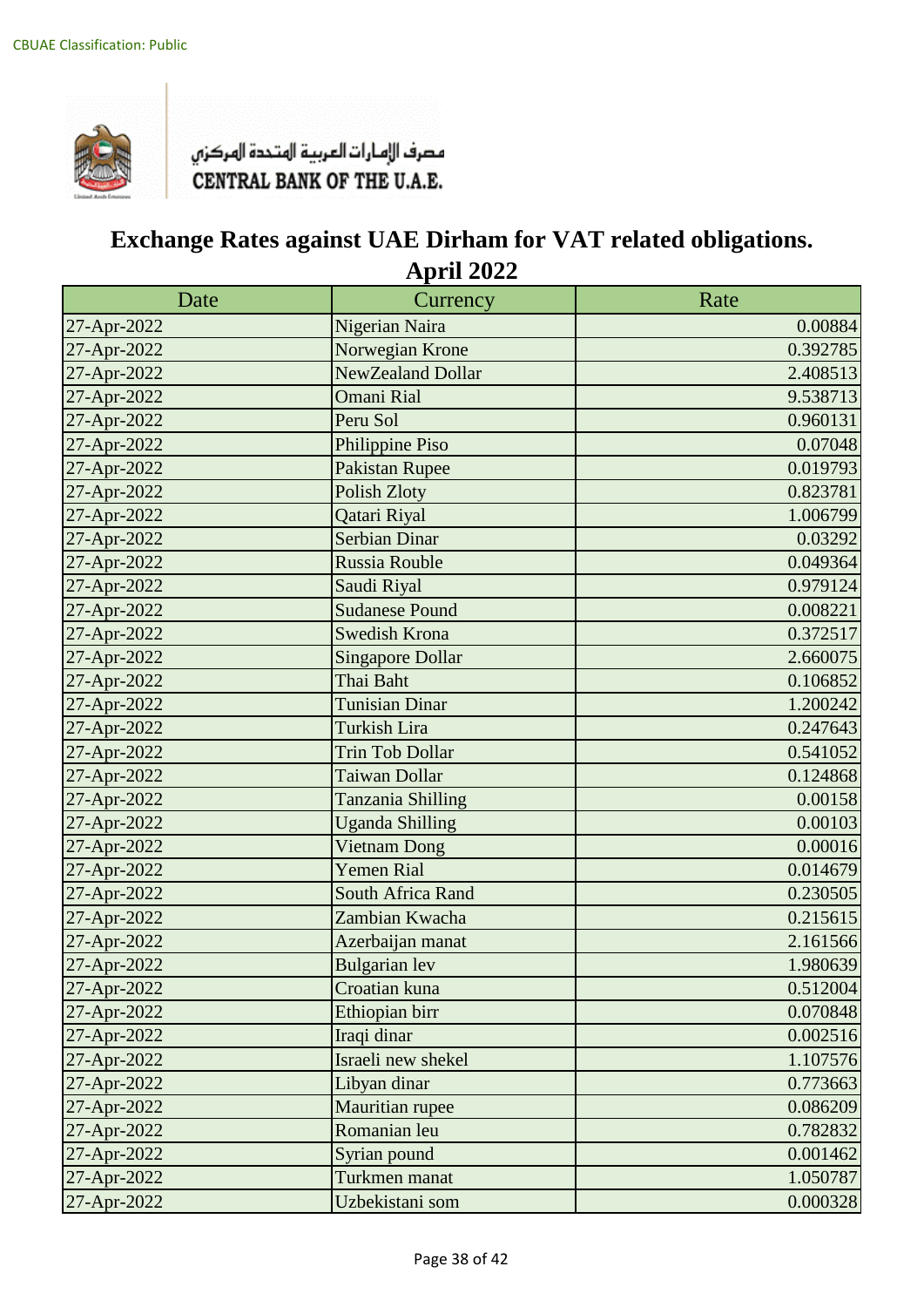CBUAE Classification: Public

مصرف الإمارات العربية المتحدة المركزي
CENTRAL BANK OF THE U.A.E.

# Exchange Rates against UAE Dirham for VAT related obligations.
## April 2022

| Date | Currency | Rate |
|---|---|---|
| 27-Apr-2022 | Nigerian Naira | 0.00884 |
| 27-Apr-2022 | Norwegian Krone | 0.392785 |
| 27-Apr-2022 | NewZealand Dollar | 2.408513 |
| 27-Apr-2022 | Omani Rial | 9.538713 |
| 27-Apr-2022 | Peru Sol | 0.960131 |
| 27-Apr-2022 | Philippine Piso | 0.07048 |
| 27-Apr-2022 | Pakistan Rupee | 0.019793 |
| 27-Apr-2022 | Polish Zloty | 0.823781 |
| 27-Apr-2022 | Qatari Riyal | 1.006799 |
| 27-Apr-2022 | Serbian Dinar | 0.03292 |
| 27-Apr-2022 | Russia Rouble | 0.049364 |
| 27-Apr-2022 | Saudi Riyal | 0.979124 |
| 27-Apr-2022 | Sudanese Pound | 0.008221 |
| 27-Apr-2022 | Swedish Krona | 0.372517 |
| 27-Apr-2022 | Singapore Dollar | 2.660075 |
| 27-Apr-2022 | Thai Baht | 0.106852 |
| 27-Apr-2022 | Tunisian Dinar | 1.200242 |
| 27-Apr-2022 | Turkish Lira | 0.247643 |
| 27-Apr-2022 | Trin Tob Dollar | 0.541052 |
| 27-Apr-2022 | Taiwan Dollar | 0.124868 |
| 27-Apr-2022 | Tanzania Shilling | 0.00158 |
| 27-Apr-2022 | Uganda Shilling | 0.00103 |
| 27-Apr-2022 | Vietnam Dong | 0.00016 |
| 27-Apr-2022 | Yemen Rial | 0.014679 |
| 27-Apr-2022 | South Africa Rand | 0.230505 |
| 27-Apr-2022 | Zambian Kwacha | 0.215615 |
| 27-Apr-2022 | Azerbaijan manat | 2.161566 |
| 27-Apr-2022 | Bulgarian lev | 1.980639 |
| 27-Apr-2022 | Croatian kuna | 0.512004 |
| 27-Apr-2022 | Ethiopian birr | 0.070848 |
| 27-Apr-2022 | Iraqi dinar | 0.002516 |
| 27-Apr-2022 | Israeli new shekel | 1.107576 |
| 27-Apr-2022 | Libyan dinar | 0.773663 |
| 27-Apr-2022 | Mauritian rupee | 0.086209 |
| 27-Apr-2022 | Romanian leu | 0.782832 |
| 27-Apr-2022 | Syrian pound | 0.001462 |
| 27-Apr-2022 | Turkmen manat | 1.050787 |
| 27-Apr-2022 | Uzbekistani som | 0.000328 |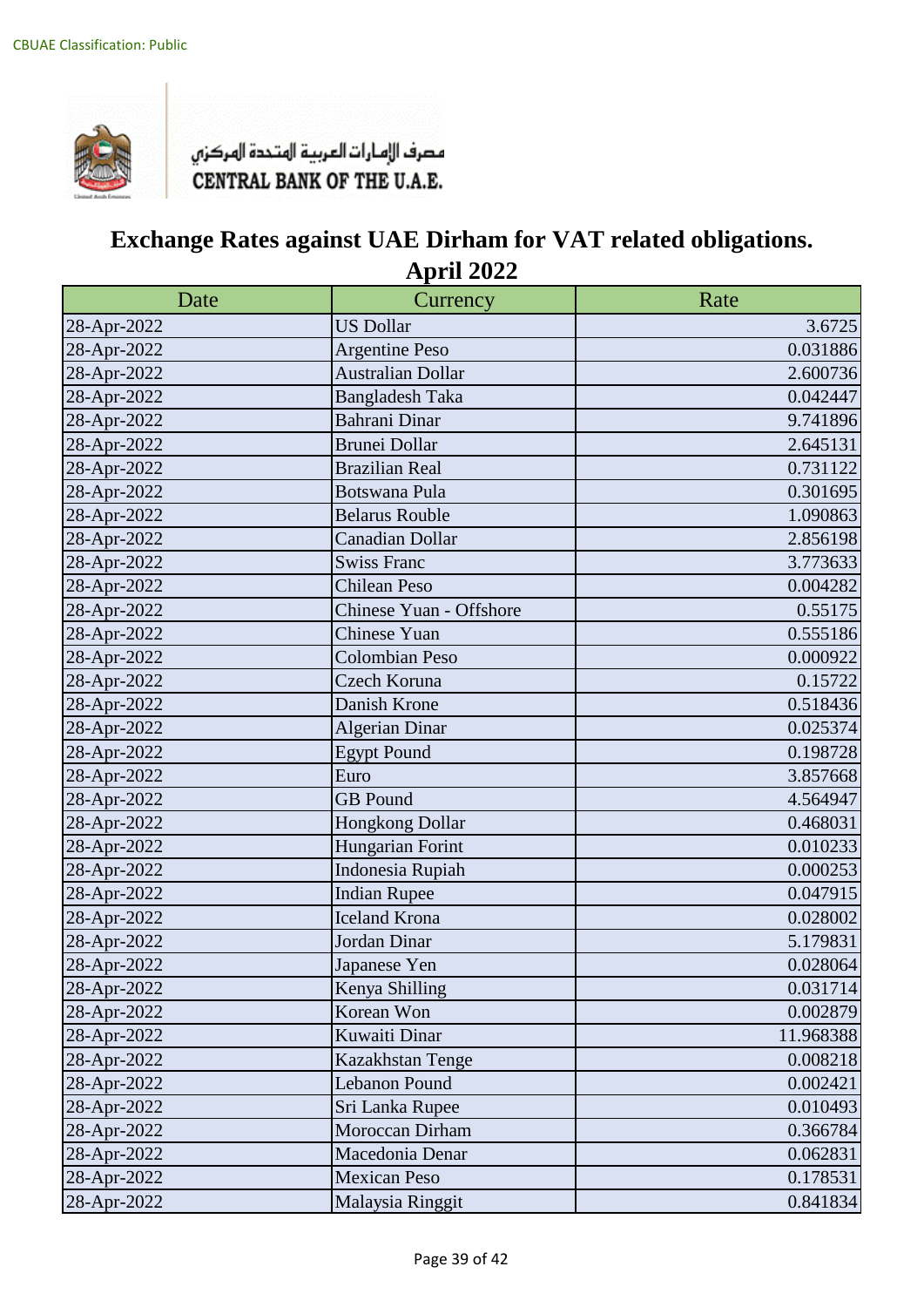CBUAE Classification: Public

مصرف الإمارات العربية المتحدة المركزي
CENTRAL BANK OF THE U.A.E.

# Exchange Rates against UAE Dirham for VAT related obligations.
## April 2022

| Date | Currency | Rate |
|---|---|---|
| 28-Apr-2022 | US Dollar | 3.6725 |
| 28-Apr-2022 | Argentine Peso | 0.031886 |
| 28-Apr-2022 | Australian Dollar | 2.600736 |
| 28-Apr-2022 | Bangladesh Taka | 0.042447 |
| 28-Apr-2022 | Bahrani Dinar | 9.741896 |
| 28-Apr-2022 | Brunei Dollar | 2.645131 |
| 28-Apr-2022 | Brazilian Real | 0.731122 |
| 28-Apr-2022 | Botswana Pula | 0.301695 |
| 28-Apr-2022 | Belarus Rouble | 1.090863 |
| 28-Apr-2022 | Canadian Dollar | 2.856198 |
| 28-Apr-2022 | Swiss Franc | 3.773633 |
| 28-Apr-2022 | Chilean Peso | 0.004282 |
| 28-Apr-2022 | Chinese Yuan - Offshore | 0.55175 |
| 28-Apr-2022 | Chinese Yuan | 0.555186 |
| 28-Apr-2022 | Colombian Peso | 0.000922 |
| 28-Apr-2022 | Czech Koruna | 0.15722 |
| 28-Apr-2022 | Danish Krone | 0.518436 |
| 28-Apr-2022 | Algerian Dinar | 0.025374 |
| 28-Apr-2022 | Egypt Pound | 0.198728 |
| 28-Apr-2022 | Euro | 3.857668 |
| 28-Apr-2022 | GB Pound | 4.564947 |
| 28-Apr-2022 | Hongkong Dollar | 0.468031 |
| 28-Apr-2022 | Hungarian Forint | 0.010233 |
| 28-Apr-2022 | Indonesia Rupiah | 0.000253 |
| 28-Apr-2022 | Indian Rupee | 0.047915 |
| 28-Apr-2022 | Iceland Krona | 0.028002 |
| 28-Apr-2022 | Jordan Dinar | 5.179831 |
| 28-Apr-2022 | Japanese Yen | 0.028064 |
| 28-Apr-2022 | Kenya Shilling | 0.031714 |
| 28-Apr-2022 | Korean Won | 0.002879 |
| 28-Apr-2022 | Kuwaiti Dinar | 11.968388 |
| 28-Apr-2022 | Kazakhstan Tenge | 0.008218 |
| 28-Apr-2022 | Lebanon Pound | 0.002421 |
| 28-Apr-2022 | Sri Lanka Rupee | 0.010493 |
| 28-Apr-2022 | Moroccan Dirham | 0.366784 |
| 28-Apr-2022 | Macedonia Denar | 0.062831 |
| 28-Apr-2022 | Mexican Peso | 0.178531 |
| 28-Apr-2022 | Malaysia Ringgit | 0.841834 |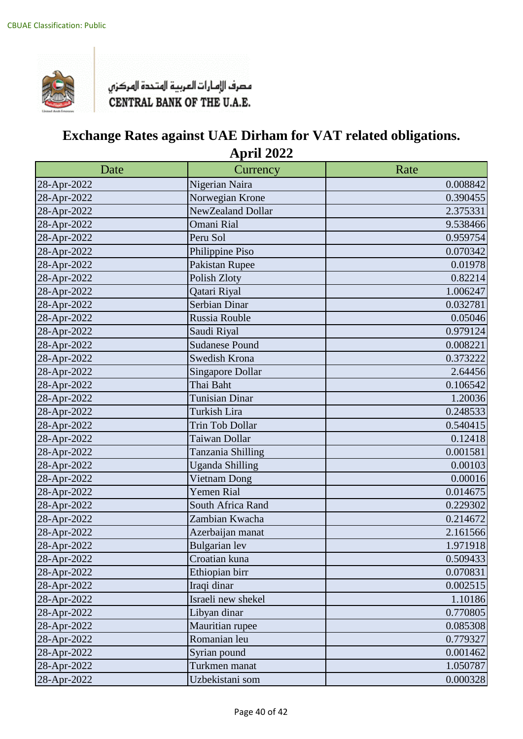CBUAE Classification: Public

مصرف الإمارات العربية المتحدة المركزي
CENTRAL BANK OF THE U.A.E.

# Exchange Rates against UAE Dirham for VAT related obligations.

## April 2022

| Date | Currency | Rate |
|---|---|---|
| 28-Apr-2022 | Nigerian Naira | 0.008842 |
| 28-Apr-2022 | Norwegian Krone | 0.390455 |
| 28-Apr-2022 | NewZealand Dollar | 2.375331 |
| 28-Apr-2022 | Omani Rial | 9.538466 |
| 28-Apr-2022 | Peru Sol | 0.959754 |
| 28-Apr-2022 | Philippine Piso | 0.070342 |
| 28-Apr-2022 | Pakistan Rupee | 0.01978 |
| 28-Apr-2022 | Polish Zloty | 0.82214 |
| 28-Apr-2022 | Qatari Riyal | 1.006247 |
| 28-Apr-2022 | Serbian Dinar | 0.032781 |
| 28-Apr-2022 | Russia Rouble | 0.05046 |
| 28-Apr-2022 | Saudi Riyal | 0.979124 |
| 28-Apr-2022 | Sudanese Pound | 0.008221 |
| 28-Apr-2022 | Swedish Krona | 0.373222 |
| 28-Apr-2022 | Singapore Dollar | 2.64456 |
| 28-Apr-2022 | Thai Baht | 0.106542 |
| 28-Apr-2022 | Tunisian Dinar | 1.20036 |
| 28-Apr-2022 | Turkish Lira | 0.248533 |
| 28-Apr-2022 | Trin Tob Dollar | 0.540415 |
| 28-Apr-2022 | Taiwan Dollar | 0.12418 |
| 28-Apr-2022 | Tanzania Shilling | 0.001581 |
| 28-Apr-2022 | Uganda Shilling | 0.00103 |
| 28-Apr-2022 | Vietnam Dong | 0.00016 |
| 28-Apr-2022 | Yemen Rial | 0.014675 |
| 28-Apr-2022 | South Africa Rand | 0.229302 |
| 28-Apr-2022 | Zambian Kwacha | 0.214672 |
| 28-Apr-2022 | Azerbaijan manat | 2.161566 |
| 28-Apr-2022 | Bulgarian lev | 1.971918 |
| 28-Apr-2022 | Croatian kuna | 0.509433 |
| 28-Apr-2022 | Ethiopian birr | 0.070831 |
| 28-Apr-2022 | Iraqi dinar | 0.002515 |
| 28-Apr-2022 | Israeli new shekel | 1.10186 |
| 28-Apr-2022 | Libyan dinar | 0.770805 |
| 28-Apr-2022 | Mauritian rupee | 0.085308 |
| 28-Apr-2022 | Romanian leu | 0.779327 |
| 28-Apr-2022 | Syrian pound | 0.001462 |
| 28-Apr-2022 | Turkmen manat | 1.050787 |
| 28-Apr-2022 | Uzbekistani som | 0.000328 |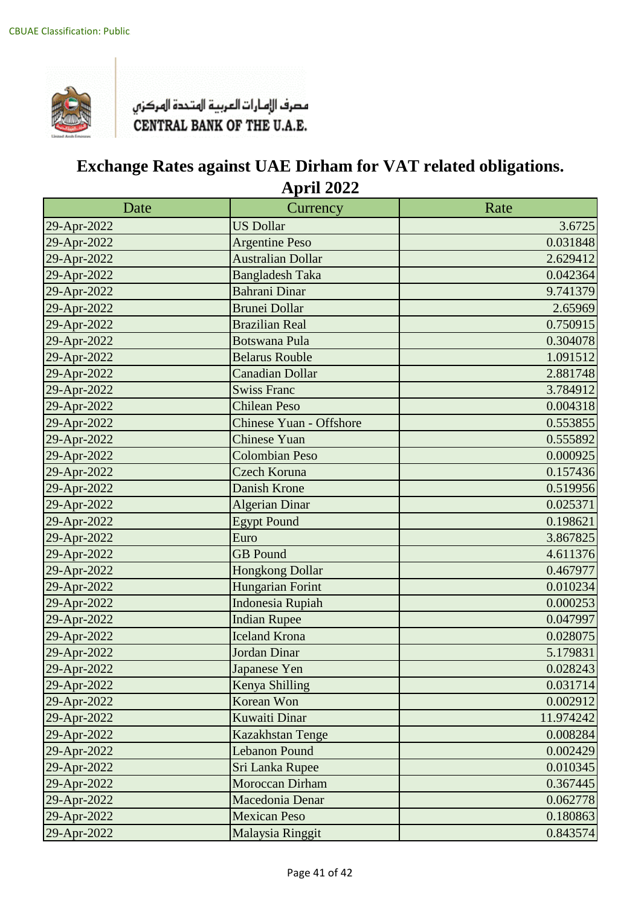CBUAE Classification: Public

مصرف الإمارات العربية المتحدة المركزي
CENTRAL BANK OF THE U.A.E.

# Exchange Rates against UAE Dirham for VAT related obligations.
## April 2022

| Date | Currency | Rate |
|---|---|---|
| 29-Apr-2022 | US Dollar | 3.6725 |
| 29-Apr-2022 | Argentine Peso | 0.031848 |
| 29-Apr-2022 | Australian Dollar | 2.629412 |
| 29-Apr-2022 | Bangladesh Taka | 0.042364 |
| 29-Apr-2022 | Bahrani Dinar | 9.741379 |
| 29-Apr-2022 | Brunei Dollar | 2.65969 |
| 29-Apr-2022 | Brazilian Real | 0.750915 |
| 29-Apr-2022 | Botswana Pula | 0.304078 |
| 29-Apr-2022 | Belarus Rouble | 1.091512 |
| 29-Apr-2022 | Canadian Dollar | 2.881748 |
| 29-Apr-2022 | Swiss Franc | 3.784912 |
| 29-Apr-2022 | Chilean Peso | 0.004318 |
| 29-Apr-2022 | Chinese Yuan - Offshore | 0.553855 |
| 29-Apr-2022 | Chinese Yuan | 0.555892 |
| 29-Apr-2022 | Colombian Peso | 0.000925 |
| 29-Apr-2022 | Czech Koruna | 0.157436 |
| 29-Apr-2022 | Danish Krone | 0.519956 |
| 29-Apr-2022 | Algerian Dinar | 0.025371 |
| 29-Apr-2022 | Egypt Pound | 0.198621 |
| 29-Apr-2022 | Euro | 3.867825 |
| 29-Apr-2022 | GB Pound | 4.611376 |
| 29-Apr-2022 | Hongkong Dollar | 0.467977 |
| 29-Apr-2022 | Hungarian Forint | 0.010234 |
| 29-Apr-2022 | Indonesia Rupiah | 0.000253 |
| 29-Apr-2022 | Indian Rupee | 0.047997 |
| 29-Apr-2022 | Iceland Krona | 0.028075 |
| 29-Apr-2022 | Jordan Dinar | 5.179831 |
| 29-Apr-2022 | Japanese Yen | 0.028243 |
| 29-Apr-2022 | Kenya Shilling | 0.031714 |
| 29-Apr-2022 | Korean Won | 0.002912 |
| 29-Apr-2022 | Kuwaiti Dinar | 11.974242 |
| 29-Apr-2022 | Kazakhstan Tenge | 0.008284 |
| 29-Apr-2022 | Lebanon Pound | 0.002429 |
| 29-Apr-2022 | Sri Lanka Rupee | 0.010345 |
| 29-Apr-2022 | Moroccan Dirham | 0.367445 |
| 29-Apr-2022 | Macedonia Denar | 0.062778 |
| 29-Apr-2022 | Mexican Peso | 0.180863 |
| 29-Apr-2022 | Malaysia Ringgit | 0.843574 |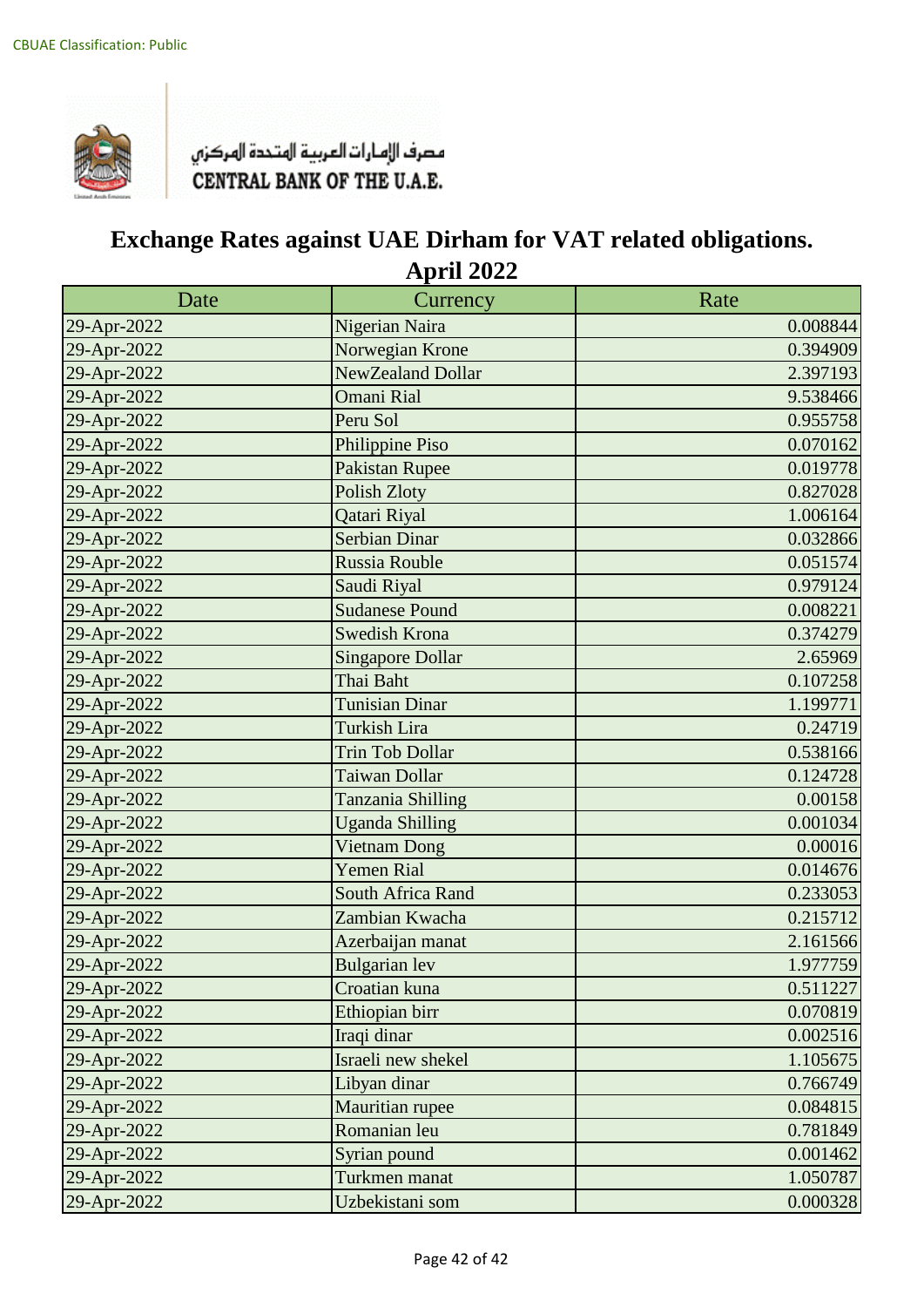CBUAE Classification: Public

مصرف الإمارات العربية المتحدة المركزي
CENTRAL BANK OF THE U.A.E.

# Exchange Rates against UAE Dirham for VAT related obligations.
## April 2022

| Date | Currency | Rate |
|---|---|---|
| 29-Apr-2022 | Nigerian Naira | 0.008844 |
| 29-Apr-2022 | Norwegian Krone | 0.394909 |
| 29-Apr-2022 | NewZealand Dollar | 2.397193 |
| 29-Apr-2022 | Omani Rial | 9.538466 |
| 29-Apr-2022 | Peru Sol | 0.955758 |
| 29-Apr-2022 | Philippine Piso | 0.070162 |
| 29-Apr-2022 | Pakistan Rupee | 0.019778 |
| 29-Apr-2022 | Polish Zloty | 0.827028 |
| 29-Apr-2022 | Qatari Riyal | 1.006164 |
| 29-Apr-2022 | Serbian Dinar | 0.032866 |
| 29-Apr-2022 | Russia Rouble | 0.051574 |
| 29-Apr-2022 | Saudi Riyal | 0.979124 |
| 29-Apr-2022 | Sudanese Pound | 0.008221 |
| 29-Apr-2022 | Swedish Krona | 0.374279 |
| 29-Apr-2022 | Singapore Dollar | 2.65969 |
| 29-Apr-2022 | Thai Baht | 0.107258 |
| 29-Apr-2022 | Tunisian Dinar | 1.199771 |
| 29-Apr-2022 | Turkish Lira | 0.24719 |
| 29-Apr-2022 | Trin Tob Dollar | 0.538166 |
| 29-Apr-2022 | Taiwan Dollar | 0.124728 |
| 29-Apr-2022 | Tanzania Shilling | 0.00158 |
| 29-Apr-2022 | Uganda Shilling | 0.001034 |
| 29-Apr-2022 | Vietnam Dong | 0.00016 |
| 29-Apr-2022 | Yemen Rial | 0.014676 |
| 29-Apr-2022 | South Africa Rand | 0.233053 |
| 29-Apr-2022 | Zambian Kwacha | 0.215712 |
| 29-Apr-2022 | Azerbaijan manat | 2.161566 |
| 29-Apr-2022 | Bulgarian lev | 1.977759 |
| 29-Apr-2022 | Croatian kuna | 0.511227 |
| 29-Apr-2022 | Ethiopian birr | 0.070819 |
| 29-Apr-2022 | Iraqi dinar | 0.002516 |
| 29-Apr-2022 | Israeli new shekel | 1.105675 |
| 29-Apr-2022 | Libyan dinar | 0.766749 |
| 29-Apr-2022 | Mauritian rupee | 0.084815 |
| 29-Apr-2022 | Romanian leu | 0.781849 |
| 29-Apr-2022 | Syrian pound | 0.001462 |
| 29-Apr-2022 | Turkmen manat | 1.050787 |
| 29-Apr-2022 | Uzbekistani som | 0.000328 |